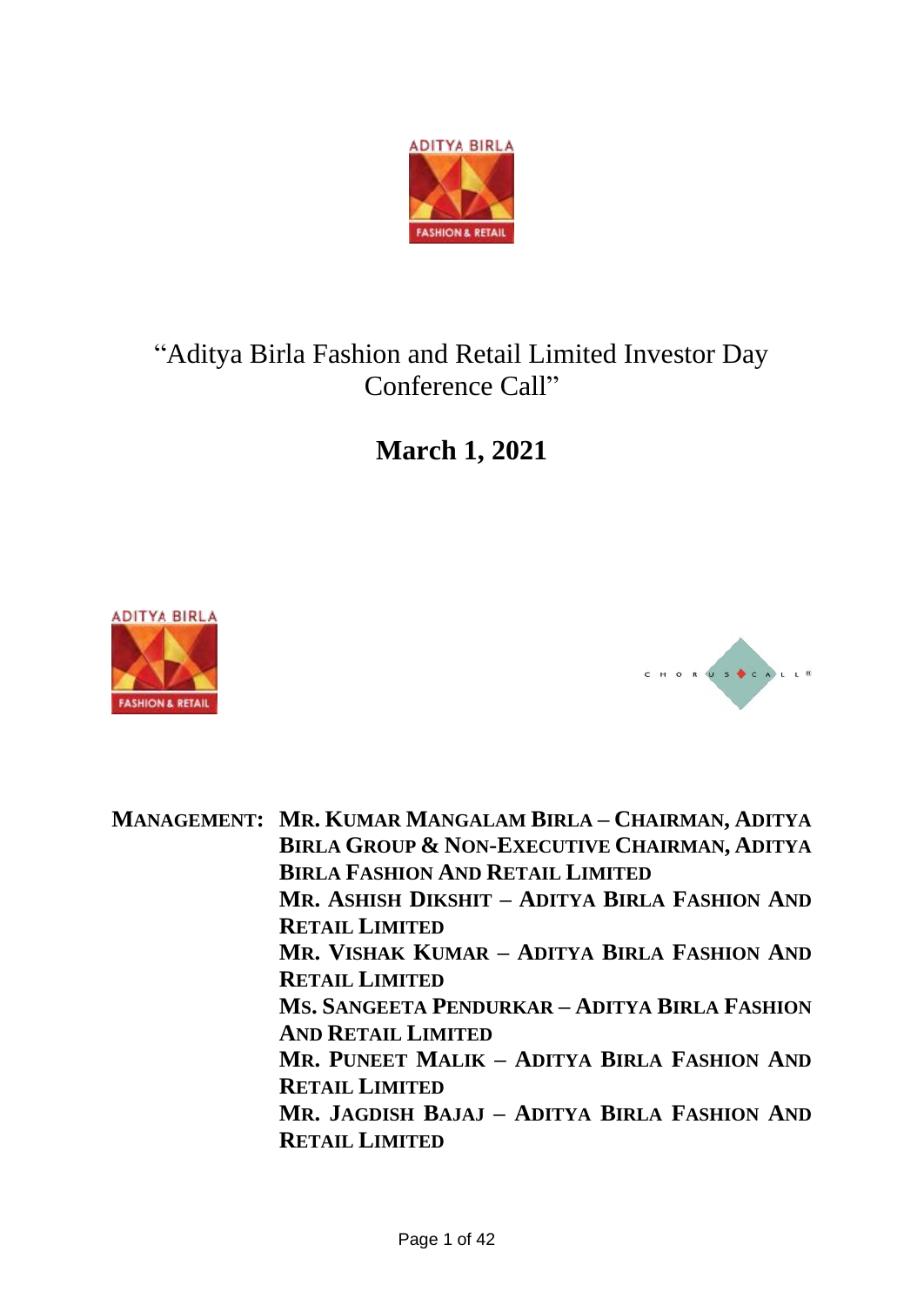# "Aditya Birla Fashion and Retail Limited Investor Day Conference Call"

## March 1, 2021

**MANAGEMENT:** **MR. KUMAR MANGALAM BIRLA – CHAIRMAN, ADITYA BIRLA GROUP & NON-EXECUTIVE CHAIRMAN, ADITYA BIRLA FASHION AND RETAIL LIMITED**
**MR. ASHISH DIKSHIT – ADITYA BIRLA FASHION AND RETAIL LIMITED**
**MR. VISHAK KUMAR – ADITYA BIRLA FASHION AND RETAIL LIMITED**
**MS. SANGEETA PENDURKAR – ADITYA BIRLA FASHION AND RETAIL LIMITED**
**MR. PUNEET MALIK – ADITYA BIRLA FASHION AND RETAIL LIMITED**
**MR. JAGDISH BAJAJ – ADITYA BIRLA FASHION AND RETAIL LIMITED**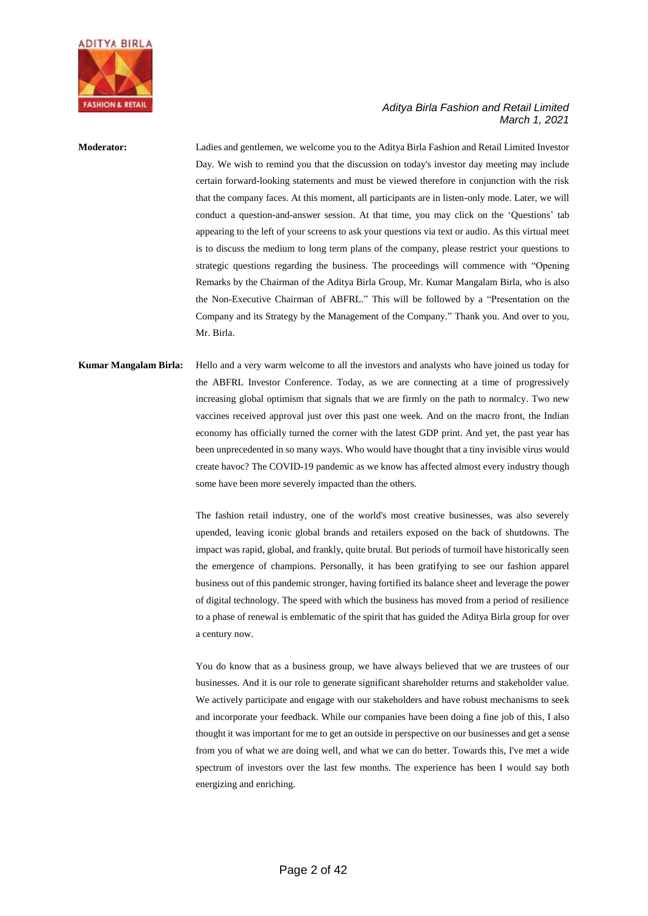**Moderator:** Ladies and gentlemen, we welcome you to the Aditya Birla Fashion and Retail Limited Investor Day. We wish to remind you that the discussion on today's investor day meeting may include certain forward-looking statements and must be viewed therefore in conjunction with the risk that the company faces. At this moment, all participants are in listen-only mode. Later, we will conduct a question-and-answer session. At that time, you may click on the 'Questions' tab appearing to the left of your screens to ask your questions via text or audio. As this virtual meet is to discuss the medium to long term plans of the company, please restrict your questions to strategic questions regarding the business. The proceedings will commence with "Opening Remarks by the Chairman of the Aditya Birla Group, Mr. Kumar Mangalam Birla, who is also the Non-Executive Chairman of ABFRL." This will be followed by a "Presentation on the Company and its Strategy by the Management of the Company." Thank you. And over to you, Mr. Birla.

**Kumar Mangalam Birla:** Hello and a very warm welcome to all the investors and analysts who have joined us today for the ABFRL Investor Conference. Today, as we are connecting at a time of progressively increasing global optimism that signals that we are firmly on the path to normalcy. Two new vaccines received approval just over this past one week. And on the macro front, the Indian economy has officially turned the corner with the latest GDP print. And yet, the past year has been unprecedented in so many ways. Who would have thought that a tiny invisible virus would create havoc? The COVID-19 pandemic as we know has affected almost every industry though some have been more severely impacted than the others.

The fashion retail industry, one of the world's most creative businesses, was also severely upended, leaving iconic global brands and retailers exposed on the back of shutdowns. The impact was rapid, global, and frankly, quite brutal. But periods of turmoil have historically seen the emergence of champions. Personally, it has been gratifying to see our fashion apparel business out of this pandemic stronger, having fortified its balance sheet and leverage the power of digital technology. The speed with which the business has moved from a period of resilience to a phase of renewal is emblematic of the spirit that has guided the Aditya Birla group for over a century now.

You do know that as a business group, we have always believed that we are trustees of our businesses. And it is our role to generate significant shareholder returns and stakeholder value. We actively participate and engage with our stakeholders and have robust mechanisms to seek and incorporate your feedback. While our companies have been doing a fine job of this, I also thought it was important for me to get an outside in perspective on our businesses and get a sense from you of what we are doing well, and what we can do better. Towards this, I've met a wide spectrum of investors over the last few months. The experience has been I would say both energizing and enriching.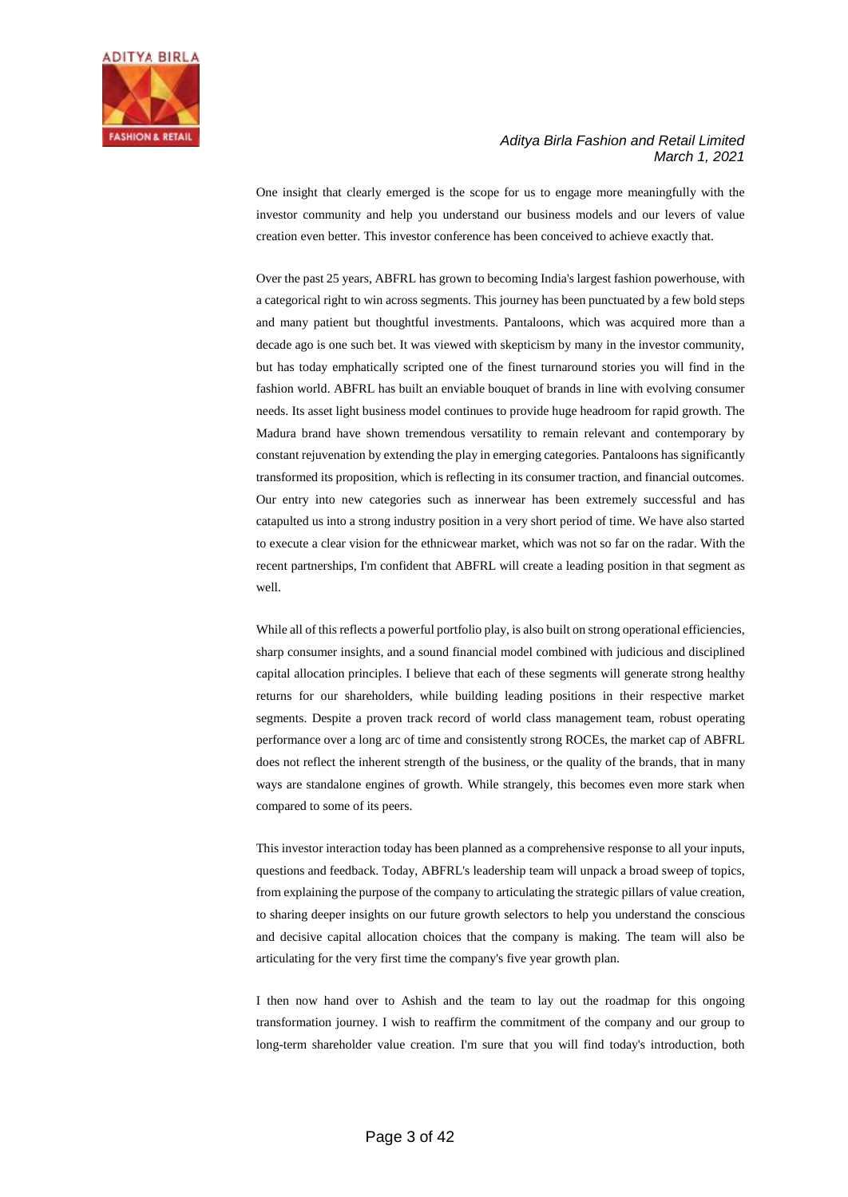One insight that clearly emerged is the scope for us to engage more meaningfully with the investor community and help you understand our business models and our levers of value creation even better. This investor conference has been conceived to achieve exactly that.

Over the past 25 years, ABFRL has grown to becoming India's largest fashion powerhouse, with a categorical right to win across segments. This journey has been punctuated by a few bold steps and many patient but thoughtful investments. Pantaloons, which was acquired more than a decade ago is one such bet. It was viewed with skepticism by many in the investor community, but has today emphatically scripted one of the finest turnaround stories you will find in the fashion world. ABFRL has built an enviable bouquet of brands in line with evolving consumer needs. Its asset light business model continues to provide huge headroom for rapid growth. The Madura brand have shown tremendous versatility to remain relevant and contemporary by constant rejuvenation by extending the play in emerging categories. Pantaloons has significantly transformed its proposition, which is reflecting in its consumer traction, and financial outcomes. Our entry into new categories such as innerwear has been extremely successful and has catapulted us into a strong industry position in a very short period of time. We have also started to execute a clear vision for the ethnicwear market, which was not so far on the radar. With the recent partnerships, I'm confident that ABFRL will create a leading position in that segment as well.

While all of this reflects a powerful portfolio play, is also built on strong operational efficiencies, sharp consumer insights, and a sound financial model combined with judicious and disciplined capital allocation principles. I believe that each of these segments will generate strong healthy returns for our shareholders, while building leading positions in their respective market segments. Despite a proven track record of world class management team, robust operating performance over a long arc of time and consistently strong ROCEs, the market cap of ABFRL does not reflect the inherent strength of the business, or the quality of the brands, that in many ways are standalone engines of growth. While strangely, this becomes even more stark when compared to some of its peers.

This investor interaction today has been planned as a comprehensive response to all your inputs, questions and feedback. Today, ABFRL's leadership team will unpack a broad sweep of topics, from explaining the purpose of the company to articulating the strategic pillars of value creation, to sharing deeper insights on our future growth selectors to help you understand the conscious and decisive capital allocation choices that the company is making. The team will also be articulating for the very first time the company's five year growth plan.

I then now hand over to Ashish and the team to lay out the roadmap for this ongoing transformation journey. I wish to reaffirm the commitment of the company and our group to long-term shareholder value creation. I'm sure that you will find today's introduction, both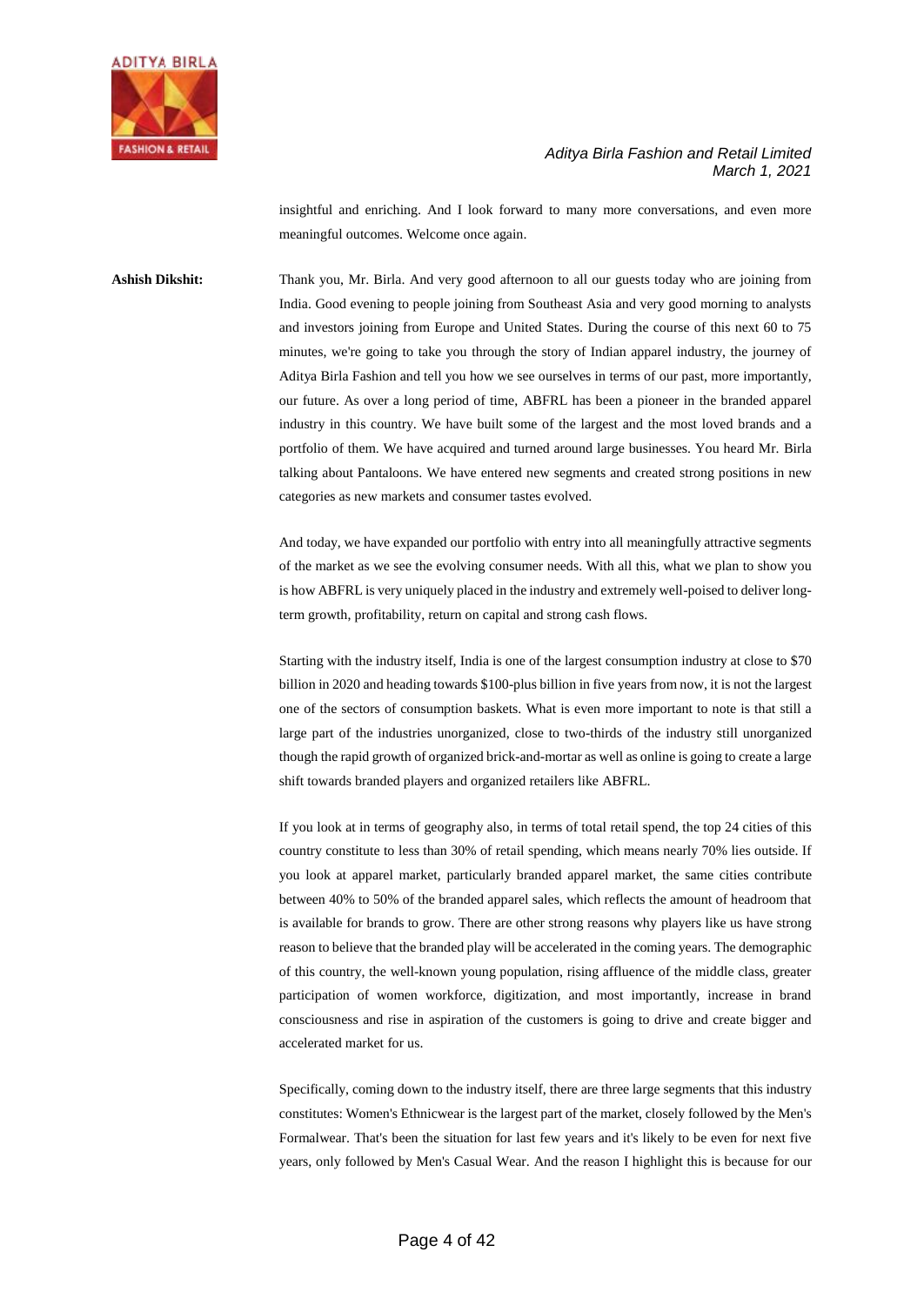insightful and enriching. And I look forward to many more conversations, and even more meaningful outcomes. Welcome once again.

**Ashish Dikshit:** Thank you, Mr. Birla. And very good afternoon to all our guests today who are joining from India. Good evening to people joining from Southeast Asia and very good morning to analysts and investors joining from Europe and United States. During the course of this next 60 to 75 minutes, we're going to take you through the story of Indian apparel industry, the journey of Aditya Birla Fashion and tell you how we see ourselves in terms of our past, more importantly, our future. As over a long period of time, ABFRL has been a pioneer in the branded apparel industry in this country. We have built some of the largest and the most loved brands and a portfolio of them. We have acquired and turned around large businesses. You heard Mr. Birla talking about Pantaloons. We have entered new segments and created strong positions in new categories as new markets and consumer tastes evolved.

And today, we have expanded our portfolio with entry into all meaningfully attractive segments of the market as we see the evolving consumer needs. With all this, what we plan to show you is how ABFRL is very uniquely placed in the industry and extremely well-poised to deliver long-term growth, profitability, return on capital and strong cash flows.

Starting with the industry itself, India is one of the largest consumption industry at close to $70 billion in 2020 and heading towards $100-plus billion in five years from now, it is not the largest one of the sectors of consumption baskets. What is even more important to note is that still a large part of the industries unorganized, close to two-thirds of the industry still unorganized though the rapid growth of organized brick-and-mortar as well as online is going to create a large shift towards branded players and organized retailers like ABFRL.

If you look at in terms of geography also, in terms of total retail spend, the top 24 cities of this country constitute to less than 30% of retail spending, which means nearly 70% lies outside. If you look at apparel market, particularly branded apparel market, the same cities contribute between 40% to 50% of the branded apparel sales, which reflects the amount of headroom that is available for brands to grow. There are other strong reasons why players like us have strong reason to believe that the branded play will be accelerated in the coming years. The demographic of this country, the well-known young population, rising affluence of the middle class, greater participation of women workforce, digitization, and most importantly, increase in brand consciousness and rise in aspiration of the customers is going to drive and create bigger and accelerated market for us.

Specifically, coming down to the industry itself, there are three large segments that this industry constitutes: Women's Ethnicwear is the largest part of the market, closely followed by the Men's Formalwear. That's been the situation for last few years and it's likely to be even for next five years, only followed by Men's Casual Wear. And the reason I highlight this is because for our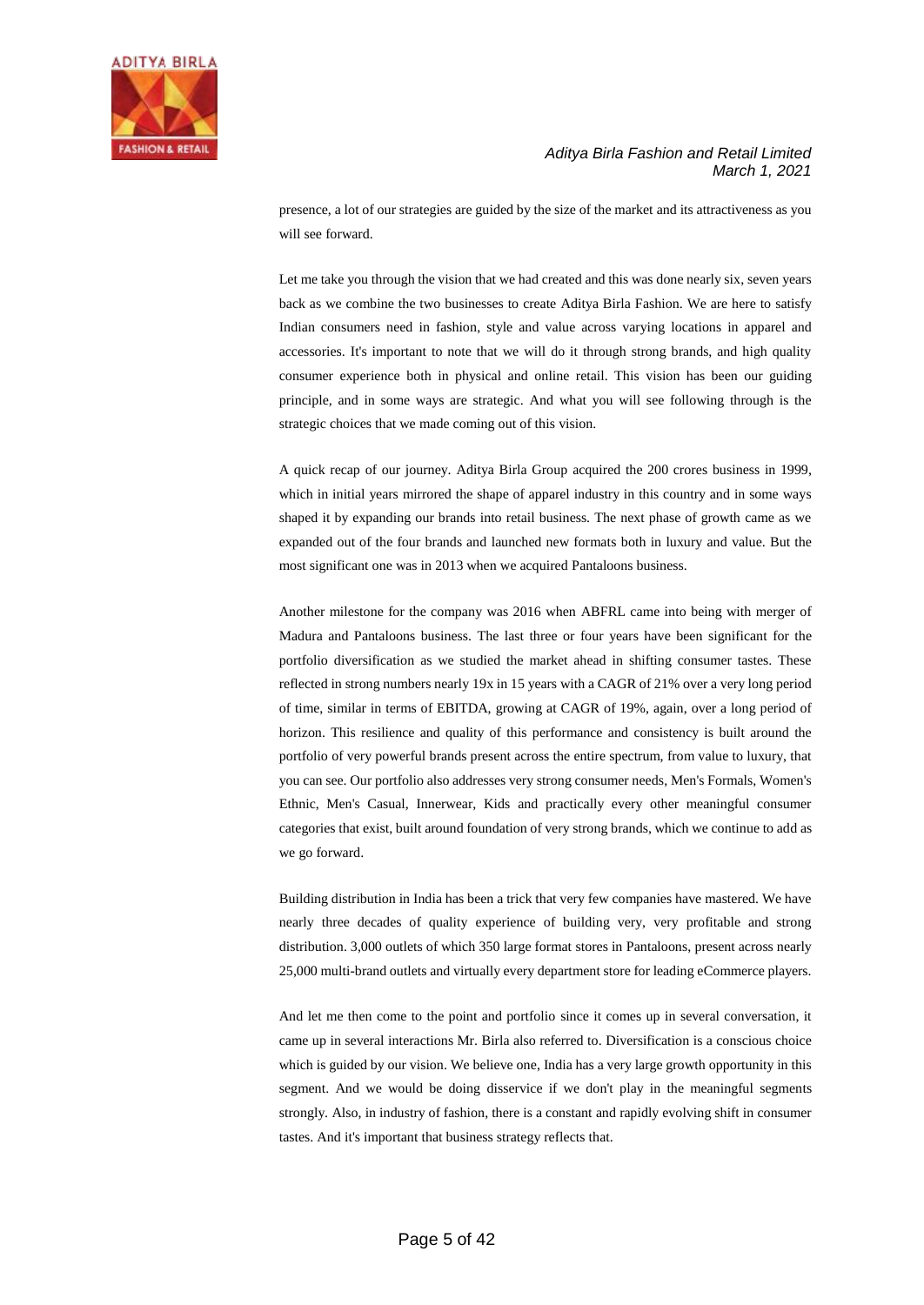presence, a lot of our strategies are guided by the size of the market and its attractiveness as you will see forward.

Let me take you through the vision that we had created and this was done nearly six, seven years back as we combine the two businesses to create Aditya Birla Fashion. We are here to satisfy Indian consumers need in fashion, style and value across varying locations in apparel and accessories. It's important to note that we will do it through strong brands, and high quality consumer experience both in physical and online retail. This vision has been our guiding principle, and in some ways are strategic. And what you will see following through is the strategic choices that we made coming out of this vision.

A quick recap of our journey. Aditya Birla Group acquired the 200 crores business in 1999, which in initial years mirrored the shape of apparel industry in this country and in some ways shaped it by expanding our brands into retail business. The next phase of growth came as we expanded out of the four brands and launched new formats both in luxury and value. But the most significant one was in 2013 when we acquired Pantaloons business.

Another milestone for the company was 2016 when ABFRL came into being with merger of Madura and Pantaloons business. The last three or four years have been significant for the portfolio diversification as we studied the market ahead in shifting consumer tastes. These reflected in strong numbers nearly 19x in 15 years with a CAGR of 21% over a very long period of time, similar in terms of EBITDA, growing at CAGR of 19%, again, over a long period of horizon. This resilience and quality of this performance and consistency is built around the portfolio of very powerful brands present across the entire spectrum, from value to luxury, that you can see. Our portfolio also addresses very strong consumer needs, Men's Formals, Women's Ethnic, Men's Casual, Innerwear, Kids and practically every other meaningful consumer categories that exist, built around foundation of very strong brands, which we continue to add as we go forward.

Building distribution in India has been a trick that very few companies have mastered. We have nearly three decades of quality experience of building very, very profitable and strong distribution. 3,000 outlets of which 350 large format stores in Pantaloons, present across nearly 25,000 multi-brand outlets and virtually every department store for leading eCommerce players.

And let me then come to the point and portfolio since it comes up in several conversation, it came up in several interactions Mr. Birla also referred to. Diversification is a conscious choice which is guided by our vision. We believe one, India has a very large growth opportunity in this segment. And we would be doing disservice if we don't play in the meaningful segments strongly. Also, in industry of fashion, there is a constant and rapidly evolving shift in consumer tastes. And it's important that business strategy reflects that.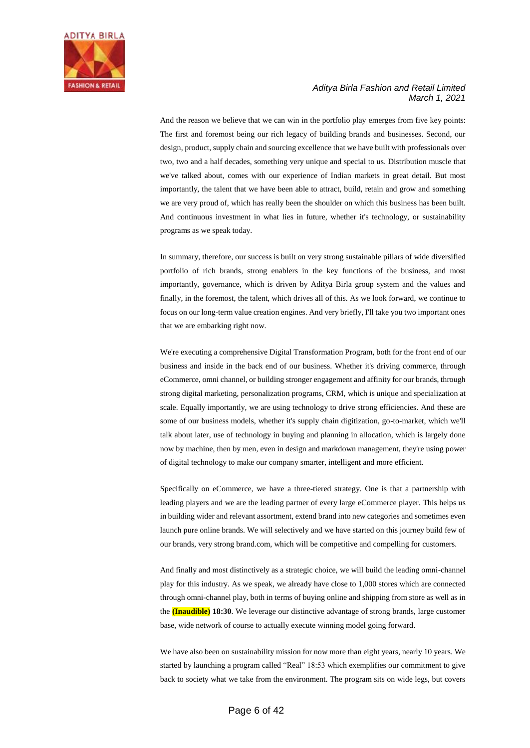And the reason we believe that we can win in the portfolio play emerges from five key points: The first and foremost being our rich legacy of building brands and businesses. Second, our design, product, supply chain and sourcing excellence that we have built with professionals over two, two and a half decades, something very unique and special to us. Distribution muscle that we've talked about, comes with our experience of Indian markets in great detail. But most importantly, the talent that we have been able to attract, build, retain and grow and something we are very proud of, which has really been the shoulder on which this business has been built. And continuous investment in what lies in future, whether it's technology, or sustainability programs as we speak today.

In summary, therefore, our success is built on very strong sustainable pillars of wide diversified portfolio of rich brands, strong enablers in the key functions of the business, and most importantly, governance, which is driven by Aditya Birla group system and the values and finally, in the foremost, the talent, which drives all of this. As we look forward, we continue to focus on our long-term value creation engines. And very briefly, I'll take you two important ones that we are embarking right now.

We're executing a comprehensive Digital Transformation Program, both for the front end of our business and inside in the back end of our business. Whether it's driving commerce, through eCommerce, omni channel, or building stronger engagement and affinity for our brands, through strong digital marketing, personalization programs, CRM, which is unique and specialization at scale. Equally importantly, we are using technology to drive strong efficiencies. And these are some of our business models, whether it's supply chain digitization, go-to-market, which we'll talk about later, use of technology in buying and planning in allocation, which is largely done now by machine, then by men, even in design and markdown management, they're using power of digital technology to make our company smarter, intelligent and more efficient.

Specifically on eCommerce, we have a three-tiered strategy. One is that a partnership with leading players and we are the leading partner of every large eCommerce player. This helps us in building wider and relevant assortment, extend brand into new categories and sometimes even launch pure online brands. We will selectively and we have started on this journey build few of our brands, very strong brand.com, which will be competitive and compelling for customers.

And finally and most distinctively as a strategic choice, we will build the leading omni-channel play for this industry. As we speak, we already have close to 1,000 stores which are connected through omni-channel play, both in terms of buying online and shipping from store as well as in the **(Inaudible) 18:30**. We leverage our distinctive advantage of strong brands, large customer base, wide network of course to actually execute winning model going forward.

We have also been on sustainability mission for now more than eight years, nearly 10 years. We started by launching a program called "Real" 18:53 which exemplifies our commitment to give back to society what we take from the environment. The program sits on wide legs, but covers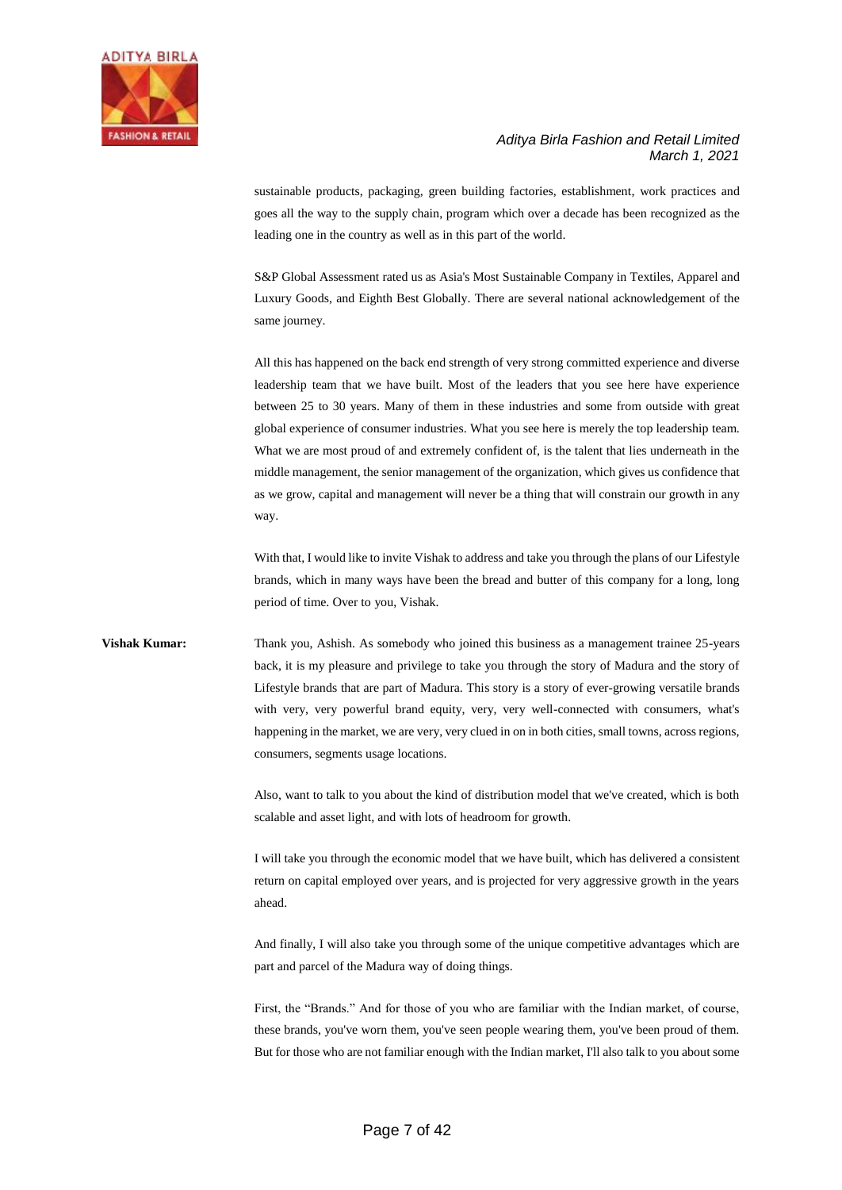sustainable products, packaging, green building factories, establishment, work practices and goes all the way to the supply chain, program which over a decade has been recognized as the leading one in the country as well as in this part of the world.

S&P Global Assessment rated us as Asia's Most Sustainable Company in Textiles, Apparel and Luxury Goods, and Eighth Best Globally. There are several national acknowledgement of the same journey.

All this has happened on the back end strength of very strong committed experience and diverse leadership team that we have built. Most of the leaders that you see here have experience between 25 to 30 years. Many of them in these industries and some from outside with great global experience of consumer industries. What you see here is merely the top leadership team. What we are most proud of and extremely confident of, is the talent that lies underneath in the middle management, the senior management of the organization, which gives us confidence that as we grow, capital and management will never be a thing that will constrain our growth in any way.

With that, I would like to invite Vishak to address and take you through the plans of our Lifestyle brands, which in many ways have been the bread and butter of this company for a long, long period of time. Over to you, Vishak.

**Vishak Kumar:** Thank you, Ashish. As somebody who joined this business as a management trainee 25-years back, it is my pleasure and privilege to take you through the story of Madura and the story of Lifestyle brands that are part of Madura. This story is a story of ever-growing versatile brands with very, very powerful brand equity, very, very well-connected with consumers, what's happening in the market, we are very, very clued in on in both cities, small towns, across regions, consumers, segments usage locations.

Also, want to talk to you about the kind of distribution model that we've created, which is both scalable and asset light, and with lots of headroom for growth.

I will take you through the economic model that we have built, which has delivered a consistent return on capital employed over years, and is projected for very aggressive growth in the years ahead.

And finally, I will also take you through some of the unique competitive advantages which are part and parcel of the Madura way of doing things.

First, the "Brands." And for those of you who are familiar with the Indian market, of course, these brands, you've worn them, you've seen people wearing them, you've been proud of them. But for those who are not familiar enough with the Indian market, I'll also talk to you about some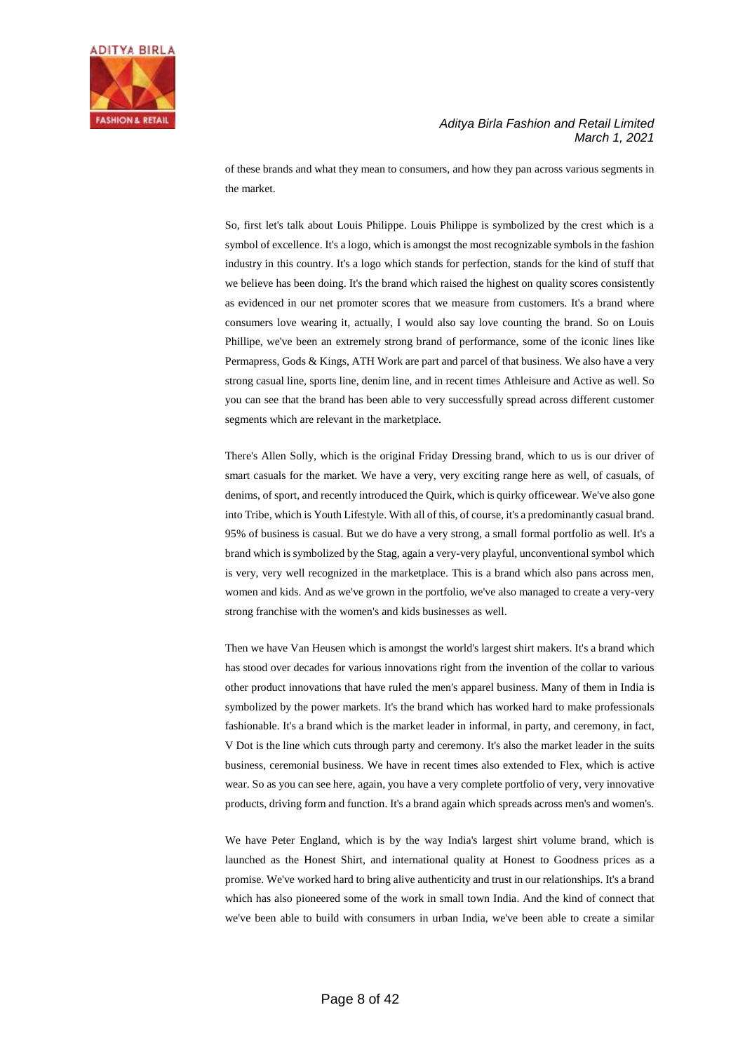of these brands and what they mean to consumers, and how they pan across various segments in the market.

So, first let's talk about Louis Philippe. Louis Philippe is symbolized by the crest which is a symbol of excellence. It's a logo, which is amongst the most recognizable symbols in the fashion industry in this country. It's a logo which stands for perfection, stands for the kind of stuff that we believe has been doing. It's the brand which raised the highest on quality scores consistently as evidenced in our net promoter scores that we measure from customers. It's a brand where consumers love wearing it, actually, I would also say love counting the brand. So on Louis Phillipe, we've been an extremely strong brand of performance, some of the iconic lines like Permapress, Gods & Kings, ATH Work are part and parcel of that business. We also have a very strong casual line, sports line, denim line, and in recent times Athleisure and Active as well. So you can see that the brand has been able to very successfully spread across different customer segments which are relevant in the marketplace.

There's Allen Solly, which is the original Friday Dressing brand, which to us is our driver of smart casuals for the market. We have a very, very exciting range here as well, of casuals, of denims, of sport, and recently introduced the Quirk, which is quirky officewear. We've also gone into Tribe, which is Youth Lifestyle. With all of this, of course, it's a predominantly casual brand. 95% of business is casual. But we do have a very strong, a small formal portfolio as well. It's a brand which is symbolized by the Stag, again a very-very playful, unconventional symbol which is very, very well recognized in the marketplace. This is a brand which also pans across men, women and kids. And as we've grown in the portfolio, we've also managed to create a very-very strong franchise with the women's and kids businesses as well.

Then we have Van Heusen which is amongst the world's largest shirt makers. It's a brand which has stood over decades for various innovations right from the invention of the collar to various other product innovations that have ruled the men's apparel business. Many of them in India is symbolized by the power markets. It's the brand which has worked hard to make professionals fashionable. It's a brand which is the market leader in informal, in party, and ceremony, in fact, V Dot is the line which cuts through party and ceremony. It's also the market leader in the suits business, ceremonial business. We have in recent times also extended to Flex, which is active wear. So as you can see here, again, you have a very complete portfolio of very, very innovative products, driving form and function. It's a brand again which spreads across men's and women's.

We have Peter England, which is by the way India's largest shirt volume brand, which is launched as the Honest Shirt, and international quality at Honest to Goodness prices as a promise. We've worked hard to bring alive authenticity and trust in our relationships. It's a brand which has also pioneered some of the work in small town India. And the kind of connect that we've been able to build with consumers in urban India, we've been able to create a similar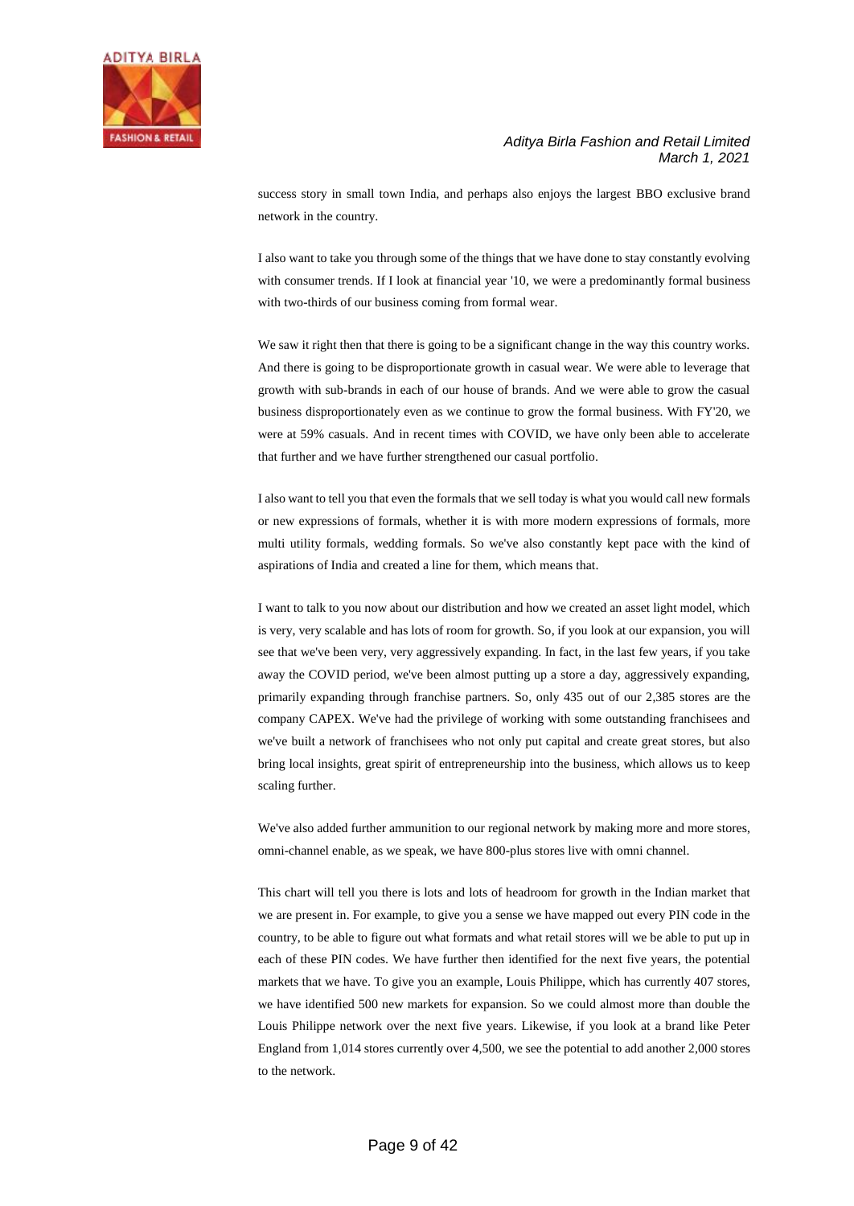success story in small town India, and perhaps also enjoys the largest BBO exclusive brand network in the country.

I also want to take you through some of the things that we have done to stay constantly evolving with consumer trends. If I look at financial year '10, we were a predominantly formal business with two-thirds of our business coming from formal wear.

We saw it right then that there is going to be a significant change in the way this country works. And there is going to be disproportionate growth in casual wear. We were able to leverage that growth with sub-brands in each of our house of brands. And we were able to grow the casual business disproportionately even as we continue to grow the formal business. With FY'20, we were at 59% casuals. And in recent times with COVID, we have only been able to accelerate that further and we have further strengthened our casual portfolio.

I also want to tell you that even the formals that we sell today is what you would call new formals or new expressions of formals, whether it is with more modern expressions of formals, more multi utility formals, wedding formals. So we've also constantly kept pace with the kind of aspirations of India and created a line for them, which means that.

I want to talk to you now about our distribution and how we created an asset light model, which is very, very scalable and has lots of room for growth. So, if you look at our expansion, you will see that we've been very, very aggressively expanding. In fact, in the last few years, if you take away the COVID period, we've been almost putting up a store a day, aggressively expanding, primarily expanding through franchise partners. So, only 435 out of our 2,385 stores are the company CAPEX. We've had the privilege of working with some outstanding franchisees and we've built a network of franchisees who not only put capital and create great stores, but also bring local insights, great spirit of entrepreneurship into the business, which allows us to keep scaling further.

We've also added further ammunition to our regional network by making more and more stores, omni-channel enable, as we speak, we have 800-plus stores live with omni channel.

This chart will tell you there is lots and lots of headroom for growth in the Indian market that we are present in. For example, to give you a sense we have mapped out every PIN code in the country, to be able to figure out what formats and what retail stores will we be able to put up in each of these PIN codes. We have further then identified for the next five years, the potential markets that we have. To give you an example, Louis Philippe, which has currently 407 stores, we have identified 500 new markets for expansion. So we could almost more than double the Louis Philippe network over the next five years. Likewise, if you look at a brand like Peter England from 1,014 stores currently over 4,500, we see the potential to add another 2,000 stores to the network.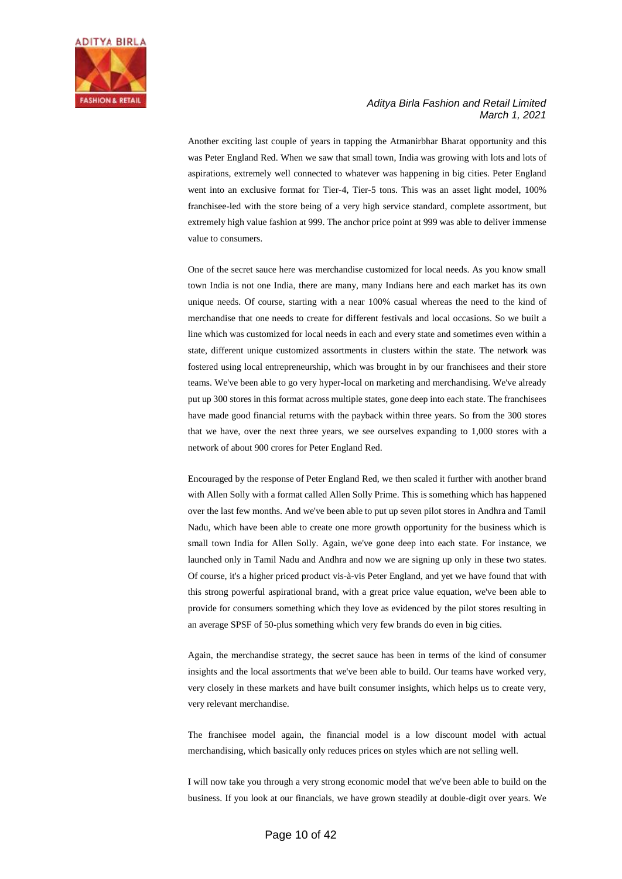Another exciting last couple of years in tapping the Atmanirbhar Bharat opportunity and this was Peter England Red. When we saw that small town, India was growing with lots and lots of aspirations, extremely well connected to whatever was happening in big cities. Peter England went into an exclusive format for Tier-4, Tier-5 tons. This was an asset light model, 100% franchisee-led with the store being of a very high service standard, complete assortment, but extremely high value fashion at 999. The anchor price point at 999 was able to deliver immense value to consumers.

One of the secret sauce here was merchandise customized for local needs. As you know small town India is not one India, there are many, many Indians here and each market has its own unique needs. Of course, starting with a near 100% casual whereas the need to the kind of merchandise that one needs to create for different festivals and local occasions. So we built a line which was customized for local needs in each and every state and sometimes even within a state, different unique customized assortments in clusters within the state. The network was fostered using local entrepreneurship, which was brought in by our franchisees and their store teams. We've been able to go very hyper-local on marketing and merchandising. We've already put up 300 stores in this format across multiple states, gone deep into each state. The franchisees have made good financial returns with the payback within three years. So from the 300 stores that we have, over the next three years, we see ourselves expanding to 1,000 stores with a network of about 900 crores for Peter England Red.

Encouraged by the response of Peter England Red, we then scaled it further with another brand with Allen Solly with a format called Allen Solly Prime. This is something which has happened over the last few months. And we've been able to put up seven pilot stores in Andhra and Tamil Nadu, which have been able to create one more growth opportunity for the business which is small town India for Allen Solly. Again, we've gone deep into each state. For instance, we launched only in Tamil Nadu and Andhra and now we are signing up only in these two states. Of course, it's a higher priced product vis-à-vis Peter England, and yet we have found that with this strong powerful aspirational brand, with a great price value equation, we've been able to provide for consumers something which they love as evidenced by the pilot stores resulting in an average SPSF of 50-plus something which very few brands do even in big cities.

Again, the merchandise strategy, the secret sauce has been in terms of the kind of consumer insights and the local assortments that we've been able to build. Our teams have worked very, very closely in these markets and have built consumer insights, which helps us to create very, very relevant merchandise.

The franchisee model again, the financial model is a low discount model with actual merchandising, which basically only reduces prices on styles which are not selling well.

I will now take you through a very strong economic model that we've been able to build on the business. If you look at our financials, we have grown steadily at double-digit over years. We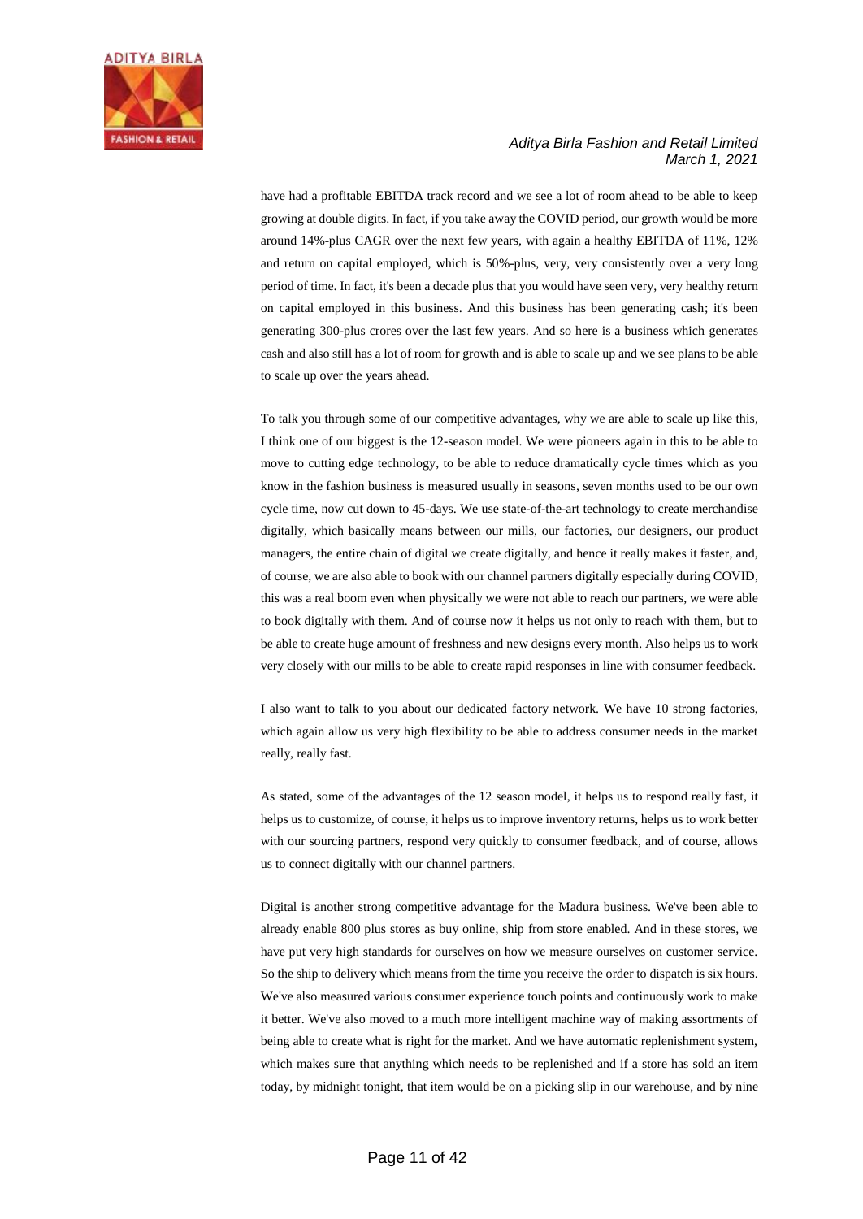have had a profitable EBITDA track record and we see a lot of room ahead to be able to keep growing at double digits. In fact, if you take away the COVID period, our growth would be more around 14%-plus CAGR over the next few years, with again a healthy EBITDA of 11%, 12% and return on capital employed, which is 50%-plus, very, very consistently over a very long period of time. In fact, it's been a decade plus that you would have seen very, very healthy return on capital employed in this business. And this business has been generating cash; it's been generating 300-plus crores over the last few years. And so here is a business which generates cash and also still has a lot of room for growth and is able to scale up and we see plans to be able to scale up over the years ahead.

To talk you through some of our competitive advantages, why we are able to scale up like this, I think one of our biggest is the 12-season model. We were pioneers again in this to be able to move to cutting edge technology, to be able to reduce dramatically cycle times which as you know in the fashion business is measured usually in seasons, seven months used to be our own cycle time, now cut down to 45-days. We use state-of-the-art technology to create merchandise digitally, which basically means between our mills, our factories, our designers, our product managers, the entire chain of digital we create digitally, and hence it really makes it faster, and, of course, we are also able to book with our channel partners digitally especially during COVID, this was a real boom even when physically we were not able to reach our partners, we were able to book digitally with them. And of course now it helps us not only to reach with them, but to be able to create huge amount of freshness and new designs every month. Also helps us to work very closely with our mills to be able to create rapid responses in line with consumer feedback.

I also want to talk to you about our dedicated factory network. We have 10 strong factories, which again allow us very high flexibility to be able to address consumer needs in the market really, really fast.

As stated, some of the advantages of the 12 season model, it helps us to respond really fast, it helps us to customize, of course, it helps us to improve inventory returns, helps us to work better with our sourcing partners, respond very quickly to consumer feedback, and of course, allows us to connect digitally with our channel partners.

Digital is another strong competitive advantage for the Madura business. We've been able to already enable 800 plus stores as buy online, ship from store enabled. And in these stores, we have put very high standards for ourselves on how we measure ourselves on customer service. So the ship to delivery which means from the time you receive the order to dispatch is six hours. We've also measured various consumer experience touch points and continuously work to make it better. We've also moved to a much more intelligent machine way of making assortments of being able to create what is right for the market. And we have automatic replenishment system, which makes sure that anything which needs to be replenished and if a store has sold an item today, by midnight tonight, that item would be on a picking slip in our warehouse, and by nine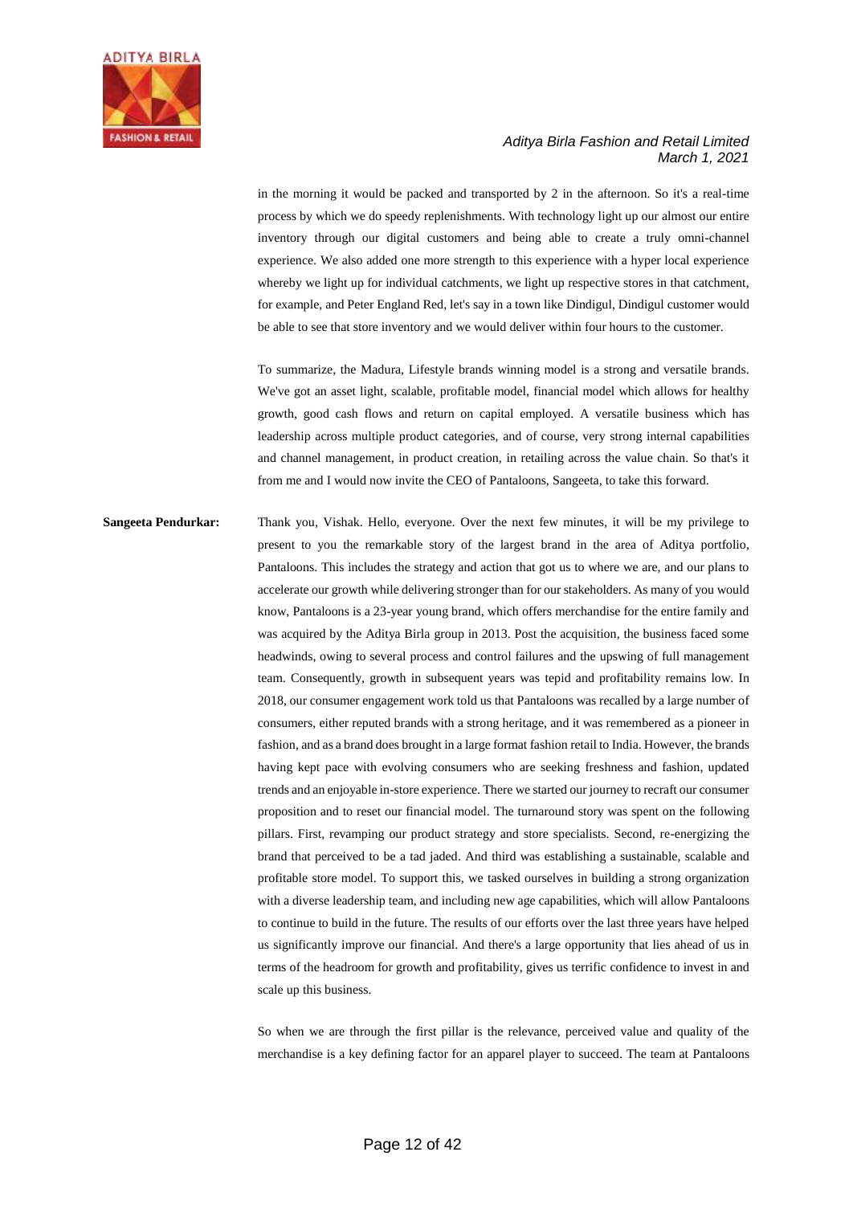in the morning it would be packed and transported by 2 in the afternoon. So it's a real-time process by which we do speedy replenishments. With technology light up our almost our entire inventory through our digital customers and being able to create a truly omni-channel experience. We also added one more strength to this experience with a hyper local experience whereby we light up for individual catchments, we light up respective stores in that catchment, for example, and Peter England Red, let's say in a town like Dindigul, Dindigul customer would be able to see that store inventory and we would deliver within four hours to the customer.

To summarize, the Madura, Lifestyle brands winning model is a strong and versatile brands. We've got an asset light, scalable, profitable model, financial model which allows for healthy growth, good cash flows and return on capital employed. A versatile business which has leadership across multiple product categories, and of course, very strong internal capabilities and channel management, in product creation, in retailing across the value chain. So that's it from me and I would now invite the CEO of Pantaloons, Sangeeta, to take this forward.

**Sangeeta Pendurkar:** Thank you, Vishak. Hello, everyone. Over the next few minutes, it will be my privilege to present to you the remarkable story of the largest brand in the area of Aditya portfolio, Pantaloons. This includes the strategy and action that got us to where we are, and our plans to accelerate our growth while delivering stronger than for our stakeholders. As many of you would know, Pantaloons is a 23-year young brand, which offers merchandise for the entire family and was acquired by the Aditya Birla group in 2013. Post the acquisition, the business faced some headwinds, owing to several process and control failures and the upswing of full management team. Consequently, growth in subsequent years was tepid and profitability remains low. In 2018, our consumer engagement work told us that Pantaloons was recalled by a large number of consumers, either reputed brands with a strong heritage, and it was remembered as a pioneer in fashion, and as a brand does brought in a large format fashion retail to India. However, the brands having kept pace with evolving consumers who are seeking freshness and fashion, updated trends and an enjoyable in-store experience. There we started our journey to recraft our consumer proposition and to reset our financial model. The turnaround story was spent on the following pillars. First, revamping our product strategy and store specialists. Second, re-energizing the brand that perceived to be a tad jaded. And third was establishing a sustainable, scalable and profitable store model. To support this, we tasked ourselves in building a strong organization with a diverse leadership team, and including new age capabilities, which will allow Pantaloons to continue to build in the future. The results of our efforts over the last three years have helped us significantly improve our financial. And there's a large opportunity that lies ahead of us in terms of the headroom for growth and profitability, gives us terrific confidence to invest in and scale up this business.

So when we are through the first pillar is the relevance, perceived value and quality of the merchandise is a key defining factor for an apparel player to succeed. The team at Pantaloons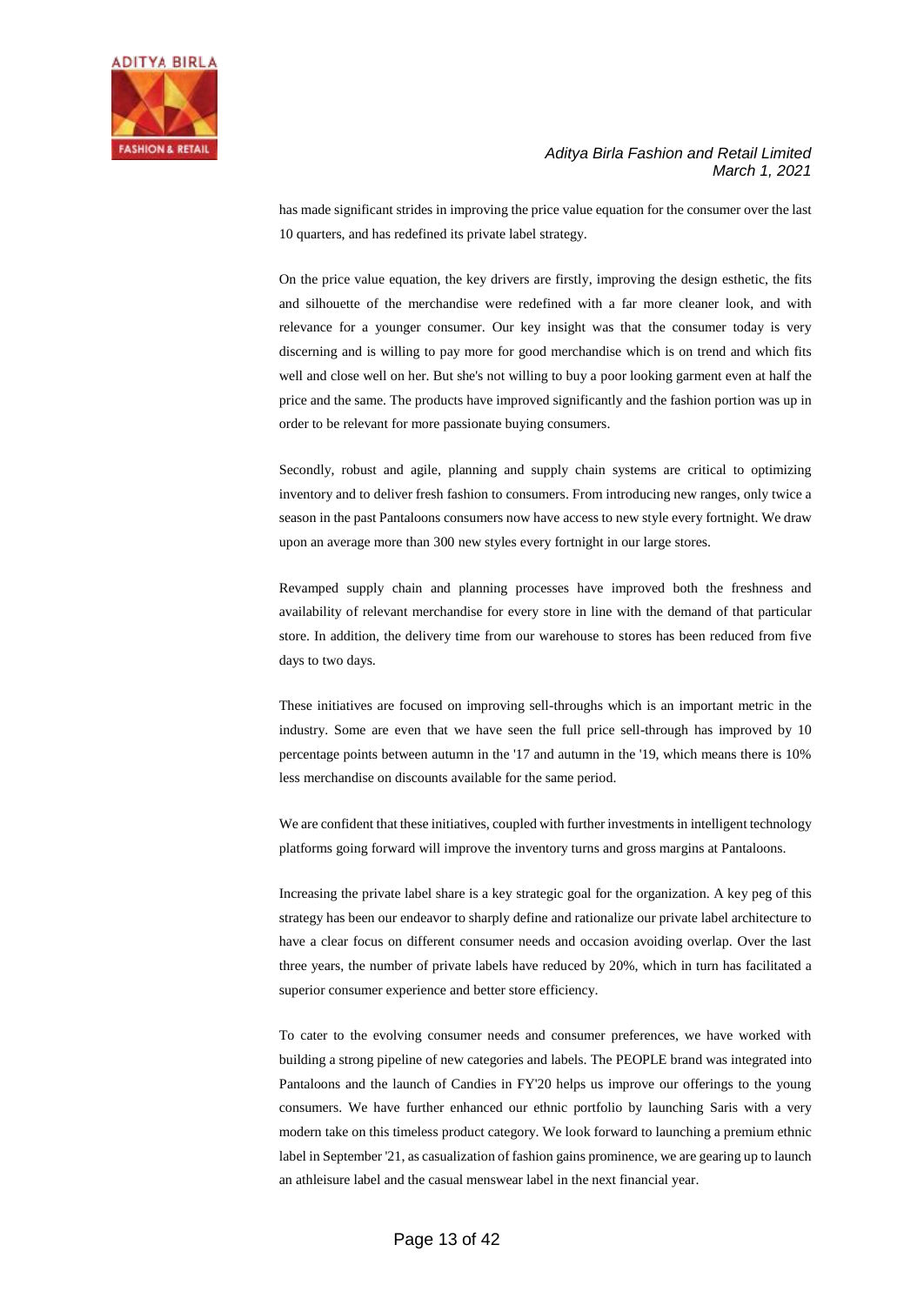has made significant strides in improving the price value equation for the consumer over the last 10 quarters, and has redefined its private label strategy.

On the price value equation, the key drivers are firstly, improving the design esthetic, the fits and silhouette of the merchandise were redefined with a far more cleaner look, and with relevance for a younger consumer. Our key insight was that the consumer today is very discerning and is willing to pay more for good merchandise which is on trend and which fits well and close well on her. But she's not willing to buy a poor looking garment even at half the price and the same. The products have improved significantly and the fashion portion was up in order to be relevant for more passionate buying consumers.

Secondly, robust and agile, planning and supply chain systems are critical to optimizing inventory and to deliver fresh fashion to consumers. From introducing new ranges, only twice a season in the past Pantaloons consumers now have access to new style every fortnight. We draw upon an average more than 300 new styles every fortnight in our large stores.

Revamped supply chain and planning processes have improved both the freshness and availability of relevant merchandise for every store in line with the demand of that particular store. In addition, the delivery time from our warehouse to stores has been reduced from five days to two days.

These initiatives are focused on improving sell-throughs which is an important metric in the industry. Some are even that we have seen the full price sell-through has improved by 10 percentage points between autumn in the '17 and autumn in the '19, which means there is 10% less merchandise on discounts available for the same period.

We are confident that these initiatives, coupled with further investments in intelligent technology platforms going forward will improve the inventory turns and gross margins at Pantaloons.

Increasing the private label share is a key strategic goal for the organization. A key peg of this strategy has been our endeavor to sharply define and rationalize our private label architecture to have a clear focus on different consumer needs and occasion avoiding overlap. Over the last three years, the number of private labels have reduced by 20%, which in turn has facilitated a superior consumer experience and better store efficiency.

To cater to the evolving consumer needs and consumer preferences, we have worked with building a strong pipeline of new categories and labels. The PEOPLE brand was integrated into Pantaloons and the launch of Candies in FY'20 helps us improve our offerings to the young consumers. We have further enhanced our ethnic portfolio by launching Saris with a very modern take on this timeless product category. We look forward to launching a premium ethnic label in September '21, as casualization of fashion gains prominence, we are gearing up to launch an athleisure label and the casual menswear label in the next financial year.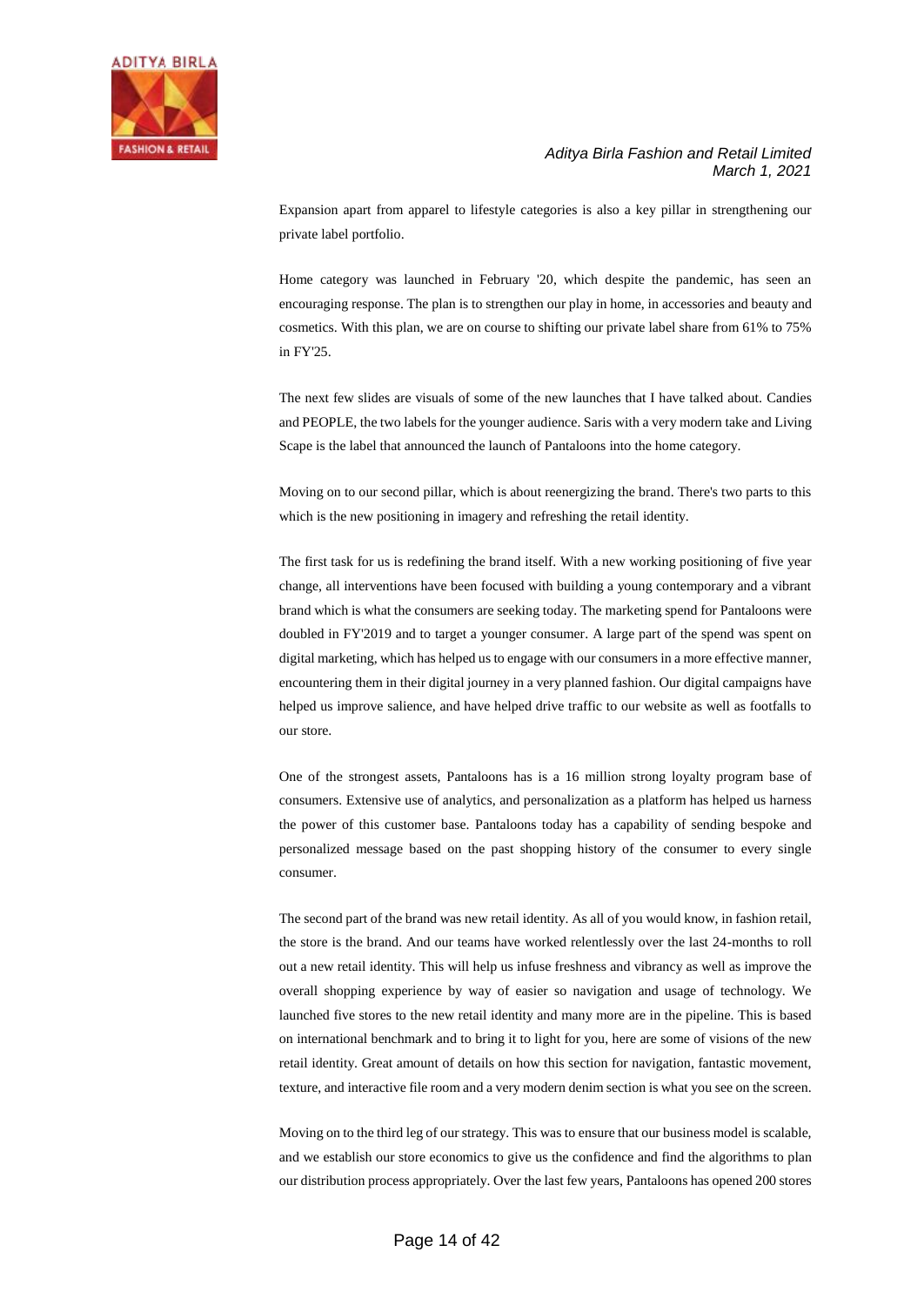Expansion apart from apparel to lifestyle categories is also a key pillar in strengthening our private label portfolio.

Home category was launched in February '20, which despite the pandemic, has seen an encouraging response. The plan is to strengthen our play in home, in accessories and beauty and cosmetics. With this plan, we are on course to shifting our private label share from 61% to 75% in FY'25.

The next few slides are visuals of some of the new launches that I have talked about. Candies and PEOPLE, the two labels for the younger audience. Saris with a very modern take and Living Scape is the label that announced the launch of Pantaloons into the home category.

Moving on to our second pillar, which is about reenergizing the brand. There's two parts to this which is the new positioning in imagery and refreshing the retail identity.

The first task for us is redefining the brand itself. With a new working positioning of five year change, all interventions have been focused with building a young contemporary and a vibrant brand which is what the consumers are seeking today. The marketing spend for Pantaloons were doubled in FY'2019 and to target a younger consumer. A large part of the spend was spent on digital marketing, which has helped us to engage with our consumers in a more effective manner, encountering them in their digital journey in a very planned fashion. Our digital campaigns have helped us improve salience, and have helped drive traffic to our website as well as footfalls to our store.

One of the strongest assets, Pantaloons has is a 16 million strong loyalty program base of consumers. Extensive use of analytics, and personalization as a platform has helped us harness the power of this customer base. Pantaloons today has a capability of sending bespoke and personalized message based on the past shopping history of the consumer to every single consumer.

The second part of the brand was new retail identity. As all of you would know, in fashion retail, the store is the brand. And our teams have worked relentlessly over the last 24-months to roll out a new retail identity. This will help us infuse freshness and vibrancy as well as improve the overall shopping experience by way of easier so navigation and usage of technology. We launched five stores to the new retail identity and many more are in the pipeline. This is based on international benchmark and to bring it to light for you, here are some of visions of the new retail identity. Great amount of details on how this section for navigation, fantastic movement, texture, and interactive file room and a very modern denim section is what you see on the screen.

Moving on to the third leg of our strategy. This was to ensure that our business model is scalable, and we establish our store economics to give us the confidence and find the algorithms to plan our distribution process appropriately. Over the last few years, Pantaloons has opened 200 stores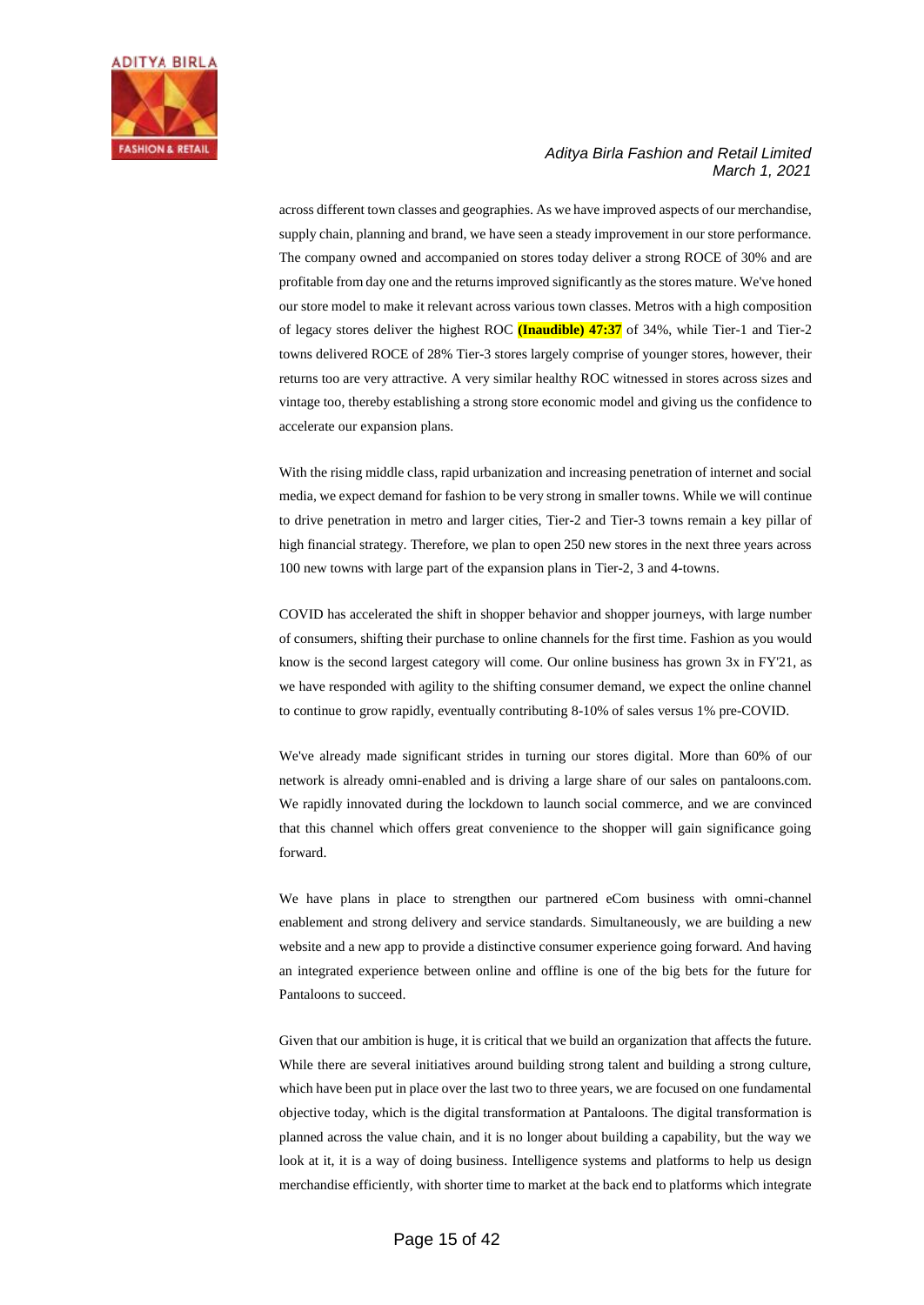across different town classes and geographies. As we have improved aspects of our merchandise, supply chain, planning and brand, we have seen a steady improvement in our store performance. The company owned and accompanied on stores today deliver a strong ROCE of 30% and are profitable from day one and the returns improved significantly as the stores mature. We've honed our store model to make it relevant across various town classes. Metros with a high composition of legacy stores deliver the highest ROC **(Inaudible) 47:37** of 34%, while Tier-1 and Tier-2 towns delivered ROCE of 28% Tier-3 stores largely comprise of younger stores, however, their returns too are very attractive. A very similar healthy ROC witnessed in stores across sizes and vintage too, thereby establishing a strong store economic model and giving us the confidence to accelerate our expansion plans.

With the rising middle class, rapid urbanization and increasing penetration of internet and social media, we expect demand for fashion to be very strong in smaller towns. While we will continue to drive penetration in metro and larger cities, Tier-2 and Tier-3 towns remain a key pillar of high financial strategy. Therefore, we plan to open 250 new stores in the next three years across 100 new towns with large part of the expansion plans in Tier-2, 3 and 4-towns.

COVID has accelerated the shift in shopper behavior and shopper journeys, with large number of consumers, shifting their purchase to online channels for the first time. Fashion as you would know is the second largest category will come. Our online business has grown 3x in FY'21, as we have responded with agility to the shifting consumer demand, we expect the online channel to continue to grow rapidly, eventually contributing 8-10% of sales versus 1% pre-COVID.

We've already made significant strides in turning our stores digital. More than 60% of our network is already omni-enabled and is driving a large share of our sales on pantaloons.com. We rapidly innovated during the lockdown to launch social commerce, and we are convinced that this channel which offers great convenience to the shopper will gain significance going forward.

We have plans in place to strengthen our partnered eCom business with omni-channel enablement and strong delivery and service standards. Simultaneously, we are building a new website and a new app to provide a distinctive consumer experience going forward. And having an integrated experience between online and offline is one of the big bets for the future for Pantaloons to succeed.

Given that our ambition is huge, it is critical that we build an organization that affects the future. While there are several initiatives around building strong talent and building a strong culture, which have been put in place over the last two to three years, we are focused on one fundamental objective today, which is the digital transformation at Pantaloons. The digital transformation is planned across the value chain, and it is no longer about building a capability, but the way we look at it, it is a way of doing business. Intelligence systems and platforms to help us design merchandise efficiently, with shorter time to market at the back end to platforms which integrate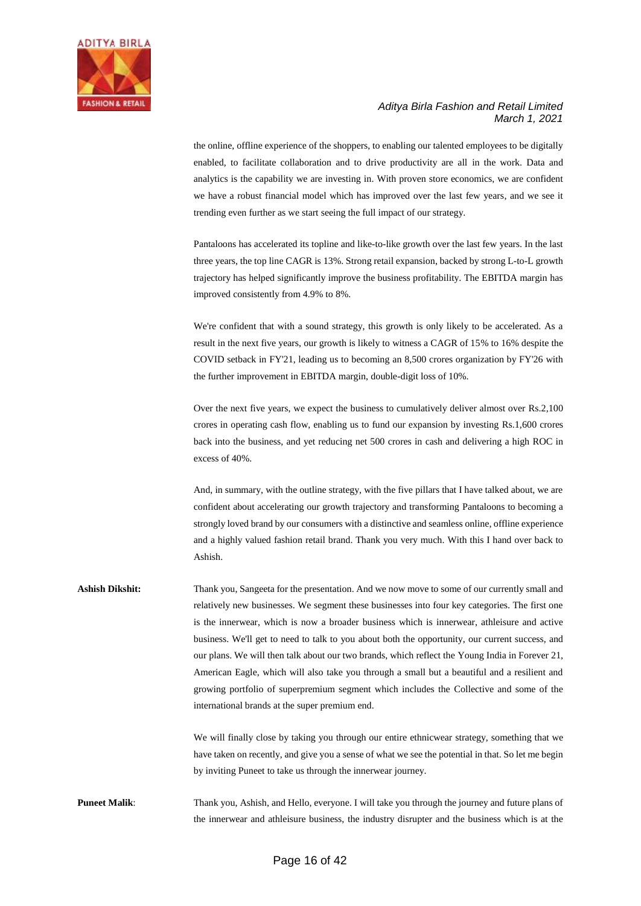the online, offline experience of the shoppers, to enabling our talented employees to be digitally enabled, to facilitate collaboration and to drive productivity are all in the work. Data and analytics is the capability we are investing in. With proven store economics, we are confident we have a robust financial model which has improved over the last few years, and we see it trending even further as we start seeing the full impact of our strategy.

Pantaloons has accelerated its topline and like-to-like growth over the last few years. In the last three years, the top line CAGR is 13%. Strong retail expansion, backed by strong L-to-L growth trajectory has helped significantly improve the business profitability. The EBITDA margin has improved consistently from 4.9% to 8%.

We're confident that with a sound strategy, this growth is only likely to be accelerated. As a result in the next five years, our growth is likely to witness a CAGR of 15% to 16% despite the COVID setback in FY'21, leading us to becoming an 8,500 crores organization by FY'26 with the further improvement in EBITDA margin, double-digit loss of 10%.

Over the next five years, we expect the business to cumulatively deliver almost over Rs.2,100 crores in operating cash flow, enabling us to fund our expansion by investing Rs.1,600 crores back into the business, and yet reducing net 500 crores in cash and delivering a high ROC in excess of 40%.

And, in summary, with the outline strategy, with the five pillars that I have talked about, we are confident about accelerating our growth trajectory and transforming Pantaloons to becoming a strongly loved brand by our consumers with a distinctive and seamless online, offline experience and a highly valued fashion retail brand. Thank you very much. With this I hand over back to Ashish.

**Ashish Dikshit:** Thank you, Sangeeta for the presentation. And we now move to some of our currently small and relatively new businesses. We segment these businesses into four key categories. The first one is the innerwear, which is now a broader business which is innerwear, athleisure and active business. We'll get to need to talk to you about both the opportunity, our current success, and our plans. We will then talk about our two brands, which reflect the Young India in Forever 21, American Eagle, which will also take you through a small but a beautiful and a resilient and growing portfolio of superpremium segment which includes the Collective and some of the international brands at the super premium end.

We will finally close by taking you through our entire ethnicwear strategy, something that we have taken on recently, and give you a sense of what we see the potential in that. So let me begin by inviting Puneet to take us through the innerwear journey.

**Puneet Malik**: Thank you, Ashish, and Hello, everyone. I will take you through the journey and future plans of the innerwear and athleisure business, the industry disrupter and the business which is at the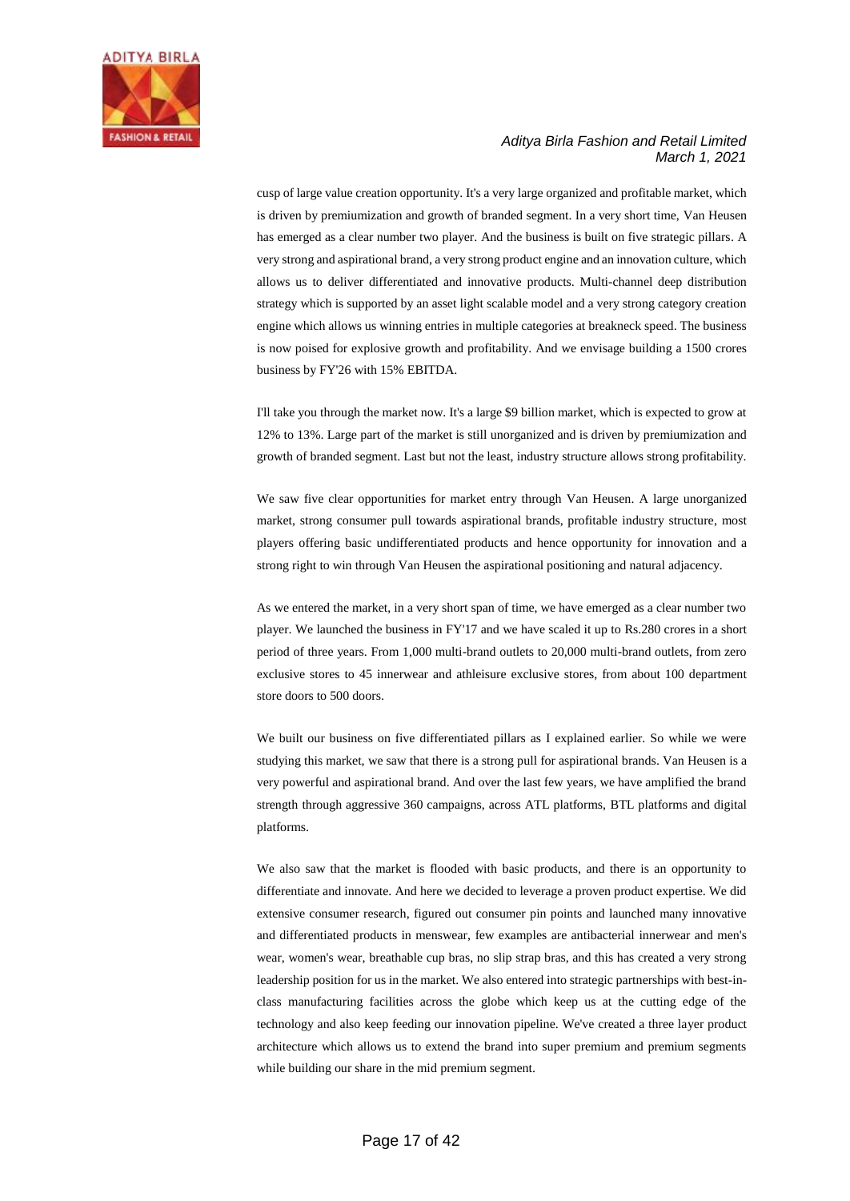cusp of large value creation opportunity. It's a very large organized and profitable market, which is driven by premiumization and growth of branded segment. In a very short time, Van Heusen has emerged as a clear number two player. And the business is built on five strategic pillars. A very strong and aspirational brand, a very strong product engine and an innovation culture, which allows us to deliver differentiated and innovative products. Multi-channel deep distribution strategy which is supported by an asset light scalable model and a very strong category creation engine which allows us winning entries in multiple categories at breakneck speed. The business is now poised for explosive growth and profitability. And we envisage building a 1500 crores business by FY'26 with 15% EBITDA.

I'll take you through the market now. It's a large $9 billion market, which is expected to grow at 12% to 13%. Large part of the market is still unorganized and is driven by premiumization and growth of branded segment. Last but not the least, industry structure allows strong profitability.

We saw five clear opportunities for market entry through Van Heusen. A large unorganized market, strong consumer pull towards aspirational brands, profitable industry structure, most players offering basic undifferentiated products and hence opportunity for innovation and a strong right to win through Van Heusen the aspirational positioning and natural adjacency.

As we entered the market, in a very short span of time, we have emerged as a clear number two player. We launched the business in FY'17 and we have scaled it up to Rs.280 crores in a short period of three years. From 1,000 multi-brand outlets to 20,000 multi-brand outlets, from zero exclusive stores to 45 innerwear and athleisure exclusive stores, from about 100 department store doors to 500 doors.

We built our business on five differentiated pillars as I explained earlier. So while we were studying this market, we saw that there is a strong pull for aspirational brands. Van Heusen is a very powerful and aspirational brand. And over the last few years, we have amplified the brand strength through aggressive 360 campaigns, across ATL platforms, BTL platforms and digital platforms.

We also saw that the market is flooded with basic products, and there is an opportunity to differentiate and innovate. And here we decided to leverage a proven product expertise. We did extensive consumer research, figured out consumer pin points and launched many innovative and differentiated products in menswear, few examples are antibacterial innerwear and men's wear, women's wear, breathable cup bras, no slip strap bras, and this has created a very strong leadership position for us in the market. We also entered into strategic partnerships with best-in-class manufacturing facilities across the globe which keep us at the cutting edge of the technology and also keep feeding our innovation pipeline. We've created a three layer product architecture which allows us to extend the brand into super premium and premium segments while building our share in the mid premium segment.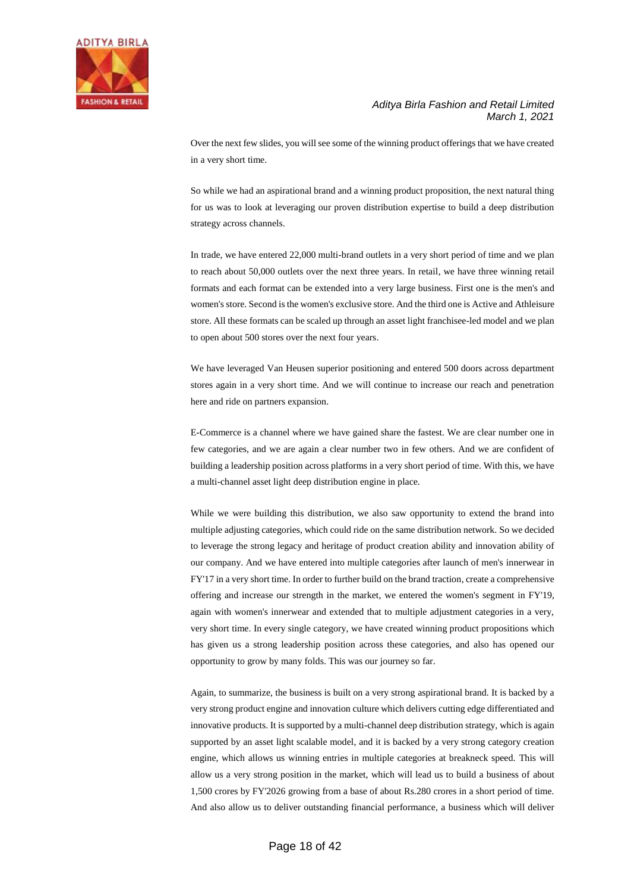Over the next few slides, you will see some of the winning product offerings that we have created in a very short time.

So while we had an aspirational brand and a winning product proposition, the next natural thing for us was to look at leveraging our proven distribution expertise to build a deep distribution strategy across channels.

In trade, we have entered 22,000 multi-brand outlets in a very short period of time and we plan to reach about 50,000 outlets over the next three years. In retail, we have three winning retail formats and each format can be extended into a very large business. First one is the men's and women's store. Second is the women's exclusive store. And the third one is Active and Athleisure store. All these formats can be scaled up through an asset light franchisee-led model and we plan to open about 500 stores over the next four years.

We have leveraged Van Heusen superior positioning and entered 500 doors across department stores again in a very short time. And we will continue to increase our reach and penetration here and ride on partners expansion.

E-Commerce is a channel where we have gained share the fastest. We are clear number one in few categories, and we are again a clear number two in few others. And we are confident of building a leadership position across platforms in a very short period of time. With this, we have a multi-channel asset light deep distribution engine in place.

While we were building this distribution, we also saw opportunity to extend the brand into multiple adjusting categories, which could ride on the same distribution network. So we decided to leverage the strong legacy and heritage of product creation ability and innovation ability of our company. And we have entered into multiple categories after launch of men's innerwear in FY'17 in a very short time. In order to further build on the brand traction, create a comprehensive offering and increase our strength in the market, we entered the women's segment in FY'19, again with women's innerwear and extended that to multiple adjustment categories in a very, very short time. In every single category, we have created winning product propositions which has given us a strong leadership position across these categories, and also has opened our opportunity to grow by many folds. This was our journey so far.

Again, to summarize, the business is built on a very strong aspirational brand. It is backed by a very strong product engine and innovation culture which delivers cutting edge differentiated and innovative products. It is supported by a multi-channel deep distribution strategy, which is again supported by an asset light scalable model, and it is backed by a very strong category creation engine, which allows us winning entries in multiple categories at breakneck speed. This will allow us a very strong position in the market, which will lead us to build a business of about 1,500 crores by FY'2026 growing from a base of about Rs.280 crores in a short period of time. And also allow us to deliver outstanding financial performance, a business which will deliver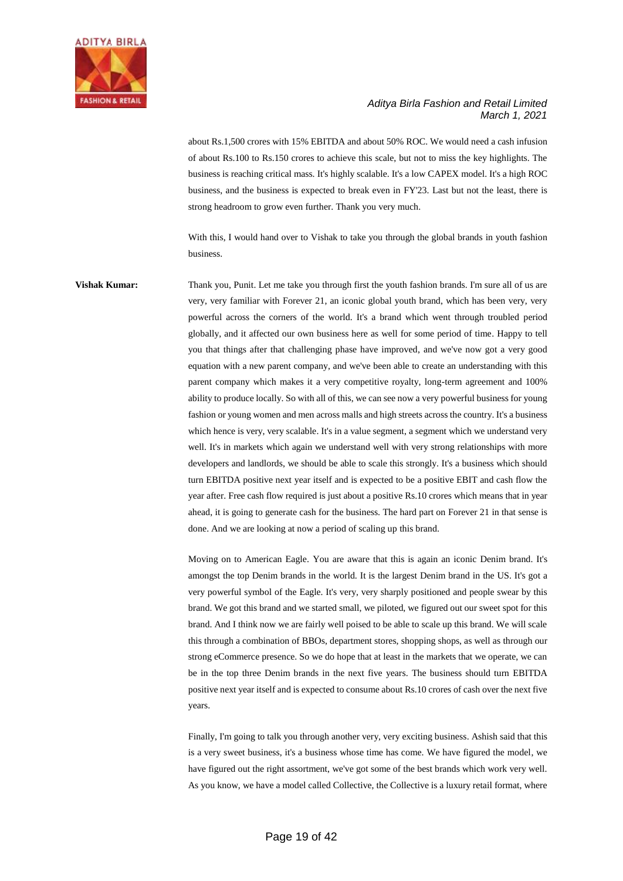about Rs.1,500 crores with 15% EBITDA and about 50% ROC. We would need a cash infusion of about Rs.100 to Rs.150 crores to achieve this scale, but not to miss the key highlights. The business is reaching critical mass. It's highly scalable. It's a low CAPEX model. It's a high ROC business, and the business is expected to break even in FY'23. Last but not the least, there is strong headroom to grow even further. Thank you very much.

With this, I would hand over to Vishak to take you through the global brands in youth fashion business.

**Vishak Kumar:** Thank you, Punit. Let me take you through first the youth fashion brands. I'm sure all of us are very, very familiar with Forever 21, an iconic global youth brand, which has been very, very powerful across the corners of the world. It's a brand which went through troubled period globally, and it affected our own business here as well for some period of time. Happy to tell you that things after that challenging phase have improved, and we've now got a very good equation with a new parent company, and we've been able to create an understanding with this parent company which makes it a very competitive royalty, long-term agreement and 100% ability to produce locally. So with all of this, we can see now a very powerful business for young fashion or young women and men across malls and high streets across the country. It's a business which hence is very, very scalable. It's in a value segment, a segment which we understand very well. It's in markets which again we understand well with very strong relationships with more developers and landlords, we should be able to scale this strongly. It's a business which should turn EBITDA positive next year itself and is expected to be a positive EBIT and cash flow the year after. Free cash flow required is just about a positive Rs.10 crores which means that in year ahead, it is going to generate cash for the business. The hard part on Forever 21 in that sense is done. And we are looking at now a period of scaling up this brand.

Moving on to American Eagle. You are aware that this is again an iconic Denim brand. It's amongst the top Denim brands in the world. It is the largest Denim brand in the US. It's got a very powerful symbol of the Eagle. It's very, very sharply positioned and people swear by this brand. We got this brand and we started small, we piloted, we figured out our sweet spot for this brand. And I think now we are fairly well poised to be able to scale up this brand. We will scale this through a combination of BBOs, department stores, shopping shops, as well as through our strong eCommerce presence. So we do hope that at least in the markets that we operate, we can be in the top three Denim brands in the next five years. The business should turn EBITDA positive next year itself and is expected to consume about Rs.10 crores of cash over the next five years.

Finally, I'm going to talk you through another very, very exciting business. Ashish said that this is a very sweet business, it's a business whose time has come. We have figured the model, we have figured out the right assortment, we've got some of the best brands which work very well. As you know, we have a model called Collective, the Collective is a luxury retail format, where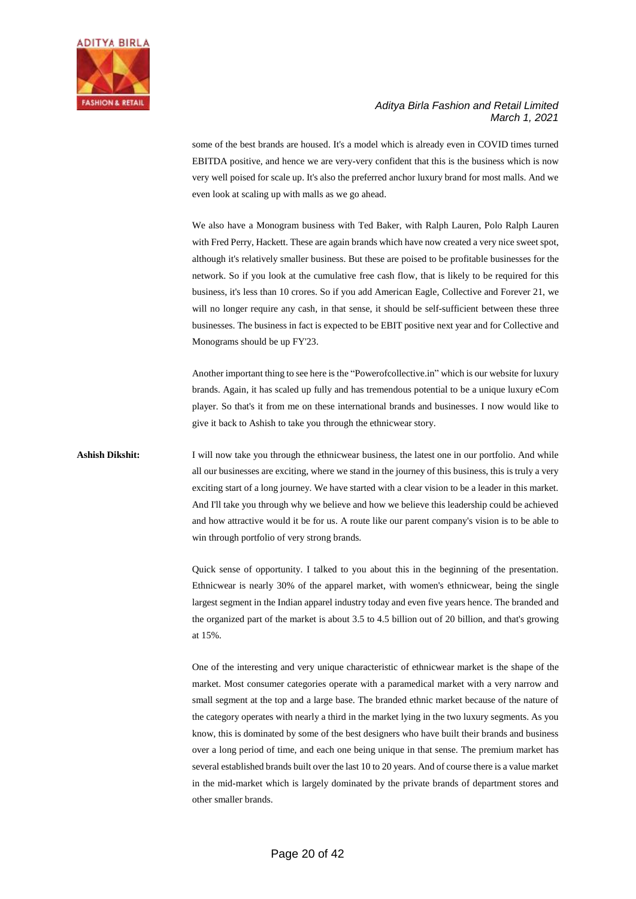some of the best brands are housed. It's a model which is already even in COVID times turned EBITDA positive, and hence we are very-very confident that this is the business which is now very well poised for scale up. It's also the preferred anchor luxury brand for most malls. And we even look at scaling up with malls as we go ahead.

We also have a Monogram business with Ted Baker, with Ralph Lauren, Polo Ralph Lauren with Fred Perry, Hackett. These are again brands which have now created a very nice sweet spot, although it's relatively smaller business. But these are poised to be profitable businesses for the network. So if you look at the cumulative free cash flow, that is likely to be required for this business, it's less than 10 crores. So if you add American Eagle, Collective and Forever 21, we will no longer require any cash, in that sense, it should be self-sufficient between these three businesses. The business in fact is expected to be EBIT positive next year and for Collective and Monograms should be up FY'23.

Another important thing to see here is the "Powerofcollective.in" which is our website for luxury brands. Again, it has scaled up fully and has tremendous potential to be a unique luxury eCom player. So that's it from me on these international brands and businesses. I now would like to give it back to Ashish to take you through the ethnicwear story.

**Ashish Dikshit:** I will now take you through the ethnicwear business, the latest one in our portfolio. And while all our businesses are exciting, where we stand in the journey of this business, this is truly a very exciting start of a long journey. We have started with a clear vision to be a leader in this market. And I'll take you through why we believe and how we believe this leadership could be achieved and how attractive would it be for us. A route like our parent company's vision is to be able to win through portfolio of very strong brands.

Quick sense of opportunity. I talked to you about this in the beginning of the presentation. Ethnicwear is nearly 30% of the apparel market, with women's ethnicwear, being the single largest segment in the Indian apparel industry today and even five years hence. The branded and the organized part of the market is about 3.5 to 4.5 billion out of 20 billion, and that's growing at 15%.

One of the interesting and very unique characteristic of ethnicwear market is the shape of the market. Most consumer categories operate with a paramedical market with a very narrow and small segment at the top and a large base. The branded ethnic market because of the nature of the category operates with nearly a third in the market lying in the two luxury segments. As you know, this is dominated by some of the best designers who have built their brands and business over a long period of time, and each one being unique in that sense. The premium market has several established brands built over the last 10 to 20 years. And of course there is a value market in the mid-market which is largely dominated by the private brands of department stores and other smaller brands.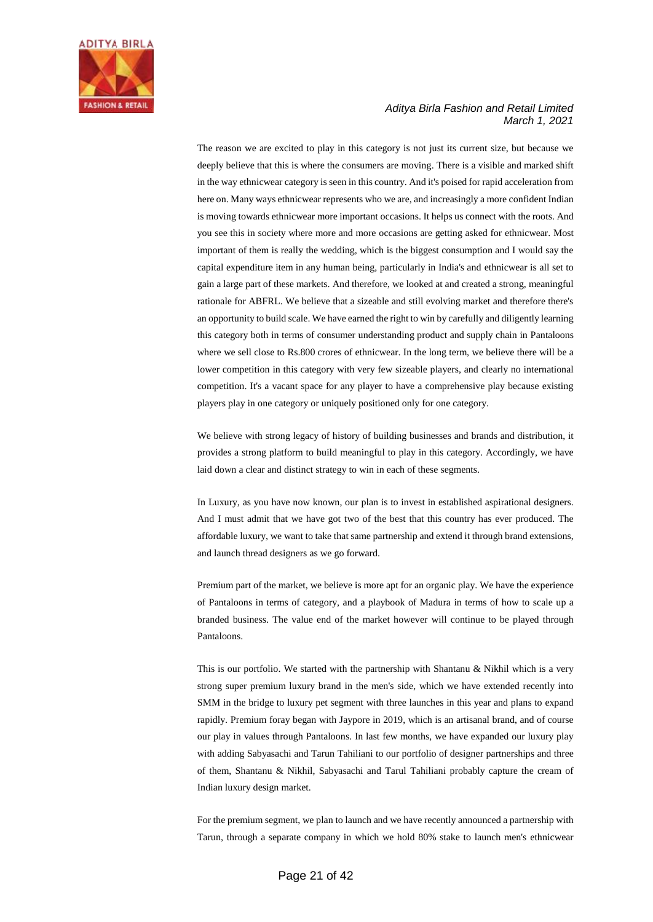The reason we are excited to play in this category is not just its current size, but because we deeply believe that this is where the consumers are moving. There is a visible and marked shift in the way ethnicwear category is seen in this country. And it's poised for rapid acceleration from here on. Many ways ethnicwear represents who we are, and increasingly a more confident Indian is moving towards ethnicwear more important occasions. It helps us connect with the roots. And you see this in society where more and more occasions are getting asked for ethnicwear. Most important of them is really the wedding, which is the biggest consumption and I would say the capital expenditure item in any human being, particularly in India's and ethnicwear is all set to gain a large part of these markets. And therefore, we looked at and created a strong, meaningful rationale for ABFRL. We believe that a sizeable and still evolving market and therefore there's an opportunity to build scale. We have earned the right to win by carefully and diligently learning this category both in terms of consumer understanding product and supply chain in Pantaloons where we sell close to Rs.800 crores of ethnicwear. In the long term, we believe there will be a lower competition in this category with very few sizeable players, and clearly no international competition. It's a vacant space for any player to have a comprehensive play because existing players play in one category or uniquely positioned only for one category.

We believe with strong legacy of history of building businesses and brands and distribution, it provides a strong platform to build meaningful to play in this category. Accordingly, we have laid down a clear and distinct strategy to win in each of these segments.

In Luxury, as you have now known, our plan is to invest in established aspirational designers. And I must admit that we have got two of the best that this country has ever produced. The affordable luxury, we want to take that same partnership and extend it through brand extensions, and launch thread designers as we go forward.

Premium part of the market, we believe is more apt for an organic play. We have the experience of Pantaloons in terms of category, and a playbook of Madura in terms of how to scale up a branded business. The value end of the market however will continue to be played through Pantaloons.

This is our portfolio. We started with the partnership with Shantanu & Nikhil which is a very strong super premium luxury brand in the men's side, which we have extended recently into SMM in the bridge to luxury pet segment with three launches in this year and plans to expand rapidly. Premium foray began with Jaypore in 2019, which is an artisanal brand, and of course our play in values through Pantaloons. In last few months, we have expanded our luxury play with adding Sabyasachi and Tarun Tahiliani to our portfolio of designer partnerships and three of them, Shantanu & Nikhil, Sabyasachi and Tarul Tahiliani probably capture the cream of Indian luxury design market.

For the premium segment, we plan to launch and we have recently announced a partnership with Tarun, through a separate company in which we hold 80% stake to launch men's ethnicwear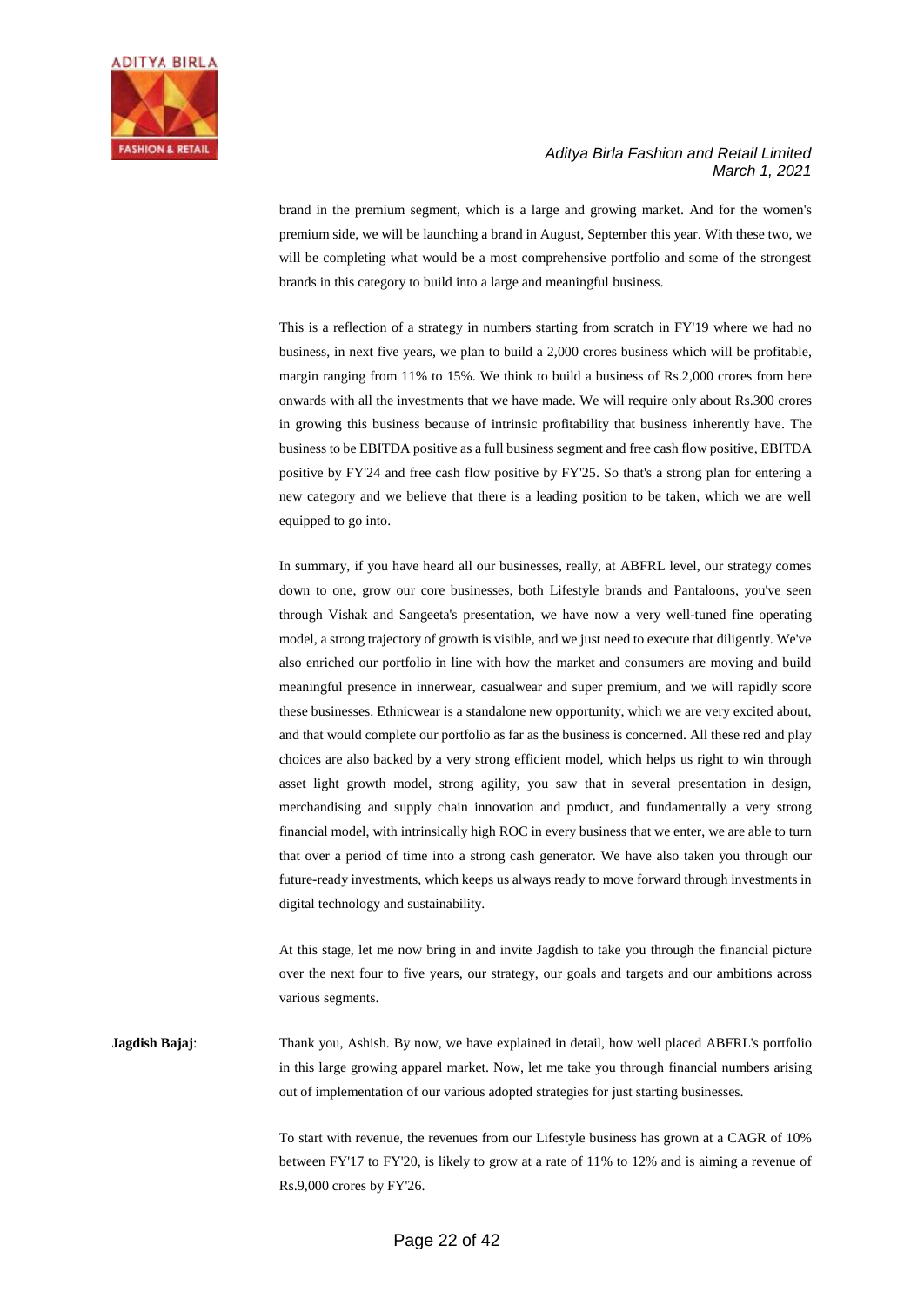brand in the premium segment, which is a large and growing market. And for the women's premium side, we will be launching a brand in August, September this year. With these two, we will be completing what would be a most comprehensive portfolio and some of the strongest brands in this category to build into a large and meaningful business.

This is a reflection of a strategy in numbers starting from scratch in FY'19 where we had no business, in next five years, we plan to build a 2,000 crores business which will be profitable, margin ranging from 11% to 15%. We think to build a business of Rs.2,000 crores from here onwards with all the investments that we have made. We will require only about Rs.300 crores in growing this business because of intrinsic profitability that business inherently have. The business to be EBITDA positive as a full business segment and free cash flow positive, EBITDA positive by FY'24 and free cash flow positive by FY'25. So that's a strong plan for entering a new category and we believe that there is a leading position to be taken, which we are well equipped to go into.

In summary, if you have heard all our businesses, really, at ABFRL level, our strategy comes down to one, grow our core businesses, both Lifestyle brands and Pantaloons, you've seen through Vishak and Sangeeta's presentation, we have now a very well-tuned fine operating model, a strong trajectory of growth is visible, and we just need to execute that diligently. We've also enriched our portfolio in line with how the market and consumers are moving and build meaningful presence in innerwear, casualwear and super premium, and we will rapidly score these businesses. Ethnicwear is a standalone new opportunity, which we are very excited about, and that would complete our portfolio as far as the business is concerned. All these red and play choices are also backed by a very strong efficient model, which helps us right to win through asset light growth model, strong agility, you saw that in several presentation in design, merchandising and supply chain innovation and product, and fundamentally a very strong financial model, with intrinsically high ROC in every business that we enter, we are able to turn that over a period of time into a strong cash generator. We have also taken you through our future-ready investments, which keeps us always ready to move forward through investments in digital technology and sustainability.

At this stage, let me now bring in and invite Jagdish to take you through the financial picture over the next four to five years, our strategy, our goals and targets and our ambitions across various segments.

**Jagdish Bajaj**: Thank you, Ashish. By now, we have explained in detail, how well placed ABFRL's portfolio in this large growing apparel market. Now, let me take you through financial numbers arising out of implementation of our various adopted strategies for just starting businesses.

To start with revenue, the revenues from our Lifestyle business has grown at a CAGR of 10% between FY'17 to FY'20, is likely to grow at a rate of 11% to 12% and is aiming a revenue of Rs.9,000 crores by FY'26.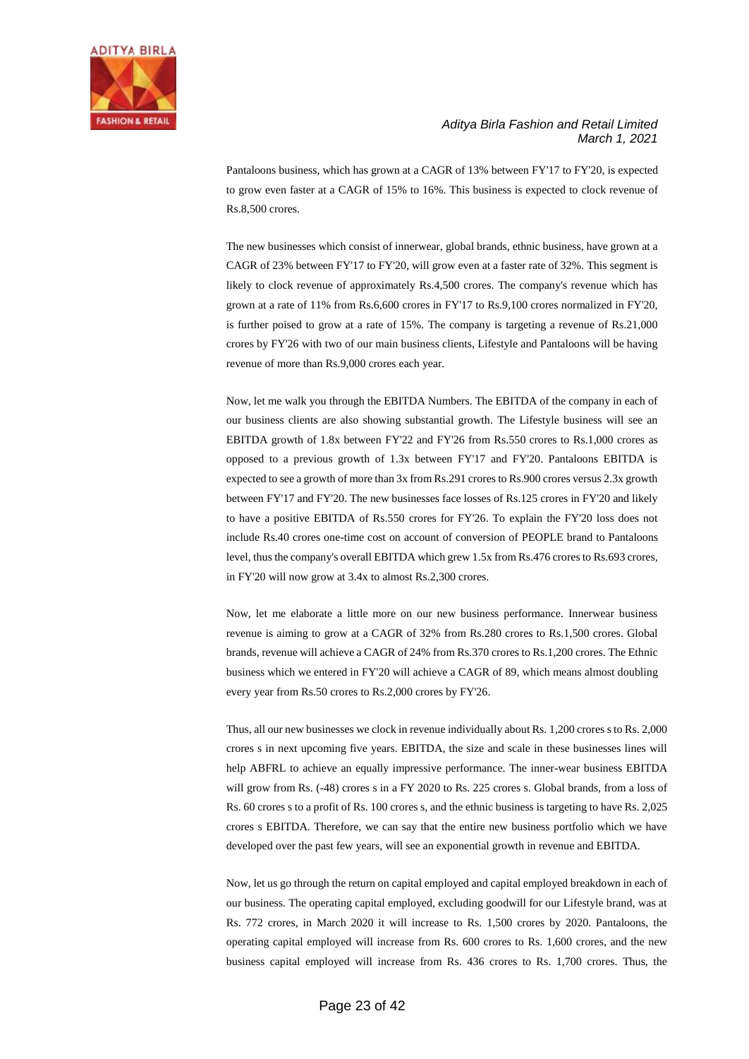Pantaloons business, which has grown at a CAGR of 13% between FY'17 to FY'20, is expected to grow even faster at a CAGR of 15% to 16%. This business is expected to clock revenue of Rs.8,500 crores.

The new businesses which consist of innerwear, global brands, ethnic business, have grown at a CAGR of 23% between FY'17 to FY'20, will grow even at a faster rate of 32%. This segment is likely to clock revenue of approximately Rs.4,500 crores. The company's revenue which has grown at a rate of 11% from Rs.6,600 crores in FY'17 to Rs.9,100 crores normalized in FY'20, is further poised to grow at a rate of 15%. The company is targeting a revenue of Rs.21,000 crores by FY'26 with two of our main business clients, Lifestyle and Pantaloons will be having revenue of more than Rs.9,000 crores each year.

Now, let me walk you through the EBITDA Numbers. The EBITDA of the company in each of our business clients are also showing substantial growth. The Lifestyle business will see an EBITDA growth of 1.8x between FY'22 and FY'26 from Rs.550 crores to Rs.1,000 crores as opposed to a previous growth of 1.3x between FY'17 and FY'20. Pantaloons EBITDA is expected to see a growth of more than 3x from Rs.291 crores to Rs.900 crores versus 2.3x growth between FY'17 and FY'20. The new businesses face losses of Rs.125 crores in FY'20 and likely to have a positive EBITDA of Rs.550 crores for FY'26. To explain the FY'20 loss does not include Rs.40 crores one-time cost on account of conversion of PEOPLE brand to Pantaloons level, thus the company's overall EBITDA which grew 1.5x from Rs.476 crores to Rs.693 crores, in FY'20 will now grow at 3.4x to almost Rs.2,300 crores.

Now, let me elaborate a little more on our new business performance. Innerwear business revenue is aiming to grow at a CAGR of 32% from Rs.280 crores to Rs.1,500 crores. Global brands, revenue will achieve a CAGR of 24% from Rs.370 crores to Rs.1,200 crores. The Ethnic business which we entered in FY'20 will achieve a CAGR of 89, which means almost doubling every year from Rs.50 crores to Rs.2,000 crores by FY'26.

Thus, all our new businesses we clock in revenue individually about Rs. 1,200 crores s to Rs. 2,000 crores s in next upcoming five years. EBITDA, the size and scale in these businesses lines will help ABFRL to achieve an equally impressive performance. The inner-wear business EBITDA will grow from Rs. (-48) crores s in a FY 2020 to Rs. 225 crores s. Global brands, from a loss of Rs. 60 crores s to a profit of Rs. 100 crores s, and the ethnic business is targeting to have Rs. 2,025 crores s EBITDA. Therefore, we can say that the entire new business portfolio which we have developed over the past few years, will see an exponential growth in revenue and EBITDA.

Now, let us go through the return on capital employed and capital employed breakdown in each of our business. The operating capital employed, excluding goodwill for our Lifestyle brand, was at Rs. 772 crores, in March 2020 it will increase to Rs. 1,500 crores by 2020. Pantaloons, the operating capital employed will increase from Rs. 600 crores to Rs. 1,600 crores, and the new business capital employed will increase from Rs. 436 crores to Rs. 1,700 crores. Thus, the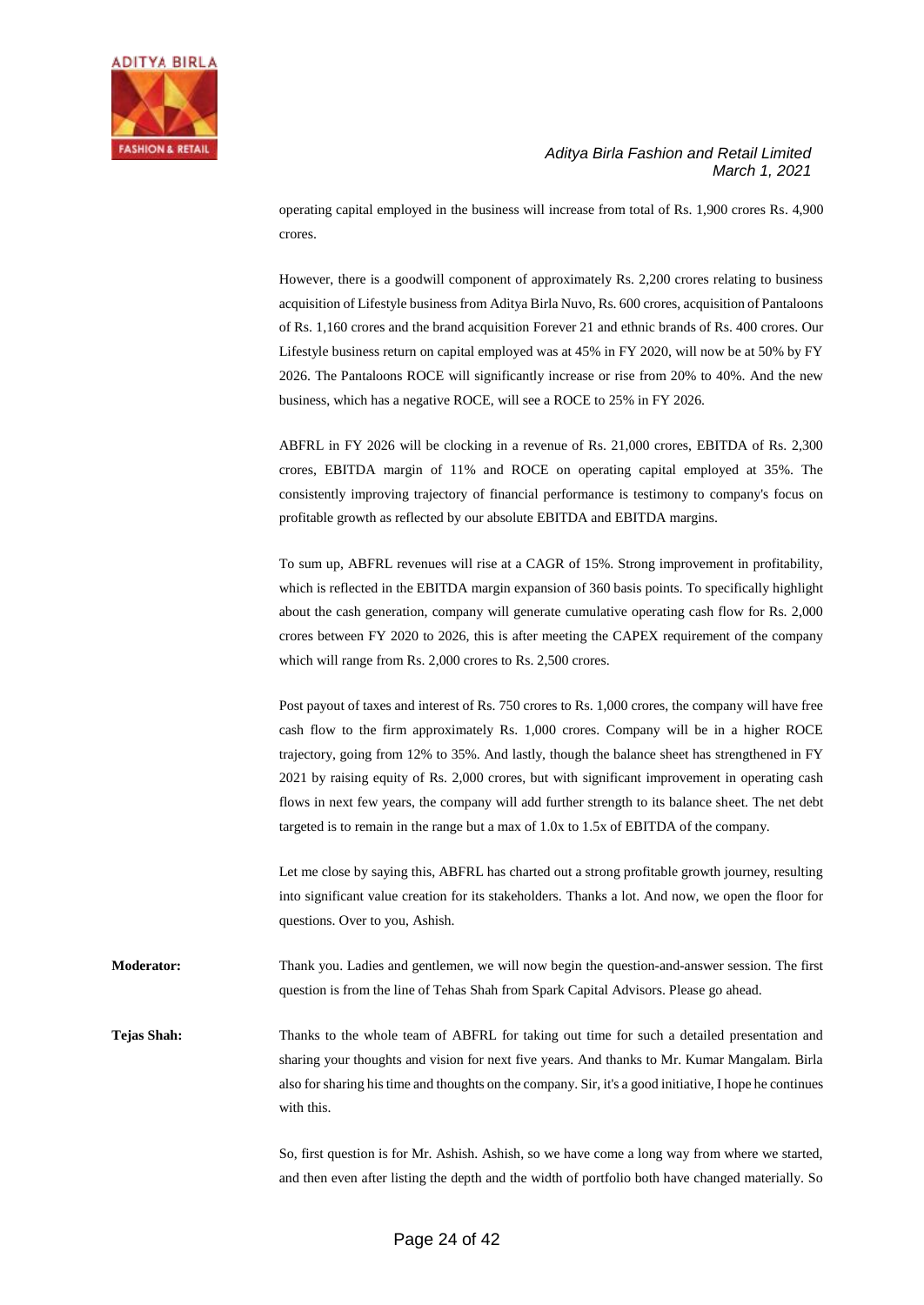operating capital employed in the business will increase from total of Rs. 1,900 crores Rs. 4,900 crores.

However, there is a goodwill component of approximately Rs. 2,200 crores relating to business acquisition of Lifestyle business from Aditya Birla Nuvo, Rs. 600 crores, acquisition of Pantaloons of Rs. 1,160 crores and the brand acquisition Forever 21 and ethnic brands of Rs. 400 crores. Our Lifestyle business return on capital employed was at 45% in FY 2020, will now be at 50% by FY 2026. The Pantaloons ROCE will significantly increase or rise from 20% to 40%. And the new business, which has a negative ROCE, will see a ROCE to 25% in FY 2026.

ABFRL in FY 2026 will be clocking in a revenue of Rs. 21,000 crores, EBITDA of Rs. 2,300 crores, EBITDA margin of 11% and ROCE on operating capital employed at 35%. The consistently improving trajectory of financial performance is testimony to company's focus on profitable growth as reflected by our absolute EBITDA and EBITDA margins.

To sum up, ABFRL revenues will rise at a CAGR of 15%. Strong improvement in profitability, which is reflected in the EBITDA margin expansion of 360 basis points. To specifically highlight about the cash generation, company will generate cumulative operating cash flow for Rs. 2,000 crores between FY 2020 to 2026, this is after meeting the CAPEX requirement of the company which will range from Rs. 2,000 crores to Rs. 2,500 crores.

Post payout of taxes and interest of Rs. 750 crores to Rs. 1,000 crores, the company will have free cash flow to the firm approximately Rs. 1,000 crores. Company will be in a higher ROCE trajectory, going from 12% to 35%. And lastly, though the balance sheet has strengthened in FY 2021 by raising equity of Rs. 2,000 crores, but with significant improvement in operating cash flows in next few years, the company will add further strength to its balance sheet. The net debt targeted is to remain in the range but a max of 1.0x to 1.5x of EBITDA of the company.

Let me close by saying this, ABFRL has charted out a strong profitable growth journey, resulting into significant value creation for its stakeholders. Thanks a lot. And now, we open the floor for questions. Over to you, Ashish.

**Moderator:** Thank you. Ladies and gentlemen, we will now begin the question-and-answer session. The first question is from the line of Tehas Shah from Spark Capital Advisors. Please go ahead.

**Tejas Shah:** Thanks to the whole team of ABFRL for taking out time for such a detailed presentation and sharing your thoughts and vision for next five years. And thanks to Mr. Kumar Mangalam. Birla also for sharing his time and thoughts on the company. Sir, it's a good initiative, I hope he continues with this.

So, first question is for Mr. Ashish. Ashish, so we have come a long way from where we started, and then even after listing the depth and the width of portfolio both have changed materially. So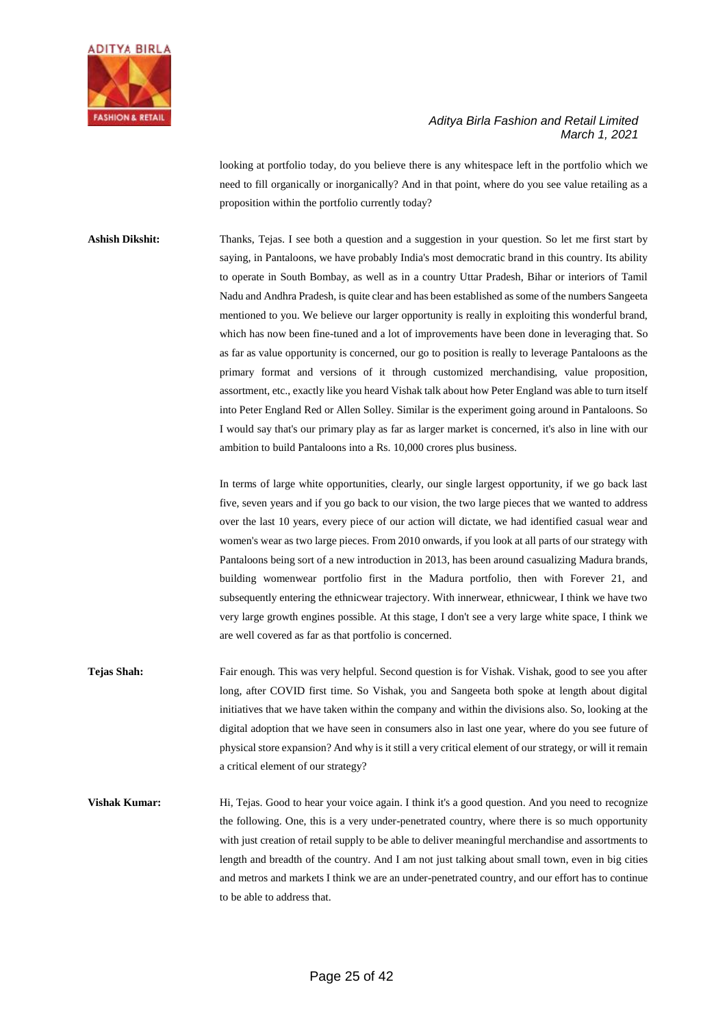looking at portfolio today, do you believe there is any whitespace left in the portfolio which we need to fill organically or inorganically? And in that point, where do you see value retailing as a proposition within the portfolio currently today?

**Ashish Dikshit:** Thanks, Tejas. I see both a question and a suggestion in your question. So let me first start by saying, in Pantaloons, we have probably India's most democratic brand in this country. Its ability to operate in South Bombay, as well as in a country Uttar Pradesh, Bihar or interiors of Tamil Nadu and Andhra Pradesh, is quite clear and has been established as some of the numbers Sangeeta mentioned to you. We believe our larger opportunity is really in exploiting this wonderful brand, which has now been fine-tuned and a lot of improvements have been done in leveraging that. So as far as value opportunity is concerned, our go to position is really to leverage Pantaloons as the primary format and versions of it through customized merchandising, value proposition, assortment, etc., exactly like you heard Vishak talk about how Peter England was able to turn itself into Peter England Red or Allen Solley. Similar is the experiment going around in Pantaloons. So I would say that's our primary play as far as larger market is concerned, it's also in line with our ambition to build Pantaloons into a Rs. 10,000 crores plus business.

In terms of large white opportunities, clearly, our single largest opportunity, if we go back last five, seven years and if you go back to our vision, the two large pieces that we wanted to address over the last 10 years, every piece of our action will dictate, we had identified casual wear and women's wear as two large pieces. From 2010 onwards, if you look at all parts of our strategy with Pantaloons being sort of a new introduction in 2013, has been around casualizing Madura brands, building womenwear portfolio first in the Madura portfolio, then with Forever 21, and subsequently entering the ethnicwear trajectory. With innerwear, ethnicwear, I think we have two very large growth engines possible. At this stage, I don't see a very large white space, I think we are well covered as far as that portfolio is concerned.

**Tejas Shah:** Fair enough. This was very helpful. Second question is for Vishak. Vishak, good to see you after long, after COVID first time. So Vishak, you and Sangeeta both spoke at length about digital initiatives that we have taken within the company and within the divisions also. So, looking at the digital adoption that we have seen in consumers also in last one year, where do you see future of physical store expansion? And why is it still a very critical element of our strategy, or will it remain a critical element of our strategy?

**Vishak Kumar:** Hi, Tejas. Good to hear your voice again. I think it's a good question. And you need to recognize the following. One, this is a very under-penetrated country, where there is so much opportunity with just creation of retail supply to be able to deliver meaningful merchandise and assortments to length and breadth of the country. And I am not just talking about small town, even in big cities and metros and markets I think we are an under-penetrated country, and our effort has to continue to be able to address that.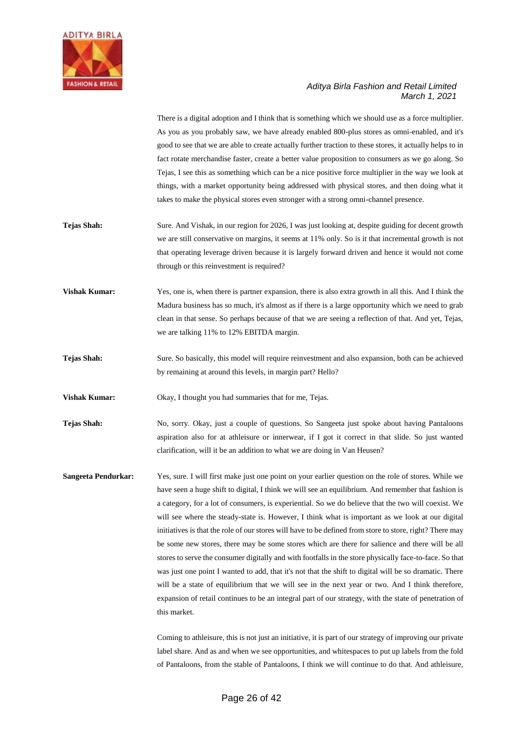There is a digital adoption and I think that is something which we should use as a force multiplier. As you as you probably saw, we have already enabled 800-plus stores as omni-enabled, and it's good to see that we are able to create actually further traction to these stores, it actually helps to in fact rotate merchandise faster, create a better value proposition to consumers as we go along. So Tejas, I see this as something which can be a nice positive force multiplier in the way we look at things, with a market opportunity being addressed with physical stores, and then doing what it takes to make the physical stores even stronger with a strong omni-channel presence.

**Tejas Shah:** Sure. And Vishak, in our region for 2026, I was just looking at, despite guiding for decent growth we are still conservative on margins, it seems at 11% only. So is it that incremental growth is not that operating leverage driven because it is largely forward driven and hence it would not come through or this reinvestment is required?

**Vishak Kumar:** Yes, one is, when there is partner expansion, there is also extra growth in all this. And I think the Madura business has so much, it's almost as if there is a large opportunity which we need to grab clean in that sense. So perhaps because of that we are seeing a reflection of that. And yet, Tejas, we are talking 11% to 12% EBITDA margin.

**Tejas Shah:** Sure. So basically, this model will require reinvestment and also expansion, both can be achieved by remaining at around this levels, in margin part? Hello?

**Vishak Kumar:** Okay, I thought you had summaries that for me, Tejas.

**Tejas Shah:** No, sorry. Okay, just a couple of questions. So Sangeeta just spoke about having Pantaloons aspiration also for at athleisure or innerwear, if I got it correct in that slide. So just wanted clarification, will it be an addition to what we are doing in Van Heusen?

**Sangeeta Pendurkar:** Yes, sure. I will first make just one point on your earlier question on the role of stores. While we have seen a huge shift to digital, I think we will see an equilibrium. And remember that fashion is a category, for a lot of consumers, is experiential. So we do believe that the two will coexist. We will see where the steady-state is. However, I think what is important as we look at our digital initiatives is that the role of our stores will have to be defined from store to store, right? There may be some new stores, there may be some stores which are there for salience and there will be all stores to serve the consumer digitally and with footfalls in the store physically face-to-face. So that was just one point I wanted to add, that it's not that the shift to digital will be so dramatic. There will be a state of equilibrium that we will see in the next year or two. And I think therefore, expansion of retail continues to be an integral part of our strategy, with the state of penetration of this market.

Coming to athleisure, this is not just an initiative, it is part of our strategy of improving our private label share. And as and when we see opportunities, and whitespaces to put up labels from the fold of Pantaloons, from the stable of Pantaloons, I think we will continue to do that. And athleisure,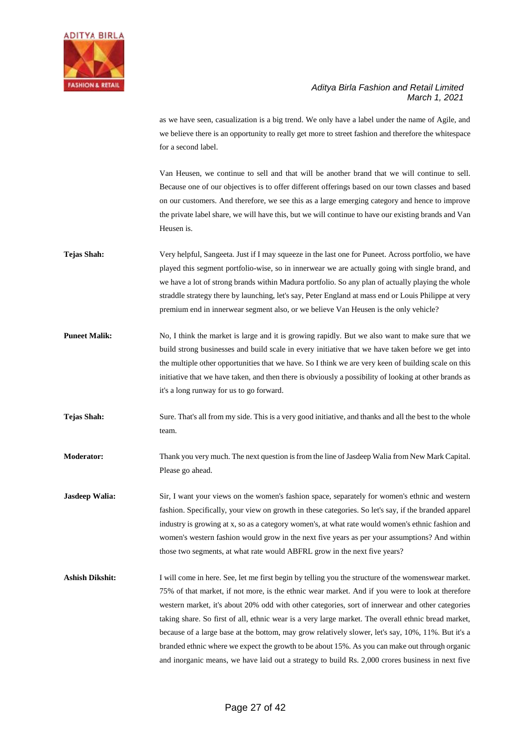as we have seen, casualization is a big trend. We only have a label under the name of Agile, and we believe there is an opportunity to really get more to street fashion and therefore the whitespace for a second label.

Van Heusen, we continue to sell and that will be another brand that we will continue to sell. Because one of our objectives is to offer different offerings based on our town classes and based on our customers. And therefore, we see this as a large emerging category and hence to improve the private label share, we will have this, but we will continue to have our existing brands and Van Heusen is.

**Tejas Shah:** Very helpful, Sangeeta. Just if I may squeeze in the last one for Puneet. Across portfolio, we have played this segment portfolio-wise, so in innerwear we are actually going with single brand, and we have a lot of strong brands within Madura portfolio. So any plan of actually playing the whole straddle strategy there by launching, let's say, Peter England at mass end or Louis Philippe at very premium end in innerwear segment also, or we believe Van Heusen is the only vehicle?

**Puneet Malik:** No, I think the market is large and it is growing rapidly. But we also want to make sure that we build strong businesses and build scale in every initiative that we have taken before we get into the multiple other opportunities that we have. So I think we are very keen of building scale on this initiative that we have taken, and then there is obviously a possibility of looking at other brands as it's a long runway for us to go forward.

**Tejas Shah:** Sure. That's all from my side. This is a very good initiative, and thanks and all the best to the whole team.

**Moderator:** Thank you very much. The next question is from the line of Jasdeep Walia from New Mark Capital. Please go ahead.

**Jasdeep Walia:** Sir, I want your views on the women's fashion space, separately for women's ethnic and western fashion. Specifically, your view on growth in these categories. So let's say, if the branded apparel industry is growing at x, so as a category women's, at what rate would women's ethnic fashion and women's western fashion would grow in the next five years as per your assumptions? And within those two segments, at what rate would ABFRL grow in the next five years?

**Ashish Dikshit:** I will come in here. See, let me first begin by telling you the structure of the womenswear market. 75% of that market, if not more, is the ethnic wear market. And if you were to look at therefore western market, it's about 20% odd with other categories, sort of innerwear and other categories taking share. So first of all, ethnic wear is a very large market. The overall ethnic bread market, because of a large base at the bottom, may grow relatively slower, let's say, 10%, 11%. But it's a branded ethnic where we expect the growth to be about 15%. As you can make out through organic and inorganic means, we have laid out a strategy to build Rs. 2,000 crores business in next five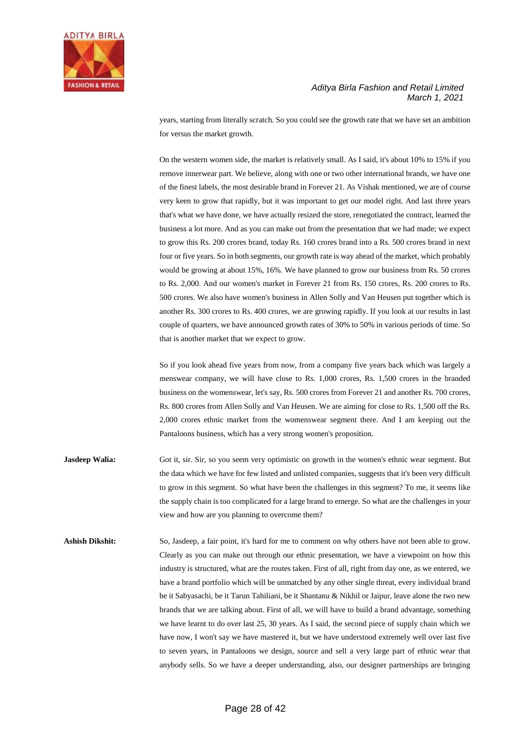years, starting from literally scratch. So you could see the growth rate that we have set an ambition for versus the market growth.

On the western women side, the market is relatively small. As I said, it's about 10% to 15% if you remove innerwear part. We believe, along with one or two other international brands, we have one of the finest labels, the most desirable brand in Forever 21. As Vishak mentioned, we are of course very keen to grow that rapidly, but it was important to get our model right. And last three years that's what we have done, we have actually resized the store, renegotiated the contract, learned the business a lot more. And as you can make out from the presentation that we had made; we expect to grow this Rs. 200 crores brand, today Rs. 160 crores brand into a Rs. 500 crores brand in next four or five years. So in both segments, our growth rate is way ahead of the market, which probably would be growing at about 15%, 16%. We have planned to grow our business from Rs. 50 crores to Rs. 2,000. And our women's market in Forever 21 from Rs. 150 crores, Rs. 200 crores to Rs. 500 crores. We also have women's business in Allen Solly and Van Heusen put together which is another Rs. 300 crores to Rs. 400 crores, we are growing rapidly. If you look at our results in last couple of quarters, we have announced growth rates of 30% to 50% in various periods of time. So that is another market that we expect to grow.

So if you look ahead five years from now, from a company five years back which was largely a menswear company, we will have close to Rs. 1,000 crores, Rs. 1,500 crores in the branded business on the womenswear, let's say, Rs. 500 crores from Forever 21 and another Rs. 700 crores, Rs. 800 crores from Allen Solly and Van Heusen. We are aiming for close to Rs. 1,500 off the Rs. 2,000 crores ethnic market from the womenswear segment there. And I am keeping out the Pantaloons business, which has a very strong women's proposition.

**Jasdeep Walia:** Got it, sir. Sir, so you seem very optimistic on growth in the women's ethnic wear segment. But the data which we have for few listed and unlisted companies, suggests that it's been very difficult to grow in this segment. So what have been the challenges in this segment? To me, it seems like the supply chain is too complicated for a large brand to emerge. So what are the challenges in your view and how are you planning to overcome them?

**Ashish Dikshit:** So, Jasdeep, a fair point, it's hard for me to comment on why others have not been able to grow. Clearly as you can make out through our ethnic presentation, we have a viewpoint on how this industry is structured, what are the routes taken. First of all, right from day one, as we entered, we have a brand portfolio which will be unmatched by any other single threat, every individual brand be it Sabyasachi, be it Tarun Tahiliani, be it Shantanu & Nikhil or Jaipur, leave alone the two new brands that we are talking about. First of all, we will have to build a brand advantage, something we have learnt to do over last 25, 30 years. As I said, the second piece of supply chain which we have now, I won't say we have mastered it, but we have understood extremely well over last five to seven years, in Pantaloons we design, source and sell a very large part of ethnic wear that anybody sells. So we have a deeper understanding, also, our designer partnerships are bringing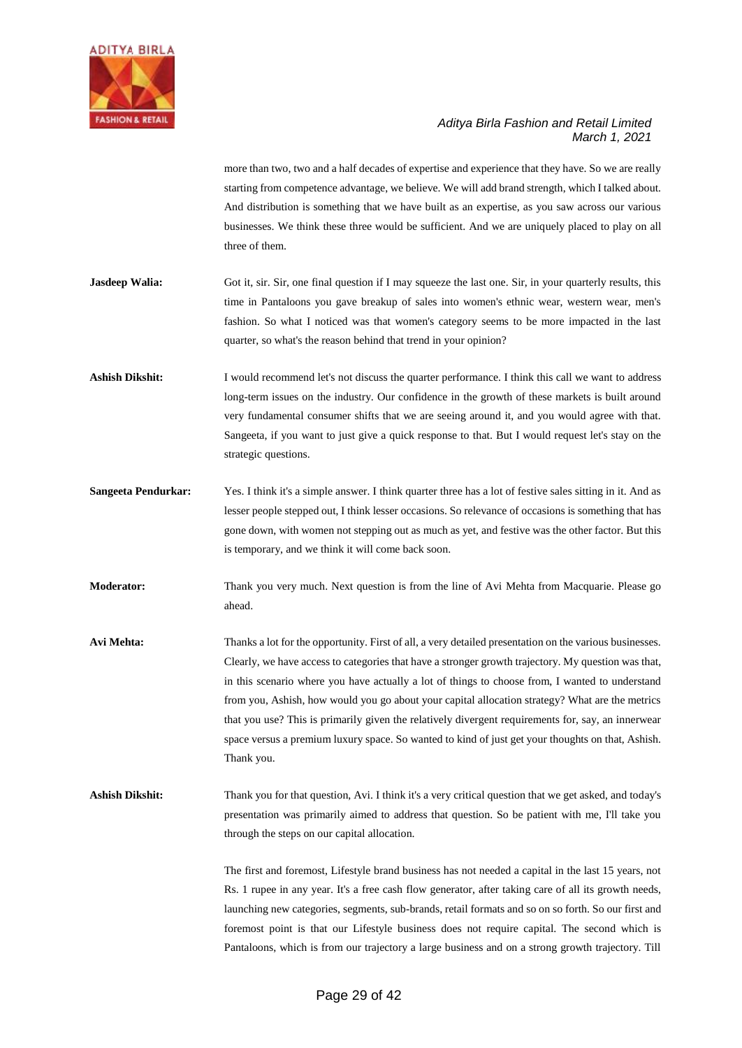more than two, two and a half decades of expertise and experience that they have. So we are really starting from competence advantage, we believe. We will add brand strength, which I talked about. And distribution is something that we have built as an expertise, as you saw across our various businesses. We think these three would be sufficient. And we are uniquely placed to play on all three of them.

**Jasdeep Walia:** Got it, sir. Sir, one final question if I may squeeze the last one. Sir, in your quarterly results, this time in Pantaloons you gave breakup of sales into women's ethnic wear, western wear, men's fashion. So what I noticed was that women's category seems to be more impacted in the last quarter, so what's the reason behind that trend in your opinion?

**Ashish Dikshit:** I would recommend let's not discuss the quarter performance. I think this call we want to address long-term issues on the industry. Our confidence in the growth of these markets is built around very fundamental consumer shifts that we are seeing around it, and you would agree with that. Sangeeta, if you want to just give a quick response to that. But I would request let's stay on the strategic questions.

**Sangeeta Pendurkar:** Yes. I think it's a simple answer. I think quarter three has a lot of festive sales sitting in it. And as lesser people stepped out, I think lesser occasions. So relevance of occasions is something that has gone down, with women not stepping out as much as yet, and festive was the other factor. But this is temporary, and we think it will come back soon.

**Moderator:** Thank you very much. Next question is from the line of Avi Mehta from Macquarie. Please go ahead.

**Avi Mehta:** Thanks a lot for the opportunity. First of all, a very detailed presentation on the various businesses. Clearly, we have access to categories that have a stronger growth trajectory. My question was that, in this scenario where you have actually a lot of things to choose from, I wanted to understand from you, Ashish, how would you go about your capital allocation strategy? What are the metrics that you use? This is primarily given the relatively divergent requirements for, say, an innerwear space versus a premium luxury space. So wanted to kind of just get your thoughts on that, Ashish. Thank you.

**Ashish Dikshit:** Thank you for that question, Avi. I think it's a very critical question that we get asked, and today's presentation was primarily aimed to address that question. So be patient with me, I'll take you through the steps on our capital allocation.

The first and foremost, Lifestyle brand business has not needed a capital in the last 15 years, not Rs. 1 rupee in any year. It's a free cash flow generator, after taking care of all its growth needs, launching new categories, segments, sub-brands, retail formats and so on so forth. So our first and foremost point is that our Lifestyle business does not require capital. The second which is Pantaloons, which is from our trajectory a large business and on a strong growth trajectory. Till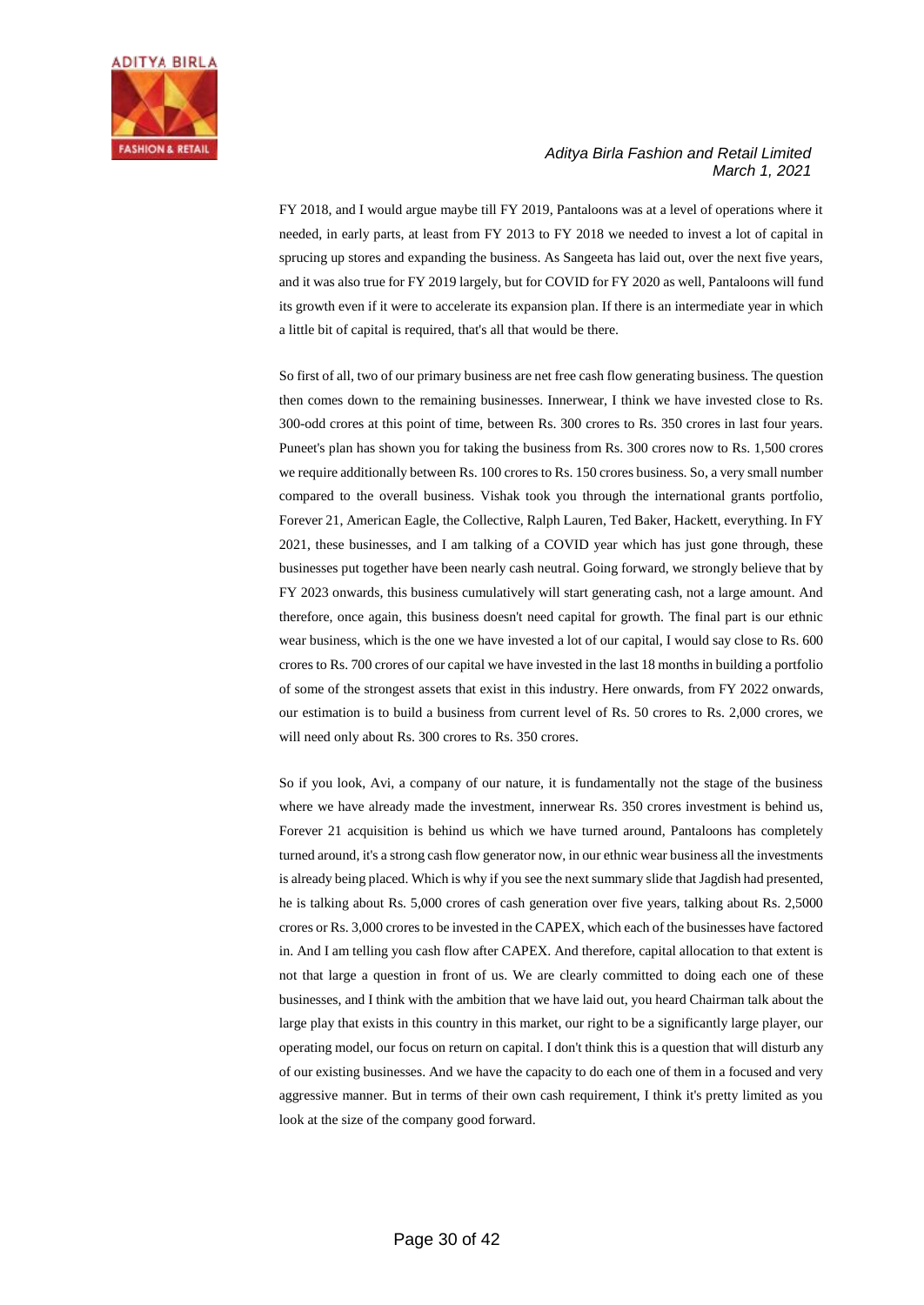FY 2018, and I would argue maybe till FY 2019, Pantaloons was at a level of operations where it needed, in early parts, at least from FY 2013 to FY 2018 we needed to invest a lot of capital in sprucing up stores and expanding the business. As Sangeeta has laid out, over the next five years, and it was also true for FY 2019 largely, but for COVID for FY 2020 as well, Pantaloons will fund its growth even if it were to accelerate its expansion plan. If there is an intermediate year in which a little bit of capital is required, that's all that would be there.

So first of all, two of our primary business are net free cash flow generating business. The question then comes down to the remaining businesses. Innerwear, I think we have invested close to Rs. 300-odd crores at this point of time, between Rs. 300 crores to Rs. 350 crores in last four years. Puneet's plan has shown you for taking the business from Rs. 300 crores now to Rs. 1,500 crores we require additionally between Rs. 100 crores to Rs. 150 crores business. So, a very small number compared to the overall business. Vishak took you through the international grants portfolio, Forever 21, American Eagle, the Collective, Ralph Lauren, Ted Baker, Hackett, everything. In FY 2021, these businesses, and I am talking of a COVID year which has just gone through, these businesses put together have been nearly cash neutral. Going forward, we strongly believe that by FY 2023 onwards, this business cumulatively will start generating cash, not a large amount. And therefore, once again, this business doesn't need capital for growth. The final part is our ethnic wear business, which is the one we have invested a lot of our capital, I would say close to Rs. 600 crores to Rs. 700 crores of our capital we have invested in the last 18 months in building a portfolio of some of the strongest assets that exist in this industry. Here onwards, from FY 2022 onwards, our estimation is to build a business from current level of Rs. 50 crores to Rs. 2,000 crores, we will need only about Rs. 300 crores to Rs. 350 crores.

So if you look, Avi, a company of our nature, it is fundamentally not the stage of the business where we have already made the investment, innerwear Rs. 350 crores investment is behind us, Forever 21 acquisition is behind us which we have turned around, Pantaloons has completely turned around, it's a strong cash flow generator now, in our ethnic wear business all the investments is already being placed. Which is why if you see the next summary slide that Jagdish had presented, he is talking about Rs. 5,000 crores of cash generation over five years, talking about Rs. 2,5000 crores or Rs. 3,000 crores to be invested in the CAPEX, which each of the businesses have factored in. And I am telling you cash flow after CAPEX. And therefore, capital allocation to that extent is not that large a question in front of us. We are clearly committed to doing each one of these businesses, and I think with the ambition that we have laid out, you heard Chairman talk about the large play that exists in this country in this market, our right to be a significantly large player, our operating model, our focus on return on capital. I don't think this is a question that will disturb any of our existing businesses. And we have the capacity to do each one of them in a focused and very aggressive manner. But in terms of their own cash requirement, I think it's pretty limited as you look at the size of the company good forward.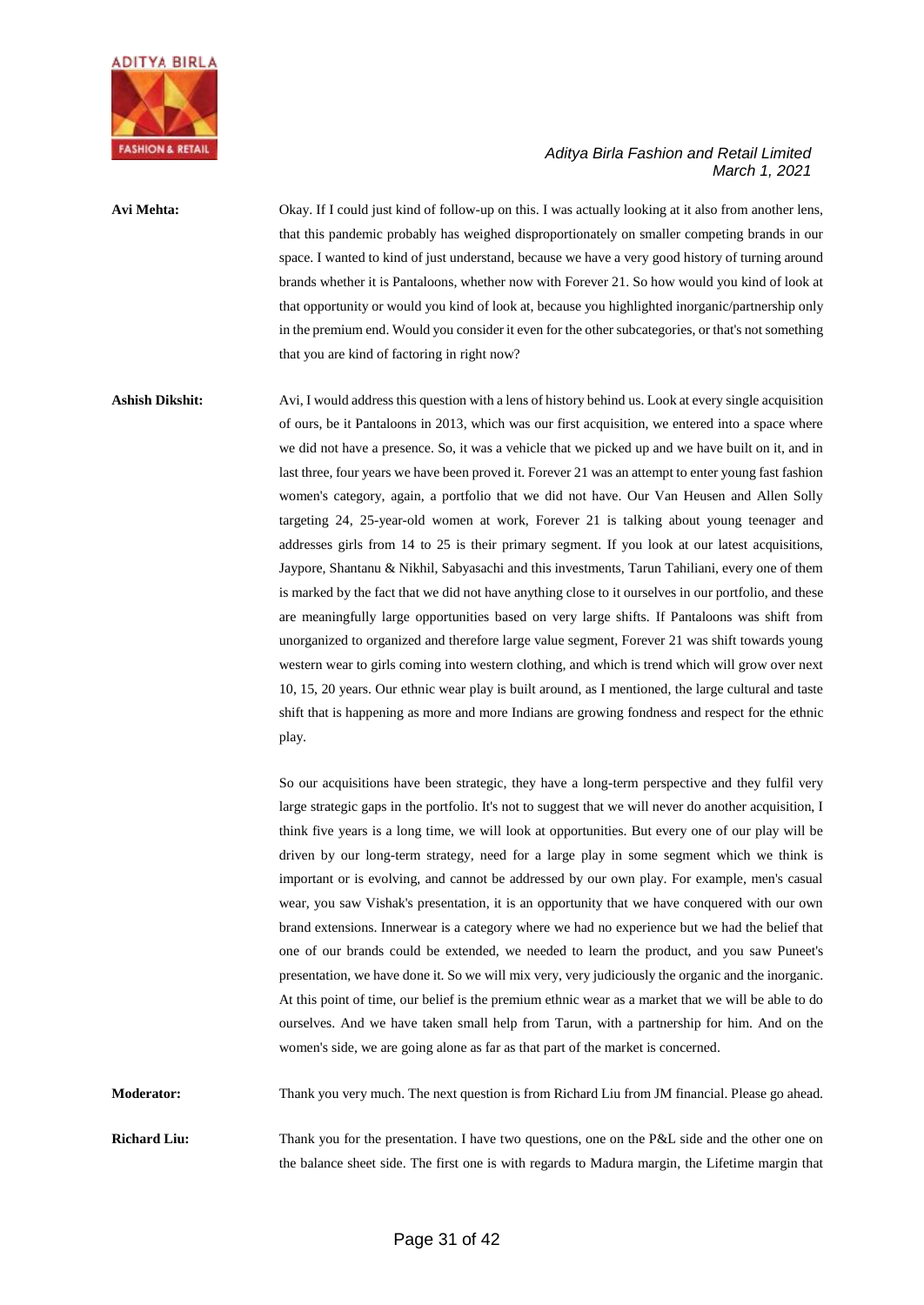**Avi Mehta:** Okay. If I could just kind of follow-up on this. I was actually looking at it also from another lens, that this pandemic probably has weighed disproportionately on smaller competing brands in our space. I wanted to kind of just understand, because we have a very good history of turning around brands whether it is Pantaloons, whether now with Forever 21. So how would you kind of look at that opportunity or would you kind of look at, because you highlighted inorganic/partnership only in the premium end. Would you consider it even for the other subcategories, or that's not something that you are kind of factoring in right now?

**Ashish Dikshit:** Avi, I would address this question with a lens of history behind us. Look at every single acquisition of ours, be it Pantaloons in 2013, which was our first acquisition, we entered into a space where we did not have a presence. So, it was a vehicle that we picked up and we have built on it, and in last three, four years we have been proved it. Forever 21 was an attempt to enter young fast fashion women's category, again, a portfolio that we did not have. Our Van Heusen and Allen Solly targeting 24, 25-year-old women at work, Forever 21 is talking about young teenager and addresses girls from 14 to 25 is their primary segment. If you look at our latest acquisitions, Jaypore, Shantanu & Nikhil, Sabyasachi and this investments, Tarun Tahiliani, every one of them is marked by the fact that we did not have anything close to it ourselves in our portfolio, and these are meaningfully large opportunities based on very large shifts. If Pantaloons was shift from unorganized to organized and therefore large value segment, Forever 21 was shift towards young western wear to girls coming into western clothing, and which is trend which will grow over next 10, 15, 20 years. Our ethnic wear play is built around, as I mentioned, the large cultural and taste shift that is happening as more and more Indians are growing fondness and respect for the ethnic play.

So our acquisitions have been strategic, they have a long-term perspective and they fulfil very large strategic gaps in the portfolio. It's not to suggest that we will never do another acquisition, I think five years is a long time, we will look at opportunities. But every one of our play will be driven by our long-term strategy, need for a large play in some segment which we think is important or is evolving, and cannot be addressed by our own play. For example, men's casual wear, you saw Vishak's presentation, it is an opportunity that we have conquered with our own brand extensions. Innerwear is a category where we had no experience but we had the belief that one of our brands could be extended, we needed to learn the product, and you saw Puneet's presentation, we have done it. So we will mix very, very judiciously the organic and the inorganic. At this point of time, our belief is the premium ethnic wear as a market that we will be able to do ourselves. And we have taken small help from Tarun, with a partnership for him. And on the women's side, we are going alone as far as that part of the market is concerned.

**Moderator:** Thank you very much. The next question is from Richard Liu from JM financial. Please go ahead.

**Richard Liu:** Thank you for the presentation. I have two questions, one on the P&L side and the other one on the balance sheet side. The first one is with regards to Madura margin, the Lifetime margin that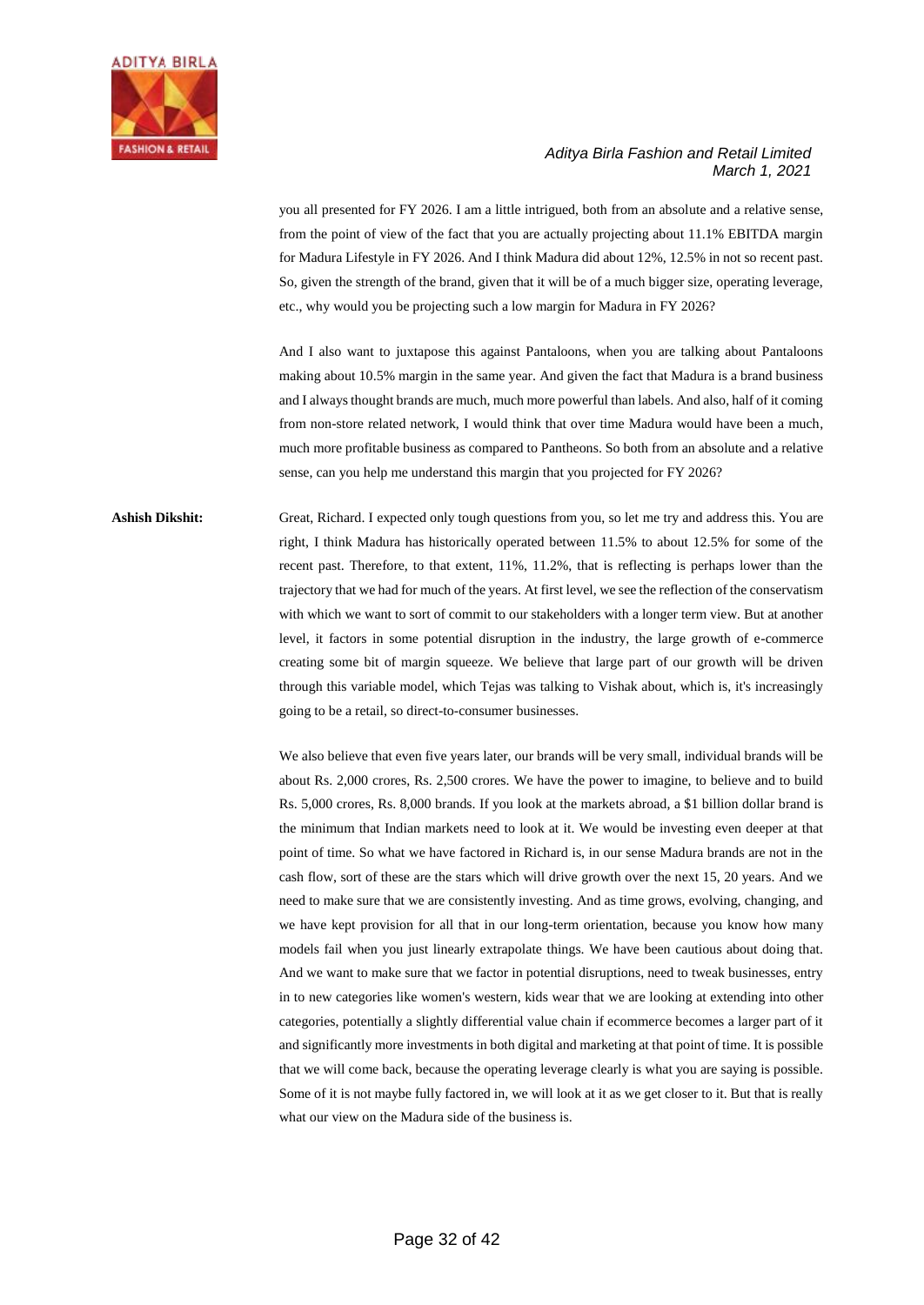you all presented for FY 2026. I am a little intrigued, both from an absolute and a relative sense, from the point of view of the fact that you are actually projecting about 11.1% EBITDA margin for Madura Lifestyle in FY 2026. And I think Madura did about 12%, 12.5% in not so recent past. So, given the strength of the brand, given that it will be of a much bigger size, operating leverage, etc., why would you be projecting such a low margin for Madura in FY 2026?

And I also want to juxtapose this against Pantaloons, when you are talking about Pantaloons making about 10.5% margin in the same year. And given the fact that Madura is a brand business and I always thought brands are much, much more powerful than labels. And also, half of it coming from non-store related network, I would think that over time Madura would have been a much, much more profitable business as compared to Pantheons. So both from an absolute and a relative sense, can you help me understand this margin that you projected for FY 2026?

**Ashish Dikshit:** Great, Richard. I expected only tough questions from you, so let me try and address this. You are right, I think Madura has historically operated between 11.5% to about 12.5% for some of the recent past. Therefore, to that extent, 11%, 11.2%, that is reflecting is perhaps lower than the trajectory that we had for much of the years. At first level, we see the reflection of the conservatism with which we want to sort of commit to our stakeholders with a longer term view. But at another level, it factors in some potential disruption in the industry, the large growth of e-commerce creating some bit of margin squeeze. We believe that large part of our growth will be driven through this variable model, which Tejas was talking to Vishak about, which is, it's increasingly going to be a retail, so direct-to-consumer businesses.

We also believe that even five years later, our brands will be very small, individual brands will be about Rs. 2,000 crores, Rs. 2,500 crores. We have the power to imagine, to believe and to build Rs. 5,000 crores, Rs. 8,000 brands. If you look at the markets abroad, a $1 billion dollar brand is the minimum that Indian markets need to look at it. We would be investing even deeper at that point of time. So what we have factored in Richard is, in our sense Madura brands are not in the cash flow, sort of these are the stars which will drive growth over the next 15, 20 years. And we need to make sure that we are consistently investing. And as time grows, evolving, changing, and we have kept provision for all that in our long-term orientation, because you know how many models fail when you just linearly extrapolate things. We have been cautious about doing that. And we want to make sure that we factor in potential disruptions, need to tweak businesses, entry in to new categories like women's western, kids wear that we are looking at extending into other categories, potentially a slightly differential value chain if ecommerce becomes a larger part of it and significantly more investments in both digital and marketing at that point of time. It is possible that we will come back, because the operating leverage clearly is what you are saying is possible. Some of it is not maybe fully factored in, we will look at it as we get closer to it. But that is really what our view on the Madura side of the business is.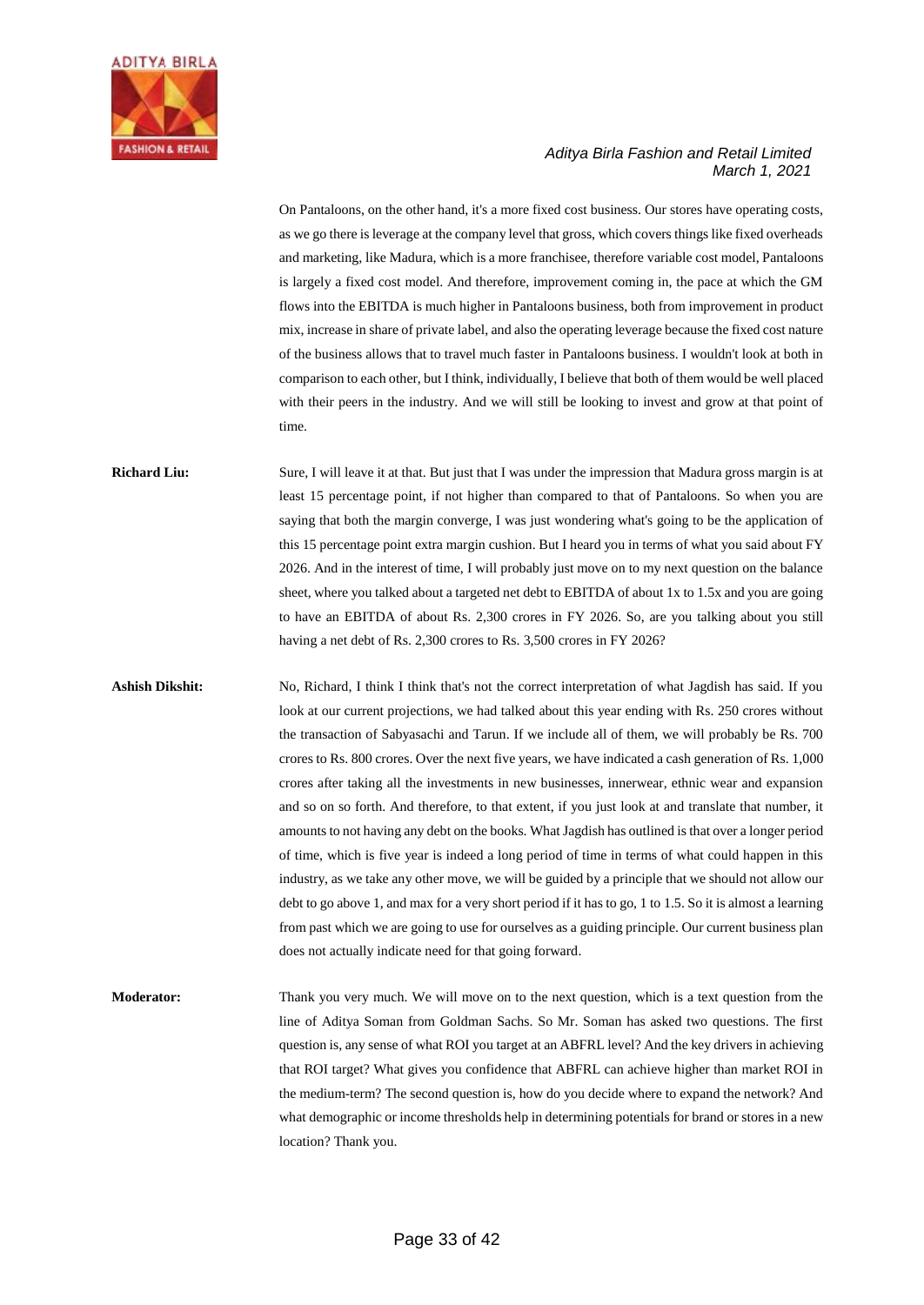On Pantaloons, on the other hand, it's a more fixed cost business. Our stores have operating costs, as we go there is leverage at the company level that gross, which covers things like fixed overheads and marketing, like Madura, which is a more franchisee, therefore variable cost model, Pantaloons is largely a fixed cost model. And therefore, improvement coming in, the pace at which the GM flows into the EBITDA is much higher in Pantaloons business, both from improvement in product mix, increase in share of private label, and also the operating leverage because the fixed cost nature of the business allows that to travel much faster in Pantaloons business. I wouldn't look at both in comparison to each other, but I think, individually, I believe that both of them would be well placed with their peers in the industry. And we will still be looking to invest and grow at that point of time.

**Richard Liu:** Sure, I will leave it at that. But just that I was under the impression that Madura gross margin is at least 15 percentage point, if not higher than compared to that of Pantaloons. So when you are saying that both the margin converge, I was just wondering what's going to be the application of this 15 percentage point extra margin cushion. But I heard you in terms of what you said about FY 2026. And in the interest of time, I will probably just move on to my next question on the balance sheet, where you talked about a targeted net debt to EBITDA of about 1x to 1.5x and you are going to have an EBITDA of about Rs. 2,300 crores in FY 2026. So, are you talking about you still having a net debt of Rs. 2,300 crores to Rs. 3,500 crores in FY 2026?

**Ashish Dikshit:** No, Richard, I think I think that's not the correct interpretation of what Jagdish has said. If you look at our current projections, we had talked about this year ending with Rs. 250 crores without the transaction of Sabyasachi and Tarun. If we include all of them, we will probably be Rs. 700 crores to Rs. 800 crores. Over the next five years, we have indicated a cash generation of Rs. 1,000 crores after taking all the investments in new businesses, innerwear, ethnic wear and expansion and so on so forth. And therefore, to that extent, if you just look at and translate that number, it amounts to not having any debt on the books. What Jagdish has outlined is that over a longer period of time, which is five year is indeed a long period of time in terms of what could happen in this industry, as we take any other move, we will be guided by a principle that we should not allow our debt to go above 1, and max for a very short period if it has to go, 1 to 1.5. So it is almost a learning from past which we are going to use for ourselves as a guiding principle. Our current business plan does not actually indicate need for that going forward.

**Moderator:** Thank you very much. We will move on to the next question, which is a text question from the line of Aditya Soman from Goldman Sachs. So Mr. Soman has asked two questions. The first question is, any sense of what ROI you target at an ABFRL level? And the key drivers in achieving that ROI target? What gives you confidence that ABFRL can achieve higher than market ROI in the medium-term? The second question is, how do you decide where to expand the network? And what demographic or income thresholds help in determining potentials for brand or stores in a new location? Thank you.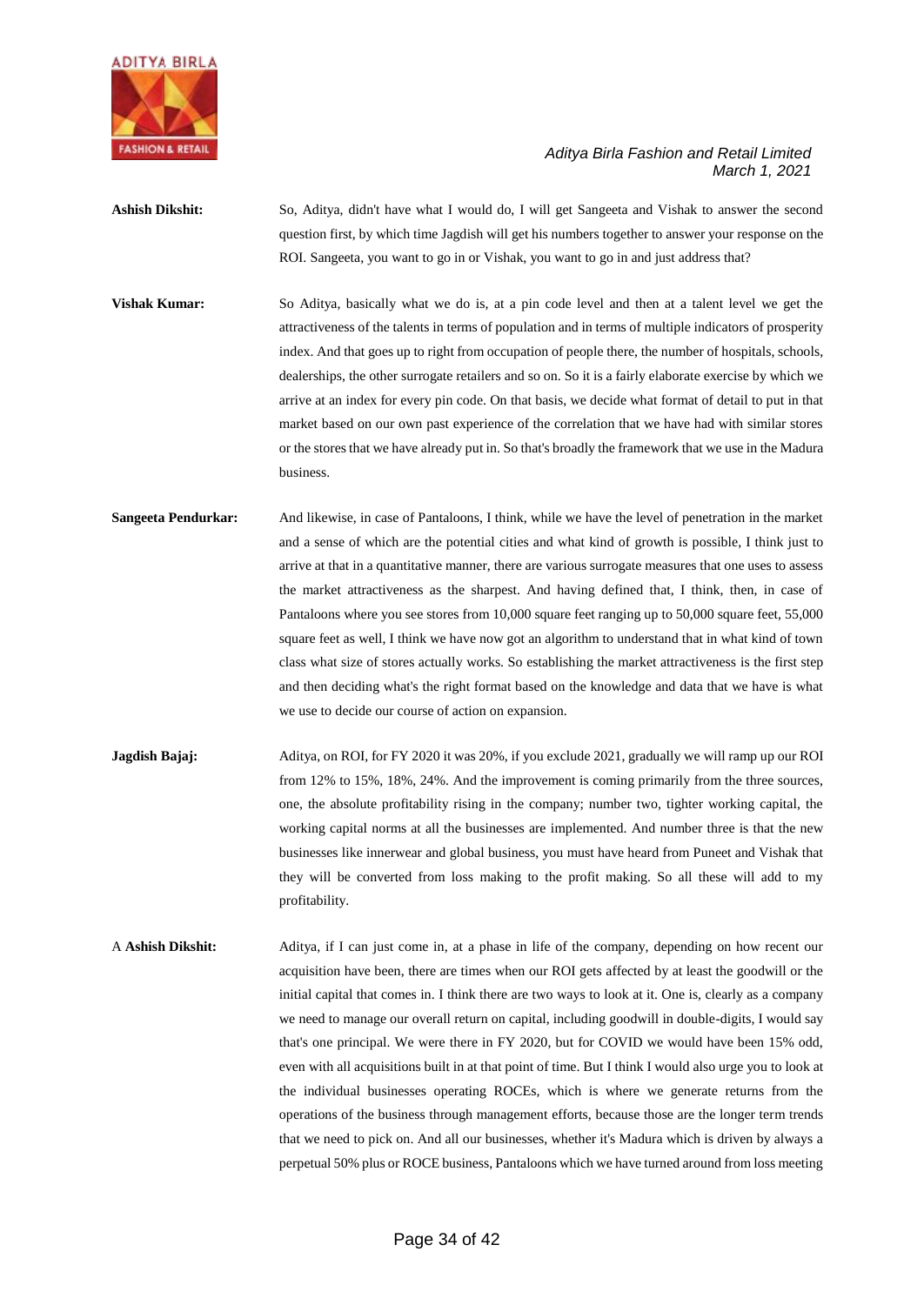**Ashish Dikshit:** So, Aditya, didn't have what I would do, I will get Sangeeta and Vishak to answer the second question first, by which time Jagdish will get his numbers together to answer your response on the ROI. Sangeeta, you want to go in or Vishak, you want to go in and just address that?

**Vishak Kumar:** So Aditya, basically what we do is, at a pin code level and then at a talent level we get the attractiveness of the talents in terms of population and in terms of multiple indicators of prosperity index. And that goes up to right from occupation of people there, the number of hospitals, schools, dealerships, the other surrogate retailers and so on. So it is a fairly elaborate exercise by which we arrive at an index for every pin code. On that basis, we decide what format of detail to put in that market based on our own past experience of the correlation that we have had with similar stores or the stores that we have already put in. So that's broadly the framework that we use in the Madura business.

**Sangeeta Pendurkar:** And likewise, in case of Pantaloons, I think, while we have the level of penetration in the market and a sense of which are the potential cities and what kind of growth is possible, I think just to arrive at that in a quantitative manner, there are various surrogate measures that one uses to assess the market attractiveness as the sharpest. And having defined that, I think, then, in case of Pantaloons where you see stores from 10,000 square feet ranging up to 50,000 square feet, 55,000 square feet as well, I think we have now got an algorithm to understand that in what kind of town class what size of stores actually works. So establishing the market attractiveness is the first step and then deciding what's the right format based on the knowledge and data that we have is what we use to decide our course of action on expansion.

**Jagdish Bajaj:** Aditya, on ROI, for FY 2020 it was 20%, if you exclude 2021, gradually we will ramp up our ROI from 12% to 15%, 18%, 24%. And the improvement is coming primarily from the three sources, one, the absolute profitability rising in the company; number two, tighter working capital, the working capital norms at all the businesses are implemented. And number three is that the new businesses like innerwear and global business, you must have heard from Puneet and Vishak that they will be converted from loss making to the profit making. So all these will add to my profitability.

A **Ashish Dikshit:** Aditya, if I can just come in, at a phase in life of the company, depending on how recent our acquisition have been, there are times when our ROI gets affected by at least the goodwill or the initial capital that comes in. I think there are two ways to look at it. One is, clearly as a company we need to manage our overall return on capital, including goodwill in double-digits, I would say that's one principal. We were there in FY 2020, but for COVID we would have been 15% odd, even with all acquisitions built in at that point of time. But I think I would also urge you to look at the individual businesses operating ROCEs, which is where we generate returns from the operations of the business through management efforts, because those are the longer term trends that we need to pick on. And all our businesses, whether it's Madura which is driven by always a perpetual 50% plus or ROCE business, Pantaloons which we have turned around from loss meeting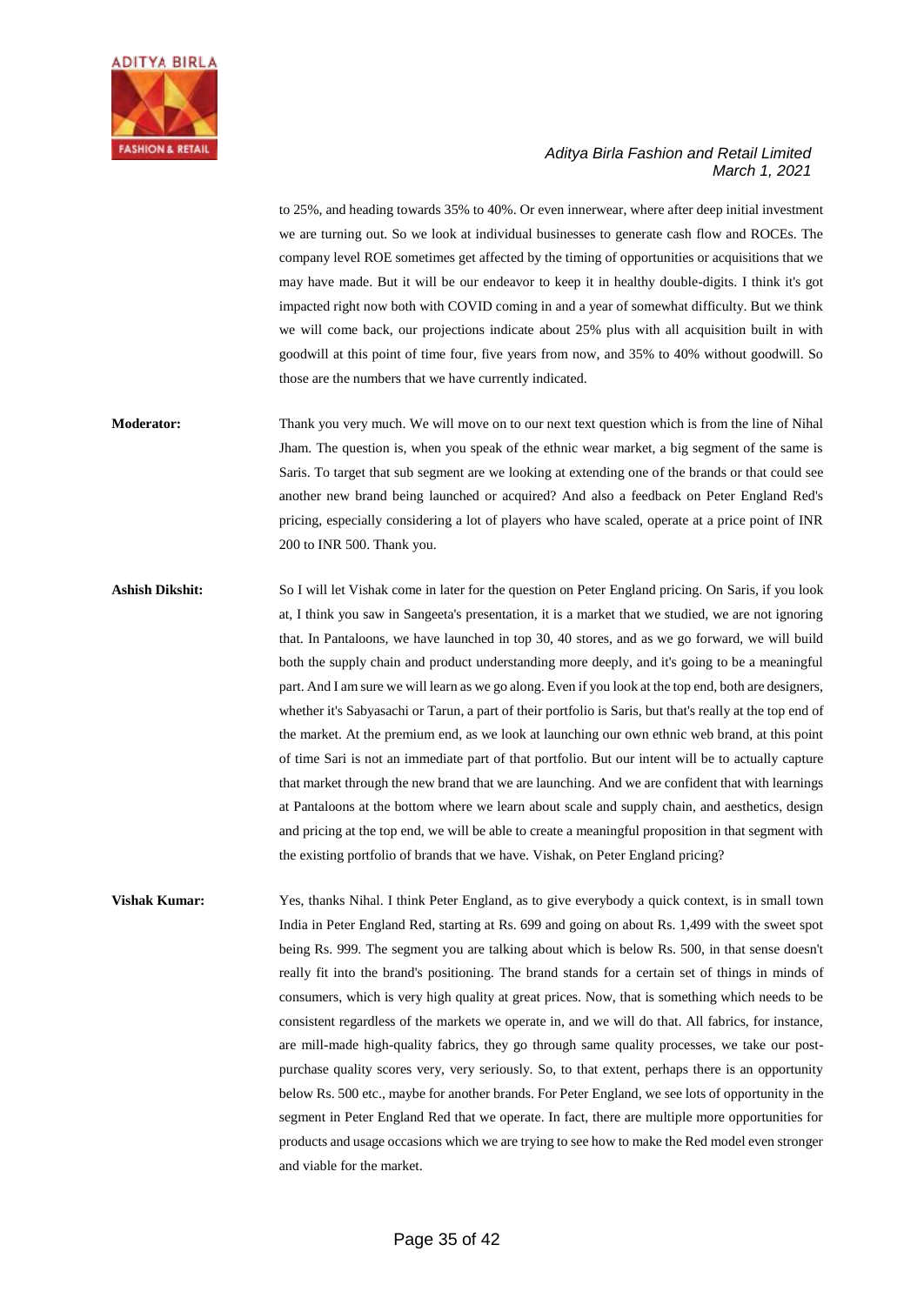to 25%, and heading towards 35% to 40%. Or even innerwear, where after deep initial investment we are turning out. So we look at individual businesses to generate cash flow and ROCEs. The company level ROE sometimes get affected by the timing of opportunities or acquisitions that we may have made. But it will be our endeavor to keep it in healthy double-digits. I think it's got impacted right now both with COVID coming in and a year of somewhat difficulty. But we think we will come back, our projections indicate about 25% plus with all acquisition built in with goodwill at this point of time four, five years from now, and 35% to 40% without goodwill. So those are the numbers that we have currently indicated.

**Moderator:** Thank you very much. We will move on to our next text question which is from the line of Nihal Jham. The question is, when you speak of the ethnic wear market, a big segment of the same is Saris. To target that sub segment are we looking at extending one of the brands or that could see another new brand being launched or acquired? And also a feedback on Peter England Red's pricing, especially considering a lot of players who have scaled, operate at a price point of INR 200 to INR 500. Thank you.

**Ashish Dikshit:** So I will let Vishak come in later for the question on Peter England pricing. On Saris, if you look at, I think you saw in Sangeeta's presentation, it is a market that we studied, we are not ignoring that. In Pantaloons, we have launched in top 30, 40 stores, and as we go forward, we will build both the supply chain and product understanding more deeply, and it's going to be a meaningful part. And I am sure we will learn as we go along. Even if you look at the top end, both are designers, whether it's Sabyasachi or Tarun, a part of their portfolio is Saris, but that's really at the top end of the market. At the premium end, as we look at launching our own ethnic web brand, at this point of time Sari is not an immediate part of that portfolio. But our intent will be to actually capture that market through the new brand that we are launching. And we are confident that with learnings at Pantaloons at the bottom where we learn about scale and supply chain, and aesthetics, design and pricing at the top end, we will be able to create a meaningful proposition in that segment with the existing portfolio of brands that we have. Vishak, on Peter England pricing?

**Vishak Kumar:** Yes, thanks Nihal. I think Peter England, as to give everybody a quick context, is in small town India in Peter England Red, starting at Rs. 699 and going on about Rs. 1,499 with the sweet spot being Rs. 999. The segment you are talking about which is below Rs. 500, in that sense doesn't really fit into the brand's positioning. The brand stands for a certain set of things in minds of consumers, which is very high quality at great prices. Now, that is something which needs to be consistent regardless of the markets we operate in, and we will do that. All fabrics, for instance, are mill-made high-quality fabrics, they go through same quality processes, we take our post-purchase quality scores very, very seriously. So, to that extent, perhaps there is an opportunity below Rs. 500 etc., maybe for another brands. For Peter England, we see lots of opportunity in the segment in Peter England Red that we operate. In fact, there are multiple more opportunities for products and usage occasions which we are trying to see how to make the Red model even stronger and viable for the market.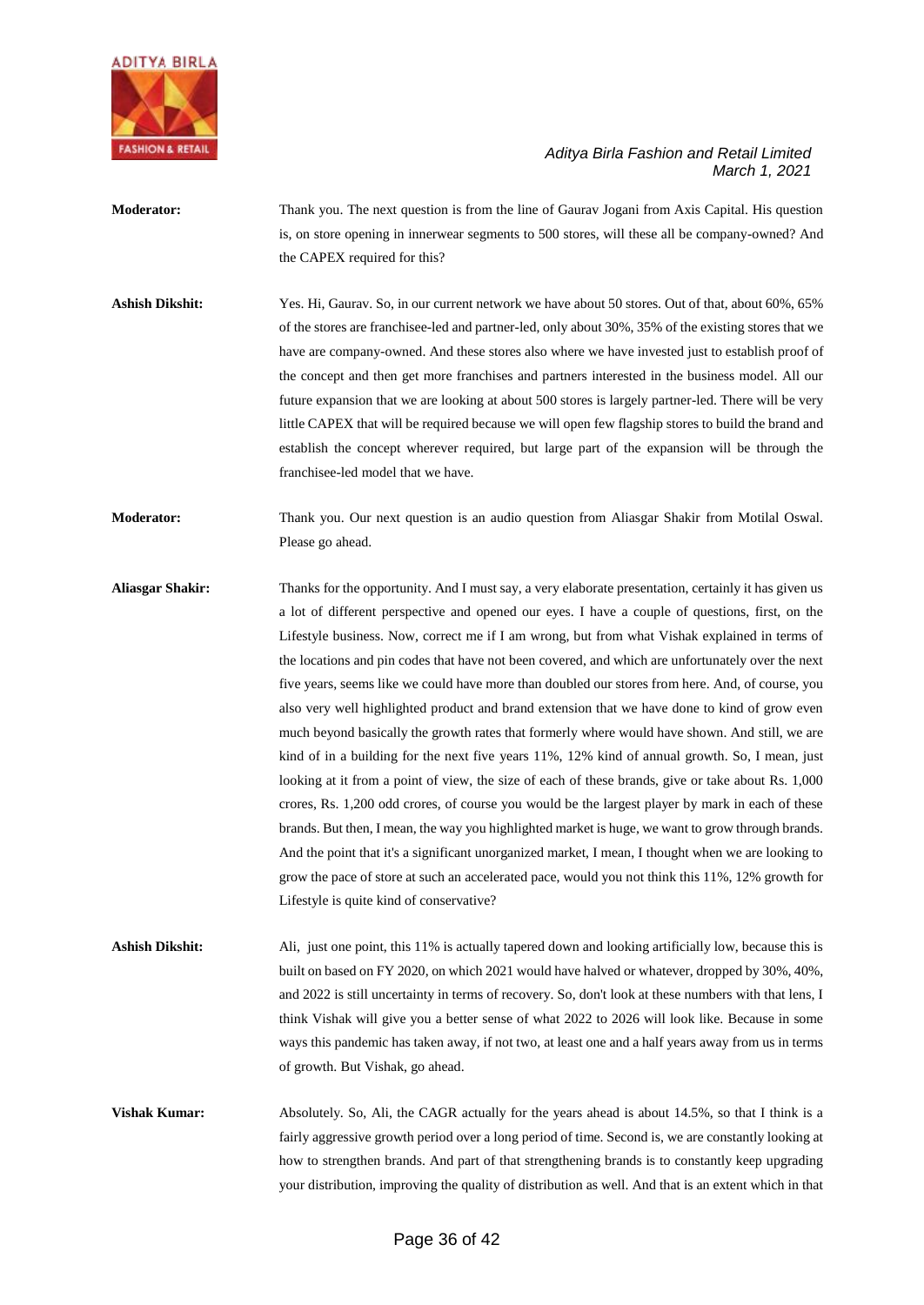**Moderator:** Thank you. The next question is from the line of Gaurav Jogani from Axis Capital. His question is, on store opening in innerwear segments to 500 stores, will these all be company-owned? And the CAPEX required for this?

**Ashish Dikshit:** Yes. Hi, Gaurav. So, in our current network we have about 50 stores. Out of that, about 60%, 65% of the stores are franchisee-led and partner-led, only about 30%, 35% of the existing stores that we have are company-owned. And these stores also where we have invested just to establish proof of the concept and then get more franchises and partners interested in the business model. All our future expansion that we are looking at about 500 stores is largely partner-led. There will be very little CAPEX that will be required because we will open few flagship stores to build the brand and establish the concept wherever required, but large part of the expansion will be through the franchisee-led model that we have.

**Moderator:** Thank you. Our next question is an audio question from Aliasgar Shakir from Motilal Oswal. Please go ahead.

**Aliasgar Shakir:** Thanks for the opportunity. And I must say, a very elaborate presentation, certainly it has given us a lot of different perspective and opened our eyes. I have a couple of questions, first, on the Lifestyle business. Now, correct me if I am wrong, but from what Vishak explained in terms of the locations and pin codes that have not been covered, and which are unfortunately over the next five years, seems like we could have more than doubled our stores from here. And, of course, you also very well highlighted product and brand extension that we have done to kind of grow even much beyond basically the growth rates that formerly where would have shown. And still, we are kind of in a building for the next five years 11%, 12% kind of annual growth. So, I mean, just looking at it from a point of view, the size of each of these brands, give or take about Rs. 1,000 crores, Rs. 1,200 odd crores, of course you would be the largest player by mark in each of these brands. But then, I mean, the way you highlighted market is huge, we want to grow through brands. And the point that it's a significant unorganized market, I mean, I thought when we are looking to grow the pace of store at such an accelerated pace, would you not think this 11%, 12% growth for Lifestyle is quite kind of conservative?

**Ashish Dikshit:** Ali, just one point, this 11% is actually tapered down and looking artificially low, because this is built on based on FY 2020, on which 2021 would have halved or whatever, dropped by 30%, 40%, and 2022 is still uncertainty in terms of recovery. So, don't look at these numbers with that lens, I think Vishak will give you a better sense of what 2022 to 2026 will look like. Because in some ways this pandemic has taken away, if not two, at least one and a half years away from us in terms of growth. But Vishak, go ahead.

**Vishak Kumar:** Absolutely. So, Ali, the CAGR actually for the years ahead is about 14.5%, so that I think is a fairly aggressive growth period over a long period of time. Second is, we are constantly looking at how to strengthen brands. And part of that strengthening brands is to constantly keep upgrading your distribution, improving the quality of distribution as well. And that is an extent which in that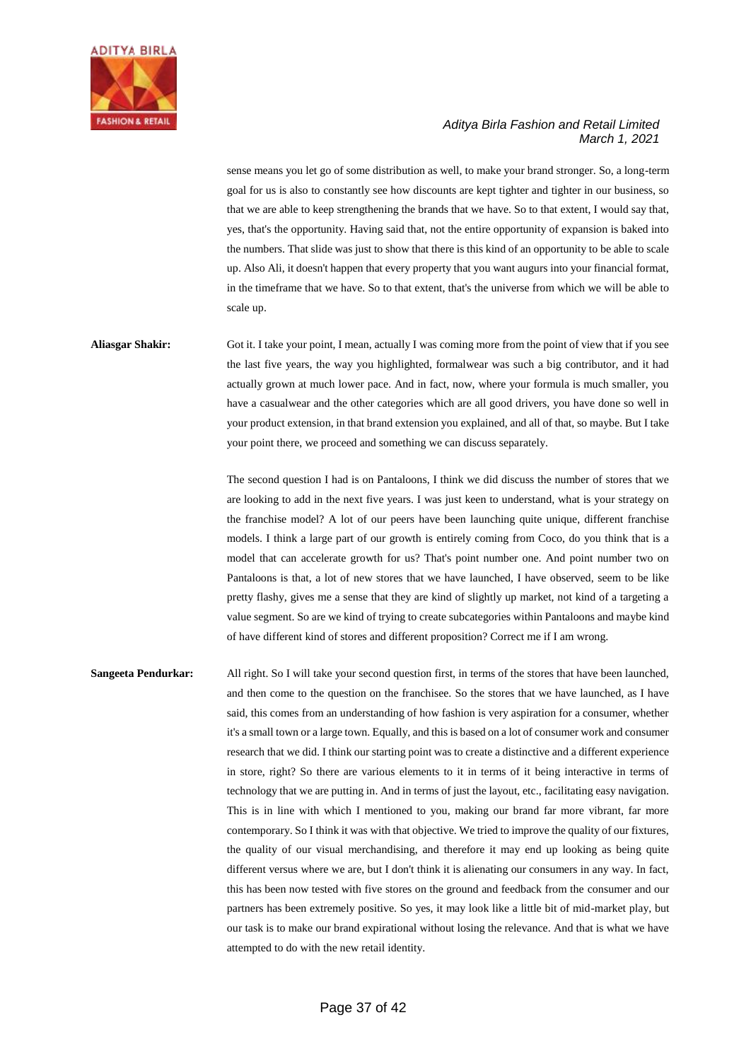sense means you let go of some distribution as well, to make your brand stronger. So, a long-term goal for us is also to constantly see how discounts are kept tighter and tighter in our business, so that we are able to keep strengthening the brands that we have. So to that extent, I would say that, yes, that's the opportunity. Having said that, not the entire opportunity of expansion is baked into the numbers. That slide was just to show that there is this kind of an opportunity to be able to scale up. Also Ali, it doesn't happen that every property that you want augurs into your financial format, in the timeframe that we have. So to that extent, that's the universe from which we will be able to scale up.

**Aliasgar Shakir:** Got it. I take your point, I mean, actually I was coming more from the point of view that if you see the last five years, the way you highlighted, formalwear was such a big contributor, and it had actually grown at much lower pace. And in fact, now, where your formula is much smaller, you have a casualwear and the other categories which are all good drivers, you have done so well in your product extension, in that brand extension you explained, and all of that, so maybe. But I take your point there, we proceed and something we can discuss separately.

The second question I had is on Pantaloons, I think we did discuss the number of stores that we are looking to add in the next five years. I was just keen to understand, what is your strategy on the franchise model? A lot of our peers have been launching quite unique, different franchise models. I think a large part of our growth is entirely coming from Coco, do you think that is a model that can accelerate growth for us? That's point number one. And point number two on Pantaloons is that, a lot of new stores that we have launched, I have observed, seem to be like pretty flashy, gives me a sense that they are kind of slightly up market, not kind of a targeting a value segment. So are we kind of trying to create subcategories within Pantaloons and maybe kind of have different kind of stores and different proposition? Correct me if I am wrong.

**Sangeeta Pendurkar:** All right. So I will take your second question first, in terms of the stores that have been launched, and then come to the question on the franchisee. So the stores that we have launched, as I have said, this comes from an understanding of how fashion is very aspiration for a consumer, whether it's a small town or a large town. Equally, and this is based on a lot of consumer work and consumer research that we did. I think our starting point was to create a distinctive and a different experience in store, right? So there are various elements to it in terms of it being interactive in terms of technology that we are putting in. And in terms of just the layout, etc., facilitating easy navigation. This is in line with which I mentioned to you, making our brand far more vibrant, far more contemporary. So I think it was with that objective. We tried to improve the quality of our fixtures, the quality of our visual merchandising, and therefore it may end up looking as being quite different versus where we are, but I don't think it is alienating our consumers in any way. In fact, this has been now tested with five stores on the ground and feedback from the consumer and our partners has been extremely positive. So yes, it may look like a little bit of mid-market play, but our task is to make our brand expirational without losing the relevance. And that is what we have attempted to do with the new retail identity.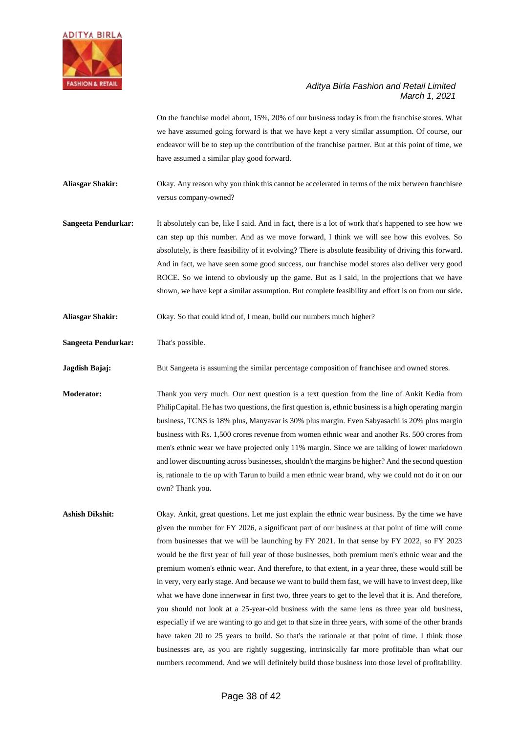On the franchise model about, 15%, 20% of our business today is from the franchise stores. What we have assumed going forward is that we have kept a very similar assumption. Of course, our endeavor will be to step up the contribution of the franchise partner. But at this point of time, we have assumed a similar play good forward.

**Aliasgar Shakir:** Okay. Any reason why you think this cannot be accelerated in terms of the mix between franchisee versus company-owned?

**Sangeeta Pendurkar:** It absolutely can be, like I said. And in fact, there is a lot of work that's happened to see how we can step up this number. And as we move forward, I think we will see how this evolves. So absolutely, is there feasibility of it evolving? There is absolute feasibility of driving this forward. And in fact, we have seen some good success, our franchise model stores also deliver very good ROCE. So we intend to obviously up the game. But as I said, in the projections that we have shown, we have kept a similar assumption. But complete feasibility and effort is on from our side**.**

**Aliasgar Shakir:** Okay. So that could kind of, I mean, build our numbers much higher?

**Sangeeta Pendurkar:** That's possible.

**Jagdish Bajaj:** But Sangeeta is assuming the similar percentage composition of franchisee and owned stores.

**Moderator:** Thank you very much. Our next question is a text question from the line of Ankit Kedia from PhilipCapital. He has two questions, the first question is, ethnic business is a high operating margin business, TCNS is 18% plus, Manyavar is 30% plus margin. Even Sabyasachi is 20% plus margin business with Rs. 1,500 crores revenue from women ethnic wear and another Rs. 500 crores from men's ethnic wear we have projected only 11% margin. Since we are talking of lower markdown and lower discounting across businesses, shouldn't the margins be higher? And the second question is, rationale to tie up with Tarun to build a men ethnic wear brand, why we could not do it on our own? Thank you.

**Ashish Dikshit:** Okay. Ankit, great questions. Let me just explain the ethnic wear business. By the time we have given the number for FY 2026, a significant part of our business at that point of time will come from businesses that we will be launching by FY 2021. In that sense by FY 2022, so FY 2023 would be the first year of full year of those businesses, both premium men's ethnic wear and the premium women's ethnic wear. And therefore, to that extent, in a year three, these would still be in very, very early stage. And because we want to build them fast, we will have to invest deep, like what we have done innerwear in first two, three years to get to the level that it is. And therefore, you should not look at a 25-year-old business with the same lens as three year old business, especially if we are wanting to go and get to that size in three years, with some of the other brands have taken 20 to 25 years to build. So that's the rationale at that point of time. I think those businesses are, as you are rightly suggesting, intrinsically far more profitable than what our numbers recommend. And we will definitely build those business into those level of profitability.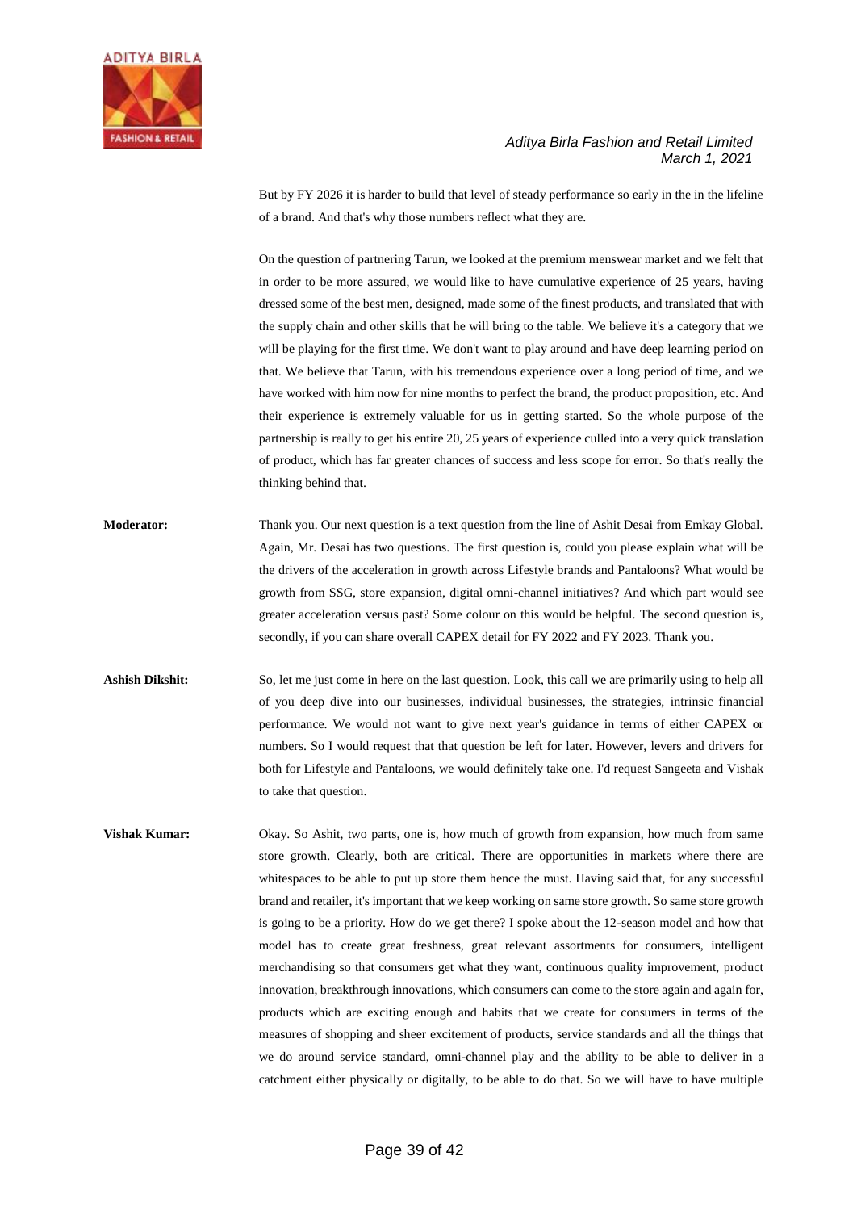But by FY 2026 it is harder to build that level of steady performance so early in the in the lifeline of a brand. And that's why those numbers reflect what they are.

On the question of partnering Tarun, we looked at the premium menswear market and we felt that in order to be more assured, we would like to have cumulative experience of 25 years, having dressed some of the best men, designed, made some of the finest products, and translated that with the supply chain and other skills that he will bring to the table. We believe it's a category that we will be playing for the first time. We don't want to play around and have deep learning period on that. We believe that Tarun, with his tremendous experience over a long period of time, and we have worked with him now for nine months to perfect the brand, the product proposition, etc. And their experience is extremely valuable for us in getting started. So the whole purpose of the partnership is really to get his entire 20, 25 years of experience culled into a very quick translation of product, which has far greater chances of success and less scope for error. So that's really the thinking behind that.

**Moderator:** Thank you. Our next question is a text question from the line of Ashit Desai from Emkay Global. Again, Mr. Desai has two questions. The first question is, could you please explain what will be the drivers of the acceleration in growth across Lifestyle brands and Pantaloons? What would be growth from SSG, store expansion, digital omni-channel initiatives? And which part would see greater acceleration versus past? Some colour on this would be helpful. The second question is, secondly, if you can share overall CAPEX detail for FY 2022 and FY 2023. Thank you.

**Ashish Dikshit:** So, let me just come in here on the last question. Look, this call we are primarily using to help all of you deep dive into our businesses, individual businesses, the strategies, intrinsic financial performance. We would not want to give next year's guidance in terms of either CAPEX or numbers. So I would request that that question be left for later. However, levers and drivers for both for Lifestyle and Pantaloons, we would definitely take one. I'd request Sangeeta and Vishak to take that question.

**Vishak Kumar:** Okay. So Ashit, two parts, one is, how much of growth from expansion, how much from same store growth. Clearly, both are critical. There are opportunities in markets where there are whitespaces to be able to put up store them hence the must. Having said that, for any successful brand and retailer, it's important that we keep working on same store growth. So same store growth is going to be a priority. How do we get there? I spoke about the 12-season model and how that model has to create great freshness, great relevant assortments for consumers, intelligent merchandising so that consumers get what they want, continuous quality improvement, product innovation, breakthrough innovations, which consumers can come to the store again and again for, products which are exciting enough and habits that we create for consumers in terms of the measures of shopping and sheer excitement of products, service standards and all the things that we do around service standard, omni-channel play and the ability to be able to deliver in a catchment either physically or digitally, to be able to do that. So we will have to have multiple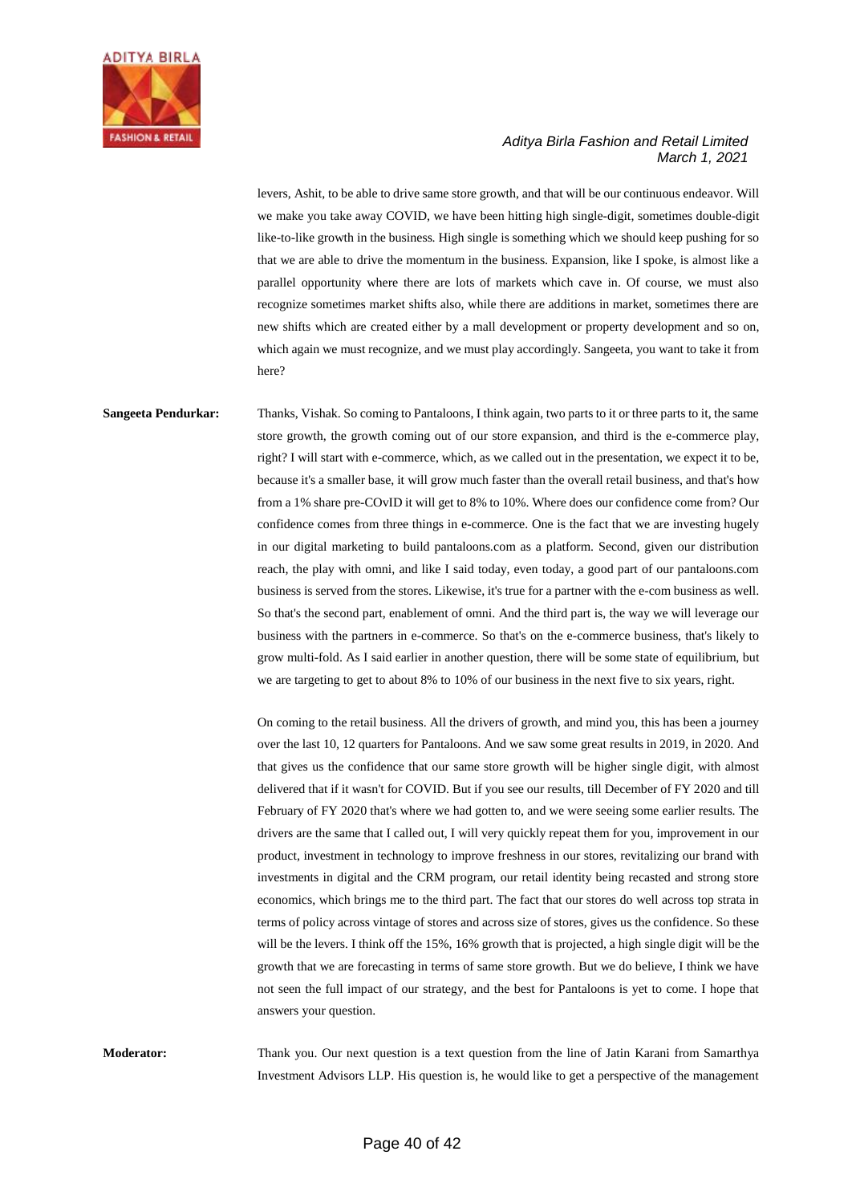levers, Ashit, to be able to drive same store growth, and that will be our continuous endeavor. Will we make you take away COVID, we have been hitting high single-digit, sometimes double-digit like-to-like growth in the business. High single is something which we should keep pushing for so that we are able to drive the momentum in the business. Expansion, like I spoke, is almost like a parallel opportunity where there are lots of markets which cave in. Of course, we must also recognize sometimes market shifts also, while there are additions in market, sometimes there are new shifts which are created either by a mall development or property development and so on, which again we must recognize, and we must play accordingly. Sangeeta, you want to take it from here?

**Sangeeta Pendurkar:** Thanks, Vishak. So coming to Pantaloons, I think again, two parts to it or three parts to it, the same store growth, the growth coming out of our store expansion, and third is the e-commerce play, right? I will start with e-commerce, which, as we called out in the presentation, we expect it to be, because it's a smaller base, it will grow much faster than the overall retail business, and that's how from a 1% share pre-COvID it will get to 8% to 10%. Where does our confidence come from? Our confidence comes from three things in e-commerce. One is the fact that we are investing hugely in our digital marketing to build pantaloons.com as a platform. Second, given our distribution reach, the play with omni, and like I said today, even today, a good part of our pantaloons.com business is served from the stores. Likewise, it's true for a partner with the e-com business as well. So that's the second part, enablement of omni. And the third part is, the way we will leverage our business with the partners in e-commerce. So that's on the e-commerce business, that's likely to grow multi-fold. As I said earlier in another question, there will be some state of equilibrium, but we are targeting to get to about 8% to 10% of our business in the next five to six years, right.

On coming to the retail business. All the drivers of growth, and mind you, this has been a journey over the last 10, 12 quarters for Pantaloons. And we saw some great results in 2019, in 2020. And that gives us the confidence that our same store growth will be higher single digit, with almost delivered that if it wasn't for COVID. But if you see our results, till December of FY 2020 and till February of FY 2020 that's where we had gotten to, and we were seeing some earlier results. The drivers are the same that I called out, I will very quickly repeat them for you, improvement in our product, investment in technology to improve freshness in our stores, revitalizing our brand with investments in digital and the CRM program, our retail identity being recasted and strong store economics, which brings me to the third part. The fact that our stores do well across top strata in terms of policy across vintage of stores and across size of stores, gives us the confidence. So these will be the levers. I think off the 15%, 16% growth that is projected, a high single digit will be the growth that we are forecasting in terms of same store growth. But we do believe, I think we have not seen the full impact of our strategy, and the best for Pantaloons is yet to come. I hope that answers your question.

**Moderator:** Thank you. Our next question is a text question from the line of Jatin Karani from Samarthya Investment Advisors LLP. His question is, he would like to get a perspective of the management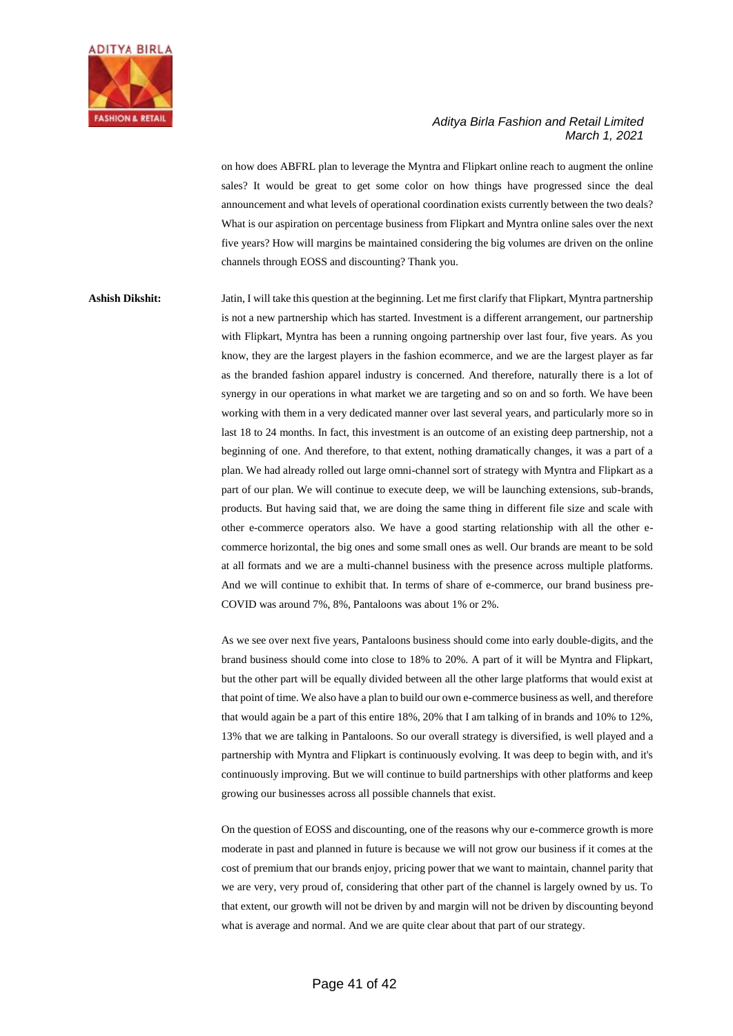on how does ABFRL plan to leverage the Myntra and Flipkart online reach to augment the online sales? It would be great to get some color on how things have progressed since the deal announcement and what levels of operational coordination exists currently between the two deals? What is our aspiration on percentage business from Flipkart and Myntra online sales over the next five years? How will margins be maintained considering the big volumes are driven on the online channels through EOSS and discounting? Thank you.

**Ashish Dikshit:** Jatin, I will take this question at the beginning. Let me first clarify that Flipkart, Myntra partnership is not a new partnership which has started. Investment is a different arrangement, our partnership with Flipkart, Myntra has been a running ongoing partnership over last four, five years. As you know, they are the largest players in the fashion ecommerce, and we are the largest player as far as the branded fashion apparel industry is concerned. And therefore, naturally there is a lot of synergy in our operations in what market we are targeting and so on and so forth. We have been working with them in a very dedicated manner over last several years, and particularly more so in last 18 to 24 months. In fact, this investment is an outcome of an existing deep partnership, not a beginning of one. And therefore, to that extent, nothing dramatically changes, it was a part of a plan. We had already rolled out large omni-channel sort of strategy with Myntra and Flipkart as a part of our plan. We will continue to execute deep, we will be launching extensions, sub-brands, products. But having said that, we are doing the same thing in different file size and scale with other e-commerce operators also. We have a good starting relationship with all the other e-commerce horizontal, the big ones and some small ones as well. Our brands are meant to be sold at all formats and we are a multi-channel business with the presence across multiple platforms. And we will continue to exhibit that. In terms of share of e-commerce, our brand business pre-COVID was around 7%, 8%, Pantaloons was about 1% or 2%.

As we see over next five years, Pantaloons business should come into early double-digits, and the brand business should come into close to 18% to 20%. A part of it will be Myntra and Flipkart, but the other part will be equally divided between all the other large platforms that would exist at that point of time. We also have a plan to build our own e-commerce business as well, and therefore that would again be a part of this entire 18%, 20% that I am talking of in brands and 10% to 12%, 13% that we are talking in Pantaloons. So our overall strategy is diversified, is well played and a partnership with Myntra and Flipkart is continuously evolving. It was deep to begin with, and it's continuously improving. But we will continue to build partnerships with other platforms and keep growing our businesses across all possible channels that exist.

On the question of EOSS and discounting, one of the reasons why our e-commerce growth is more moderate in past and planned in future is because we will not grow our business if it comes at the cost of premium that our brands enjoy, pricing power that we want to maintain, channel parity that we are very, very proud of, considering that other part of the channel is largely owned by us. To that extent, our growth will not be driven by and margin will not be driven by discounting beyond what is average and normal. And we are quite clear about that part of our strategy.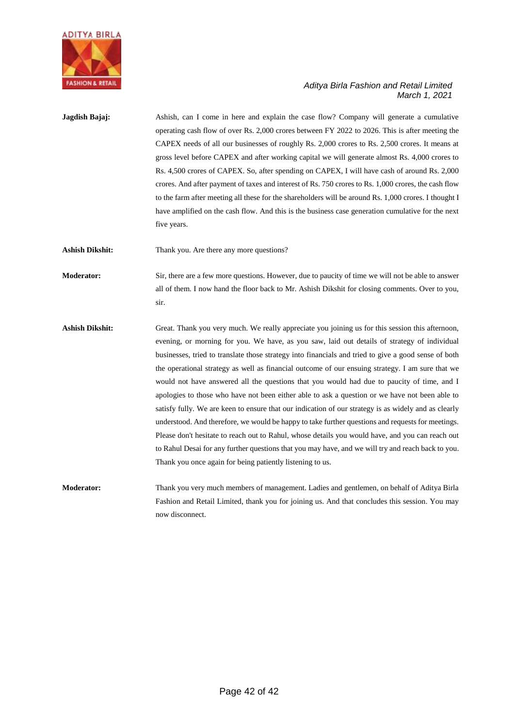**Jagdish Bajaj:** Ashish, can I come in here and explain the case flow? Company will generate a cumulative operating cash flow of over Rs. 2,000 crores between FY 2022 to 2026. This is after meeting the CAPEX needs of all our businesses of roughly Rs. 2,000 crores to Rs. 2,500 crores. It means at gross level before CAPEX and after working capital we will generate almost Rs. 4,000 crores to Rs. 4,500 crores of CAPEX. So, after spending on CAPEX, I will have cash of around Rs. 2,000 crores. And after payment of taxes and interest of Rs. 750 crores to Rs. 1,000 crores, the cash flow to the farm after meeting all these for the shareholders will be around Rs. 1,000 crores. I thought I have amplified on the cash flow. And this is the business case generation cumulative for the next five years.

**Ashish Dikshit:** Thank you. Are there any more questions?

**Moderator:** Sir, there are a few more questions. However, due to paucity of time we will not be able to answer all of them. I now hand the floor back to Mr. Ashish Dikshit for closing comments. Over to you, sir.

**Ashish Dikshit:** Great. Thank you very much. We really appreciate you joining us for this session this afternoon, evening, or morning for you. We have, as you saw, laid out details of strategy of individual businesses, tried to translate those strategy into financials and tried to give a good sense of both the operational strategy as well as financial outcome of our ensuing strategy. I am sure that we would not have answered all the questions that you would had due to paucity of time, and I apologies to those who have not been either able to ask a question or we have not been able to satisfy fully. We are keen to ensure that our indication of our strategy is as widely and as clearly understood. And therefore, we would be happy to take further questions and requests for meetings. Please don't hesitate to reach out to Rahul, whose details you would have, and you can reach out to Rahul Desai for any further questions that you may have, and we will try and reach back to you. Thank you once again for being patiently listening to us.

**Moderator:** Thank you very much members of management. Ladies and gentlemen, on behalf of Aditya Birla Fashion and Retail Limited, thank you for joining us. And that concludes this session. You may now disconnect.